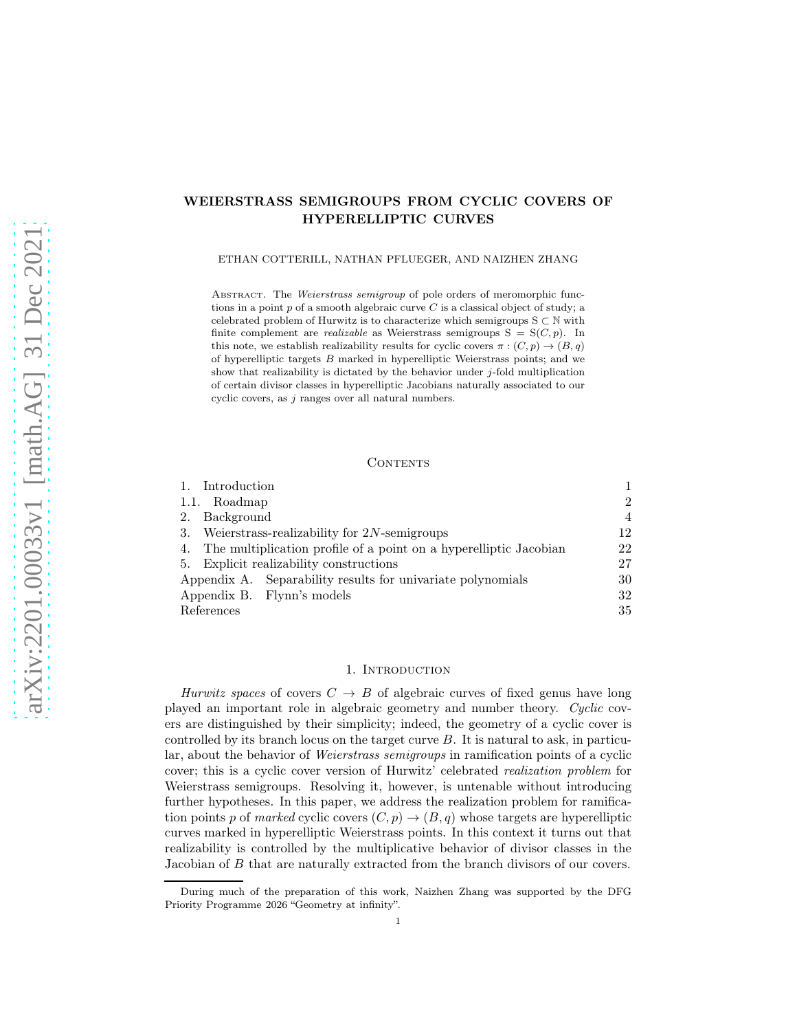# WEIERSTRASS SEMIGROUPS FROM CYCLIC COVERS OF HYPERELLIPTIC CURVES

ETHAN COTTERILL, NATHAN PFLUEGER, AND NAIZHEN ZHANG

Abstract. The *Weierstrass semigroup* of pole orders of meromorphic functions in a point $p$ of a smooth algebraic curve $C$ is a classical object of study; a celebrated problem of Hurwitz is to characterize which semigroups $\mathrm{S} \subset \mathbb{N}$ with finite complement are *realizable* as Weierstrass semigroups $\mathrm{S} = \mathrm{S}(C, p)$. In this note, we establish realizability results for cyclic covers $\pi : (C, p) \to (B, q)$ of hyperelliptic targets $B$ marked in hyperelliptic Weierstrass points; and we show that realizability is dictated by the behavior under $j$-fold multiplication of certain divisor classes in hyperelliptic Jacobians naturally associated to our cyclic covers, as $j$ ranges over all natural numbers.

## Contents

| | |
|---|---|
| 1. Introduction | 1 |
| 1.1. Roadmap | 2 |
| 2. Background | 4 |
| 3. Weierstrass-realizability for $2N$-semigroups | 12 |
| 4. The multiplication profile of a point on a hyperelliptic Jacobian | 22 |
| 5. Explicit realizability constructions | 27 |
| Appendix A. Separability results for univariate polynomials | 30 |
| Appendix B. Flynn's models | 32 |
| References | 35 |

## 1. Introduction

*Hurwitz spaces* of covers $C \to B$ of algebraic curves of fixed genus have long played an important role in algebraic geometry and number theory. *Cyclic* covers are distinguished by their simplicity; indeed, the geometry of a cyclic cover is controlled by its branch locus on the target curve $B$. It is natural to ask, in particular, about the behavior of *Weierstrass semigroups* in ramification points of a cyclic cover; this is a cyclic cover version of Hurwitz' celebrated *realization problem* for Weierstrass semigroups. Resolving it, however, is untenable without introducing further hypotheses. In this paper, we address the realization problem for ramification points $p$ of *marked* cyclic covers $(C, p) \to (B, q)$ whose targets are hyperelliptic curves marked in hyperelliptic Weierstrass points. In this context it turns out that realizability is controlled by the multiplicative behavior of divisor classes in the Jacobian of $B$ that are naturally extracted from the branch divisors of our covers.

During much of the preparation of this work, Naizhen Zhang was supported by the DFG Priority Programme 2026 "Geometry at infinity".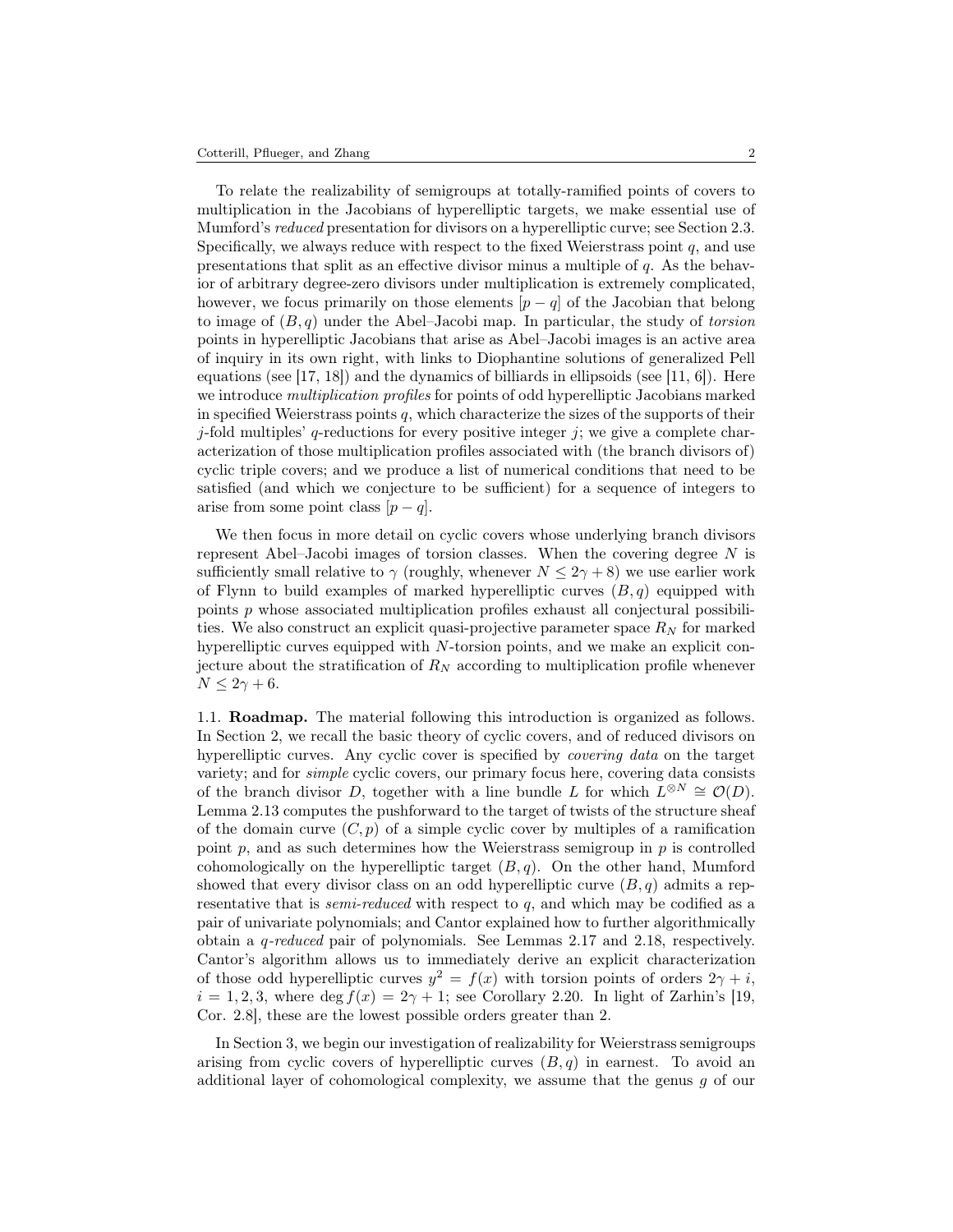To relate the realizability of semigroups at totally-ramified points of covers to multiplication in the Jacobians of hyperelliptic targets, we make essential use of Mumford's *reduced* presentation for divisors on a hyperelliptic curve; see Section 2.3. Specifically, we always reduce with respect to the fixed Weierstrass point $q$, and use presentations that split as an effective divisor minus a multiple of $q$. As the behavior of arbitrary degree-zero divisors under multiplication is extremely complicated, however, we focus primarily on those elements $[p-q]$ of the Jacobian that belong to image of $(B,q)$ under the Abel–Jacobi map. In particular, the study of *torsion* points in hyperelliptic Jacobians that arise as Abel–Jacobi images is an active area of inquiry in its own right, with links to Diophantine solutions of generalized Pell equations (see [17, 18]) and the dynamics of billiards in ellipsoids (see [11, 6]). Here we introduce *multiplication profiles* for points of odd hyperelliptic Jacobians marked in specified Weierstrass points $q$, which characterize the sizes of the supports of their $j$-fold multiples' $q$-reductions for every positive integer $j$; we give a complete characterization of those multiplication profiles associated with (the branch divisors of) cyclic triple covers; and we produce a list of numerical conditions that need to be satisfied (and which we conjecture to be sufficient) for a sequence of integers to arise from some point class $[p-q]$.

We then focus in more detail on cyclic covers whose underlying branch divisors represent Abel–Jacobi images of torsion classes. When the covering degree $N$ is sufficiently small relative to $\gamma$ (roughly, whenever $N \leq 2\gamma+8$) we use earlier work of Flynn to build examples of marked hyperelliptic curves $(B,q)$ equipped with points $p$ whose associated multiplication profiles exhaust all conjectural possibilities. We also construct an explicit quasi-projective parameter space $R_N$ for marked hyperelliptic curves equipped with $N$-torsion points, and we make an explicit conjecture about the stratification of $R_N$ according to multiplication profile whenever $N \leq 2\gamma+6$.

1.1. **Roadmap.** The material following this introduction is organized as follows. In Section 2, we recall the basic theory of cyclic covers, and of reduced divisors on hyperelliptic curves. Any cyclic cover is specified by *covering data* on the target variety; and for *simple* cyclic covers, our primary focus here, covering data consists of the branch divisor $D$, together with a line bundle $L$ for which $L^{\otimes N} \cong \mathcal{O}(D)$. Lemma 2.13 computes the pushforward to the target of twists of the structure sheaf of the domain curve $(C,p)$ of a simple cyclic cover by multiples of a ramification point $p$, and as such determines how the Weierstrass semigroup in $p$ is controlled cohomologically on the hyperelliptic target $(B,q)$. On the other hand, Mumford showed that every divisor class on an odd hyperelliptic curve $(B,q)$ admits a representative that is *semi-reduced* with respect to $q$, and which may be codified as a pair of univariate polynomials; and Cantor explained how to further algorithmically obtain a $q$-*reduced* pair of polynomials. See Lemmas 2.17 and 2.18, respectively. Cantor's algorithm allows us to immediately derive an explicit characterization of those odd hyperelliptic curves $y^2=f(x)$ with torsion points of orders $2\gamma+i$, $i=1,2,3$, where $\deg f(x) = 2\gamma+1$; see Corollary 2.20. In light of Zarhin's [19, Cor. 2.8], these are the lowest possible orders greater than 2.

In Section 3, we begin our investigation of realizability for Weierstrass semigroups arising from cyclic covers of hyperelliptic curves $(B,q)$ in earnest. To avoid an additional layer of cohomological complexity, we assume that the genus $g$ of our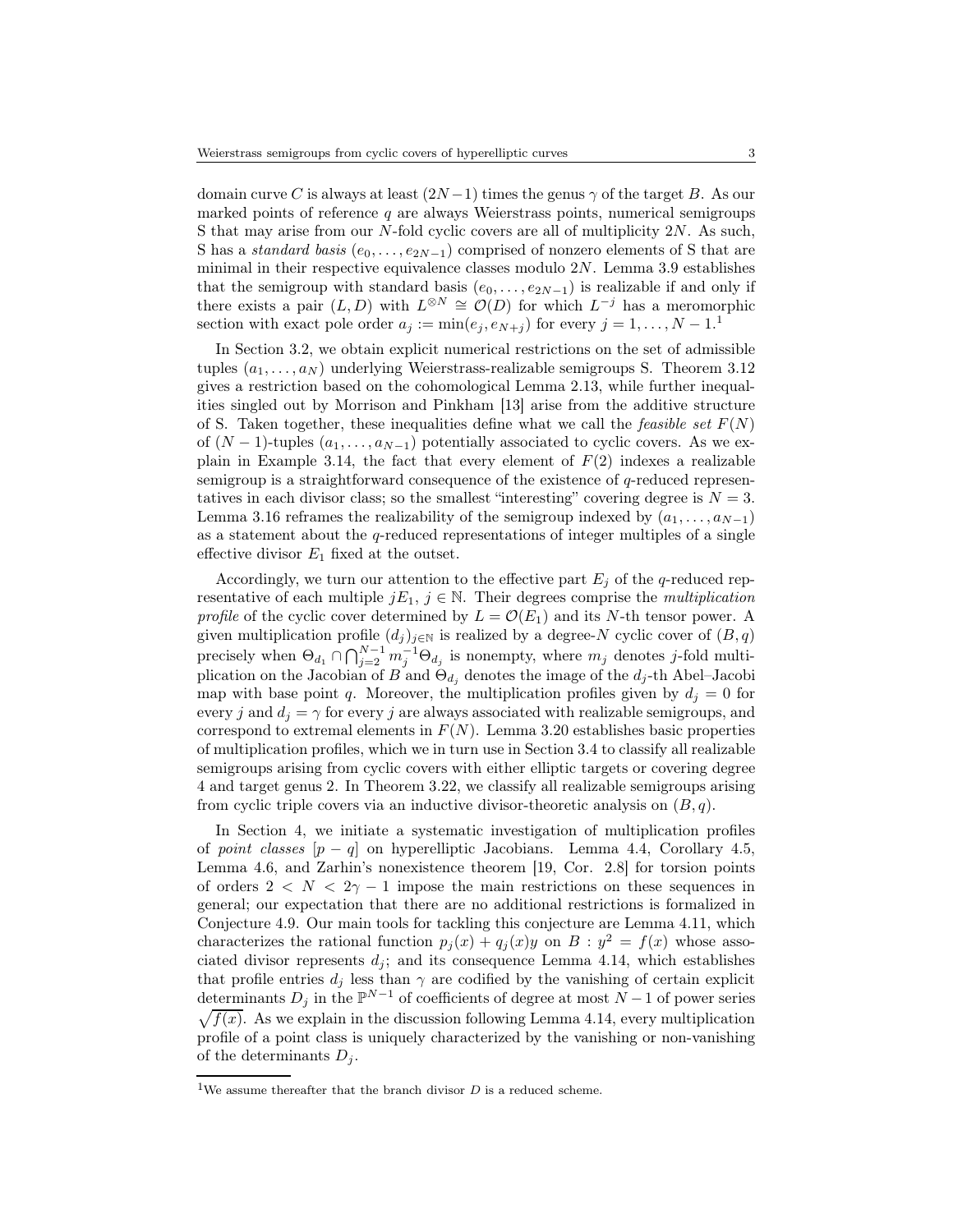domain curve $C$ is always at least $(2N-1)$ times the genus $\gamma$ of the target $B$. As our marked points of reference $q$ are always Weierstrass points, numerical semigroups S that may arise from our $N$-fold cyclic covers are all of multiplicity $2N$. As such, S has a *standard basis* $(e_0, \dots, e_{2N-1})$ comprised of nonzero elements of S that are minimal in their respective equivalence classes modulo $2N$. Lemma 3.9 establishes that the semigroup with standard basis $(e_0, \dots, e_{2N-1})$ is realizable if and only if there exists a pair $(L, D)$ with $L^{\otimes N} \cong \mathcal{O}(D)$ for which $L^{-j}$ has a meromorphic section with exact pole order $a_j := \min(e_j, e_{N+j})$ for every $j = 1, \dots, N-1$.[1]

In Section 3.2, we obtain explicit numerical restrictions on the set of admissible tuples $(a_1, \dots, a_N)$ underlying Weierstrass-realizable semigroups S. Theorem 3.12 gives a restriction based on the cohomological Lemma 2.13, while further inequalities singled out by Morrison and Pinkham [13] arise from the additive structure of S. Taken together, these inequalities define what we call the *feasible set* $F(N)$ of $(N-1)$-tuples $(a_1, \dots, a_{N-1})$ potentially associated to cyclic covers. As we explain in Example 3.14, the fact that every element of $F(2)$ indexes a realizable semigroup is a straightforward consequence of the existence of $q$-reduced representatives in each divisor class; so the smallest "interesting" covering degree is $N = 3$. Lemma 3.16 reframes the realizability of the semigroup indexed by $(a_1, \dots, a_{N-1})$ as a statement about the $q$-reduced representations of integer multiples of a single effective divisor $E_1$ fixed at the outset.

Accordingly, we turn our attention to the effective part $E_j$ of the $q$-reduced representative of each multiple $jE_1$, $j \in \mathbb{N}$. Their degrees comprise the *multiplication profile* of the cyclic cover determined by $L = \mathcal{O}(E_1)$ and its $N$-th tensor power. A given multiplication profile $(d_j)_{j \in \mathbb{N}}$ is realized by a degree-$N$ cyclic cover of $(B, q)$ precisely when $\Theta_{d_1} \cap \bigcap_{j=2}^{N-1} m_j^{-1} \Theta_{d_j}$ is nonempty, where $m_j$ denotes $j$-fold multiplication on the Jacobian of $B$ and $\Theta_{d_j}$ denotes the image of the $d_j$-th Abel–Jacobi map with base point $q$. Moreover, the multiplication profiles given by $d_j = 0$ for every $j$ and $d_j = \gamma$ for every $j$ are always associated with realizable semigroups, and correspond to extremal elements in $F(N)$. Lemma 3.20 establishes basic properties of multiplication profiles, which we in turn use in Section 3.4 to classify all realizable semigroups arising from cyclic covers with either elliptic targets or covering degree 4 and target genus 2. In Theorem 3.22, we classify all realizable semigroups arising from cyclic triple covers via an inductive divisor-theoretic analysis on $(B, q)$.

In Section 4, we initiate a systematic investigation of multiplication profiles of *point classes* $[p - q]$ on hyperelliptic Jacobians. Lemma 4.4, Corollary 4.5, Lemma 4.6, and Zarhin's nonexistence theorem [19, Cor. 2.8] for torsion points of orders $2 < N < 2\gamma - 1$ impose the main restrictions on these sequences in general; our expectation that there are no additional restrictions is formalized in Conjecture 4.9. Our main tools for tackling this conjecture are Lemma 4.11, which characterizes the rational function $p_j(x) + q_j(x)y$ on $B : y^2 = f(x)$ whose associated divisor represents $d_j$; and its consequence Lemma 4.14, which establishes that profile entries $d_j$ less than $\gamma$ are codified by the vanishing of certain explicit determinants $D_j$ in the $\mathbb{P}^{N-1}$ of coefficients of degree at most $N-1$ of power series $\sqrt{f(x)}$. As we explain in the discussion following Lemma 4.14, every multiplication profile of a point class is uniquely characterized by the vanishing or non-vanishing of the determinants $D_j$.

[1] We assume thereafter that the branch divisor $D$ is a reduced scheme.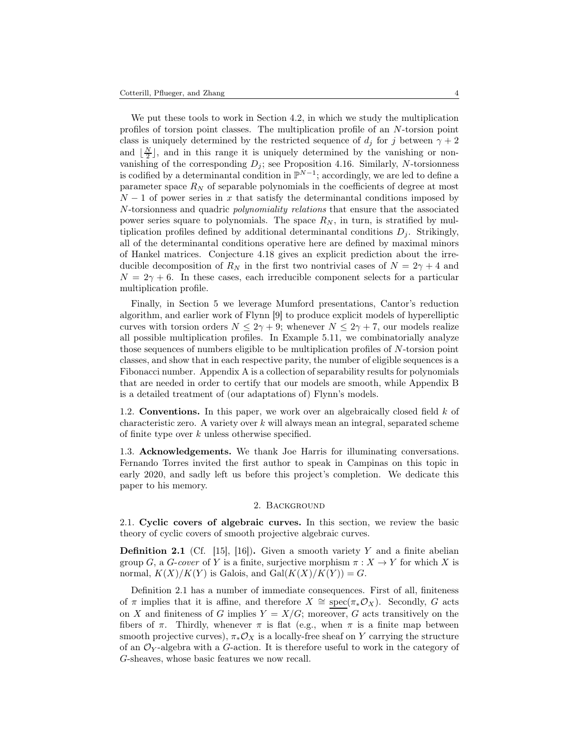We put these tools to work in Section 4.2, in which we study the multiplication profiles of torsion point classes. The multiplication profile of an $N$-torsion point class is uniquely determined by the restricted sequence of $d_j$ for $j$ between $\gamma + 2$ and $\lfloor \frac{N}{2} \rfloor$, and in this range it is uniquely determined by the vanishing or non-vanishing of the corresponding $D_j$; see Proposition 4.16. Similarly, $N$-torsionness is codified by a determinantal condition in $\mathbb{P}^{N-1}$; accordingly, we are led to define a parameter space $R_N$ of separable polynomials in the coefficients of degree at most $N-1$ of power series in $x$ that satisfy the determinantal conditions imposed by $N$-torsionness and quadric *polynomiality relations* that ensure that the associated power series square to polynomials. The space $R_N$, in turn, is stratified by multiplication profiles defined by additional determinantal conditions $D_j$. Strikingly, all of the determinantal conditions operative here are defined by maximal minors of Hankel matrices. Conjecture 4.18 gives an explicit prediction about the irreducible decomposition of $R_N$ in the first two nontrivial cases of $N = 2\gamma + 4$ and $N = 2\gamma + 6$. In these cases, each irreducible component selects for a particular multiplication profile.

Finally, in Section 5 we leverage Mumford presentations, Cantor's reduction algorithm, and earlier work of Flynn [9] to produce explicit models of hyperelliptic curves with torsion orders $N \leq 2\gamma + 9$; whenever $N \leq 2\gamma + 7$, our models realize all possible multiplication profiles. In Example 5.11, we combinatorially analyze those sequences of numbers eligible to be multiplication profiles of $N$-torsion point classes, and show that in each respective parity, the number of eligible sequences is a Fibonacci number. Appendix A is a collection of separability results for polynomials that are needed in order to certify that our models are smooth, while Appendix B is a detailed treatment of (our adaptations of) Flynn's models.

**1.2. Conventions.** In this paper, we work over an algebraically closed field $k$ of characteristic zero. A variety over $k$ will always mean an integral, separated scheme of finite type over $k$ unless otherwise specified.

**1.3. Acknowledgements.** We thank Joe Harris for illuminating conversations. Fernando Torres invited the first author to speak in Campinas on this topic in early 2020, and sadly left us before this project's completion. We dedicate this paper to his memory.

## 2. Background

**2.1. Cyclic covers of algebraic curves.** In this section, we review the basic theory of cyclic covers of smooth projective algebraic curves.

**Definition 2.1** (Cf. [15], [16])**.** Given a smooth variety $Y$ and a finite abelian group $G$, a *$G$-cover* of $Y$ is a finite, surjective morphism $\pi : X \to Y$ for which $X$ is normal, $K(X)/K(Y)$ is Galois, and $\mathrm{Gal}(K(X)/K(Y)) = G$.

Definition 2.1 has a number of immediate consequences. First of all, finiteness of $\pi$ implies that it is affine, and therefore $X \cong \underline{\mathrm{spec}}(\pi_* \mathcal{O}_X)$. Secondly, $G$ acts on $X$ and finiteness of $G$ implies $Y = X/G$; moreover, $G$ acts transitively on the fibers of $\pi$. Thirdly, whenever $\pi$ is flat (e.g., when $\pi$ is a finite map between smooth projective curves), $\pi_* \mathcal{O}_X$ is a locally-free sheaf on $Y$ carrying the structure of an $\mathcal{O}_Y$-algebra with a $G$-action. It is therefore useful to work in the category of $G$-sheaves, whose basic features we now recall.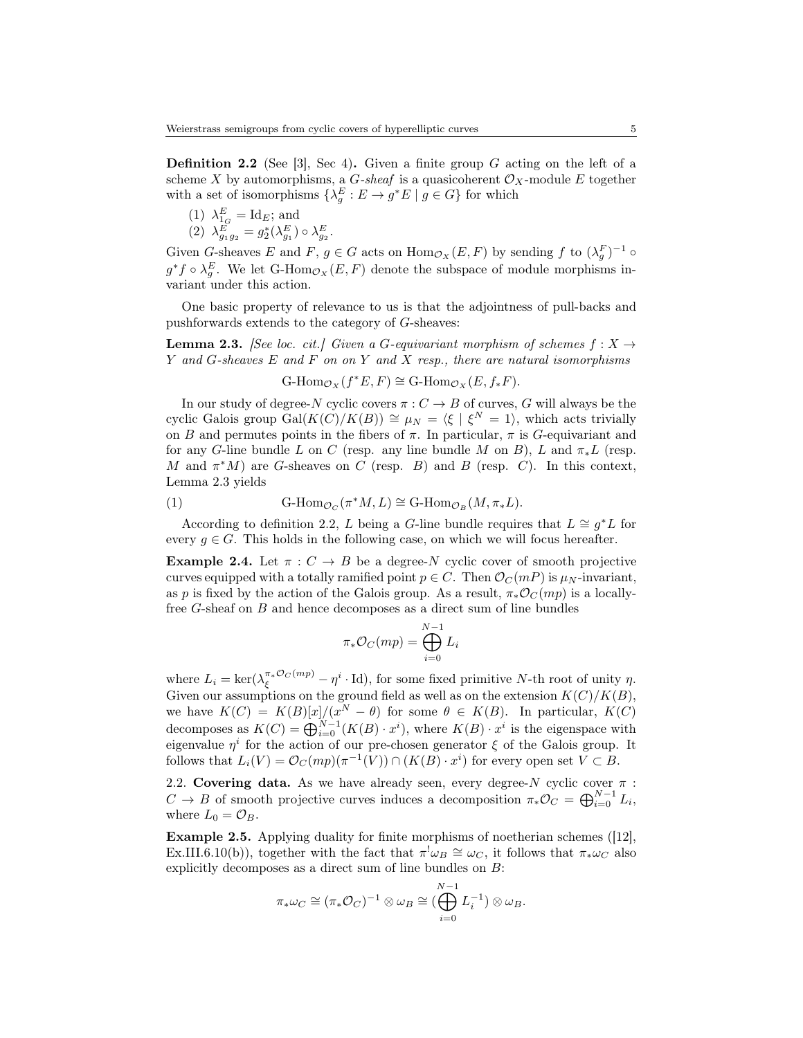**Definition 2.2** (See [3], Sec 4)**.** Given a finite group $G$ acting on the left of a scheme $X$ by automorphisms, a *$G$-sheaf* is a quasicoherent $\mathcal{O}_X$-module $E$ together with a set of isomorphisms $\{\lambda_g^E : E \to g^*E \mid g \in G\}$ for which

(1) $\lambda_{1_G}^E = \mathrm{Id}_E$; and
(2) $\lambda_{g_1 g_2}^E = g_2^*(\lambda_{g_1}^E) \circ \lambda_{g_2}^E$.

Given $G$-sheaves $E$ and $F$, $g \in G$ acts on $\mathrm{Hom}_{\mathcal{O}_X}(E, F)$ by sending $f$ to $(\lambda_g^F)^{-1} \circ g^*f \circ \lambda_g^E$. We let G-$\mathrm{Hom}_{\mathcal{O}_X}(E, F)$ denote the subspace of module morphisms invariant under this action.

One basic property of relevance to us is that the adjointness of pull-backs and pushforwards extends to the category of $G$-sheaves:

**Lemma 2.3.** *[See loc. cit.] Given a $G$-equivariant morphism of schemes $f : X \to Y$ and $G$-sheaves $E$ and $F$ on on $Y$ and $X$ resp., there are natural isomorphisms*

$$\text{G-Hom}_{\mathcal{O}_X}(f^*E, F) \cong \text{G-Hom}_{\mathcal{O}_X}(E, f_*F).$$

In our study of degree-$N$ cyclic covers $\pi : C \to B$ of curves, $G$ will always be the cyclic Galois group $\mathrm{Gal}(K(C)/K(B)) \cong \mu_N = \langle \xi \mid \xi^N = 1 \rangle$, which acts trivially on $B$ and permutes points in the fibers of $\pi$. In particular, $\pi$ is $G$-equivariant and for any $G$-line bundle $L$ on $C$ (resp. any line bundle $M$ on $B$), $L$ and $\pi_*L$ (resp. $M$ and $\pi^*M$) are $G$-sheaves on $C$ (resp. $B$) and $B$ (resp. $C$). In this context, Lemma 2.3 yields

$$\text{G-Hom}_{\mathcal{O}_C}(\pi^*M, L) \cong \text{G-Hom}_{\mathcal{O}_B}(M, \pi_*L). \tag{1}$$

According to definition 2.2, $L$ being a $G$-line bundle requires that $L \cong g^*L$ for every $g \in G$. This holds in the following case, on which we will focus hereafter.

**Example 2.4.** Let $\pi : C \to B$ be a degree-$N$ cyclic cover of smooth projective curves equipped with a totally ramified point $p \in C$. Then $\mathcal{O}_C(mP)$ is $\mu_N$-invariant, as $p$ is fixed by the action of the Galois group. As a result, $\pi_*\mathcal{O}_C(mp)$ is a locally-free $G$-sheaf on $B$ and hence decomposes as a direct sum of line bundles

$$\pi_*\mathcal{O}_C(mp) = \bigoplus_{i=0}^{N-1} L_i$$

where $L_i = \ker(\lambda_\xi^{\pi_*\mathcal{O}_C(mp)} - \eta^i \cdot \mathrm{Id})$, for some fixed primitive $N$-th root of unity $\eta$. Given our assumptions on the ground field as well as on the extension $K(C)/K(B)$, we have $K(C) = K(B)[x]/(x^N - \theta)$ for some $\theta \in K(B)$. In particular, $K(C)$ decomposes as $K(C) = \bigoplus_{i=0}^{N-1}(K(B) \cdot x^i)$, where $K(B) \cdot x^i$ is the eigenspace with eigenvalue $\eta^i$ for the action of our pre-chosen generator $\xi$ of the Galois group. It follows that $L_i(V) = \mathcal{O}_C(mp)(\pi^{-1}(V)) \cap (K(B) \cdot x^i)$ for every open set $V \subset B$.

2.2. **Covering data.** As we have already seen, every degree-$N$ cyclic cover $\pi : C \to B$ of smooth projective curves induces a decomposition $\pi_*\mathcal{O}_C = \bigoplus_{i=0}^{N-1} L_i$, where $L_0 = \mathcal{O}_B$.

**Example 2.5.** Applying duality for finite morphisms of noetherian schemes ([12], Ex.III.6.10(b)), together with the fact that $\pi^!\omega_B \cong \omega_C$, it follows that $\pi_*\omega_C$ also explicitly decomposes as a direct sum of line bundles on $B$:

$$\pi_*\omega_C \cong (\pi_*\mathcal{O}_C)^{-1} \otimes \omega_B \cong (\bigoplus_{i=0}^{N-1} L_i^{-1}) \otimes \omega_B.$$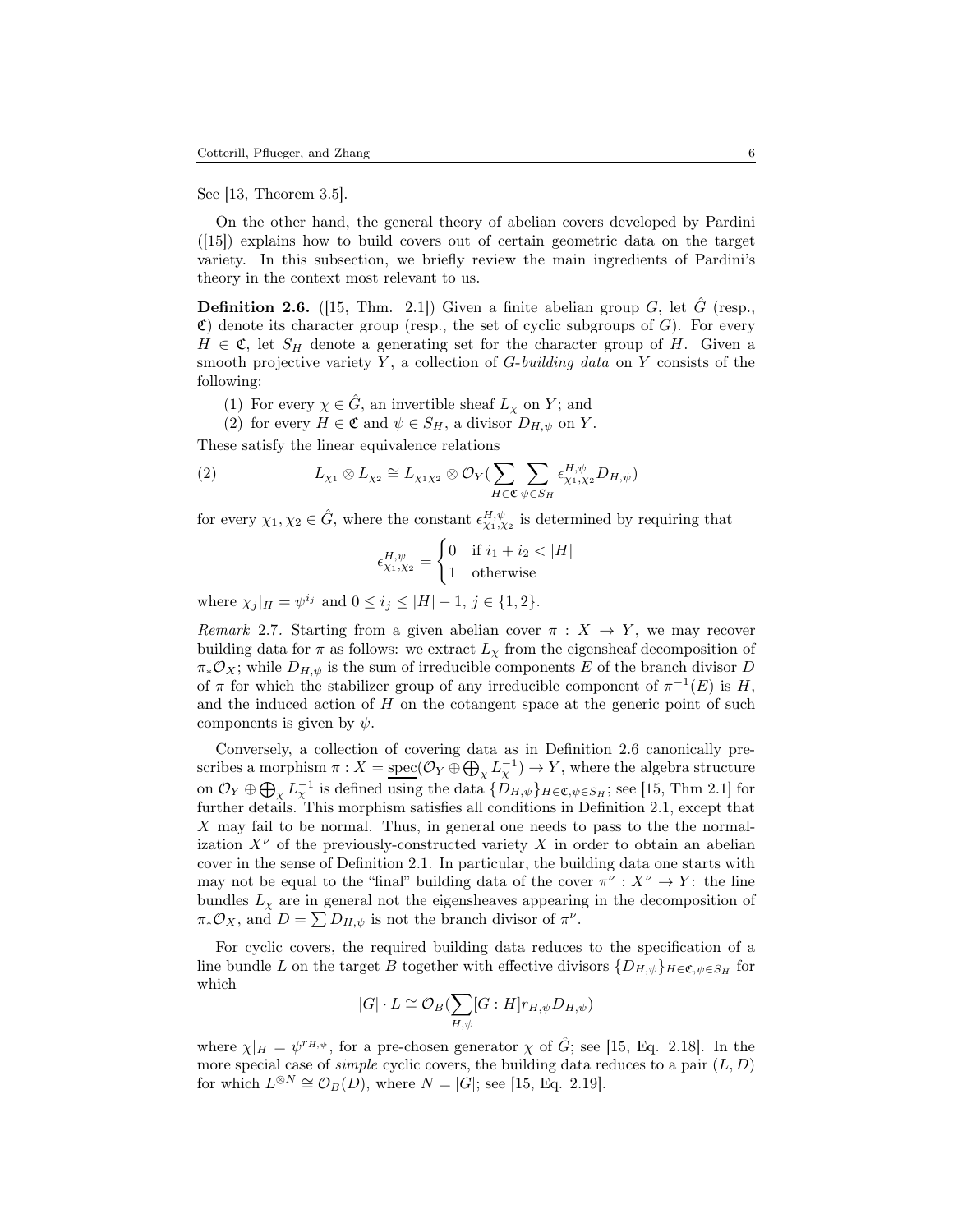See [13, Theorem 3.5].

On the other hand, the general theory of abelian covers developed by Pardini ([15]) explains how to build covers out of certain geometric data on the target variety. In this subsection, we briefly review the main ingredients of Pardini's theory in the context most relevant to us.

**Definition 2.6.** ([15, Thm. 2.1]) Given a finite abelian group $G$, let $\hat{G}$ (resp., $\mathfrak{C}$) denote its character group (resp., the set of cyclic subgroups of $G$). For every $H \in \mathfrak{C}$, let $S_H$ denote a generating set for the character group of $H$. Given a smooth projective variety $Y$, a collection of $G$-*building data* on $Y$ consists of the following:

(1) For every $\chi \in \hat{G}$, an invertible sheaf $L_\chi$ on $Y$; and
(2) for every $H \in \mathfrak{C}$ and $\psi \in S_H$, a divisor $D_{H,\psi}$ on $Y$.

These satisfy the linear equivalence relations

$$L_{\chi_1} \otimes L_{\chi_2} \cong L_{\chi_1\chi_2} \otimes \mathcal{O}_Y\Big(\sum_{H\in\mathfrak{C}} \sum_{\psi \in S_H} \epsilon^{H,\psi}_{\chi_1,\chi_2} D_{H,\psi}\Big) \tag{2}$$

for every $\chi_1, \chi_2 \in \hat{G}$, where the constant $\epsilon^{H,\psi}_{\chi_1,\chi_2}$ is determined by requiring that

$$\epsilon^{H,\psi}_{\chi_1,\chi_2} = \begin{cases} 0 & \text{if } i_1 + i_2 < |H| \\ 1 & \text{otherwise} \end{cases}$$

where $\chi_j|_H = \psi^{i_j}$ and $0 \leq i_j \leq |H| - 1$, $j \in \{1, 2\}$.

*Remark* 2.7. Starting from a given abelian cover $\pi : X \to Y$, we may recover building data for $\pi$ as follows: we extract $L_\chi$ from the eigensheaf decomposition of $\pi_*\mathcal{O}_X$; while $D_{H,\psi}$ is the sum of irreducible components $E$ of the branch divisor $D$ of $\pi$ for which the stabilizer group of any irreducible component of $\pi^{-1}(E)$ is $H$, and the induced action of $H$ on the cotangent space at the generic point of such components is given by $\psi$.

Conversely, a collection of covering data as in Definition 2.6 canonically prescribes a morphism $\pi : X = \underline{\text{spec}}(\mathcal{O}_Y \oplus \bigoplus_\chi L_\chi^{-1}) \to Y$, where the algebra structure on $\mathcal{O}_Y \oplus \bigoplus_\chi L_\chi^{-1}$ is defined using the data $\{D_{H,\psi}\}_{H\in\mathfrak{C},\psi\in S_H}$; see [15, Thm 2.1] for further details. This morphism satisfies all conditions in Definition 2.1, except that $X$ may fail to be normal. Thus, in general one needs to pass to the the normalization $X^\nu$ of the previously-constructed variety $X$ in order to obtain an abelian cover in the sense of Definition 2.1. In particular, the building data one starts with may not be equal to the "final" building data of the cover $\pi^\nu : X^\nu \to Y$: the line bundles $L_\chi$ are in general not the eigensheaves appearing in the decomposition of $\pi_*\mathcal{O}_X$, and $D = \sum D_{H,\psi}$ is not the branch divisor of $\pi^\nu$.

For cyclic covers, the required building data reduces to the specification of a line bundle $L$ on the target $B$ together with effective divisors $\{D_{H,\psi}\}_{H\in\mathfrak{C},\psi\in S_H}$ for which

$$|G| \cdot L \cong \mathcal{O}_B\Big(\sum_{H,\psi} [G : H] r_{H,\psi} D_{H,\psi}\Big)$$

where $\chi|_H = \psi^{r_{H,\psi}}$, for a pre-chosen generator $\chi$ of $\hat{G}$; see [15, Eq. 2.18]. In the more special case of *simple* cyclic covers, the building data reduces to a pair $(L, D)$ for which $L^{\otimes N} \cong \mathcal{O}_B(D)$, where $N = |G|$; see [15, Eq. 2.19].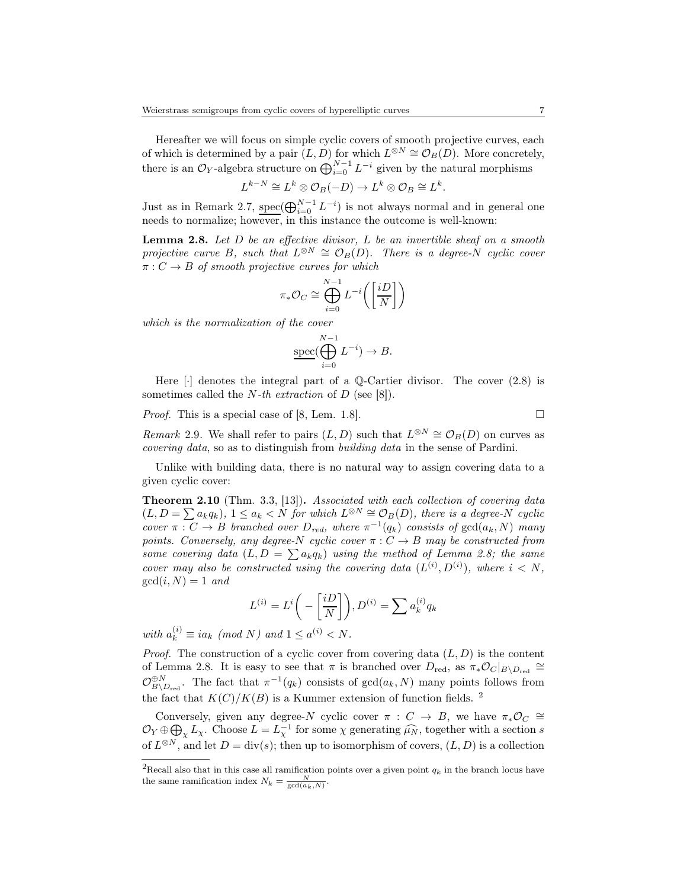Hereafter we will focus on simple cyclic covers of smooth projective curves, each of which is determined by a pair $(L, D)$ for which $L^{\otimes N} \cong \mathcal{O}_B(D)$. More concretely, there is an $\mathcal{O}_Y$-algebra structure on $\bigoplus_{i=0}^{N-1} L^{-i}$ given by the natural morphisms

$$L^{k-N} \cong L^k \otimes \mathcal{O}_B(-D) \to L^k \otimes \mathcal{O}_B \cong L^k.$$

Just as in Remark 2.7, $\underline{\mathrm{spec}}(\bigoplus_{i=0}^{N-1} L^{-i})$ is not always normal and in general one needs to normalize; however, in this instance the outcome is well-known:

**Lemma 2.8.** *Let $D$ be an effective divisor, $L$ be an invertible sheaf on a smooth projective curve $B$, such that $L^{\otimes N} \cong \mathcal{O}_B(D)$. There is a degree-$N$ cyclic cover $\pi : C \to B$ of smooth projective curves for which*

$$\pi_* \mathcal{O}_C \cong \bigoplus_{i=0}^{N-1} L^{-i}\left(\left[\frac{iD}{N}\right]\right)$$

*which is the normalization of the cover*

$$\underline{\mathrm{spec}}(\bigoplus_{i=0}^{N-1} L^{-i}) \to B.$$

Here $[\cdot]$ denotes the integral part of a $\mathbb{Q}$-Cartier divisor. The cover (2.8) is sometimes called the *N-th extraction* of $D$ (see [8]).

*Proof.* This is a special case of [8, Lem. 1.8]. □

*Remark* 2.9. We shall refer to pairs $(L, D)$ such that $L^{\otimes N} \cong \mathcal{O}_B(D)$ on curves as *covering data*, so as to distinguish from *building data* in the sense of Pardini.

Unlike with building data, there is no natural way to assign covering data to a given cyclic cover:

**Theorem 2.10** (Thm. 3.3, [13])**.** *Associated with each collection of covering data $(L, D = \sum a_k q_k)$, $1 \leq a_k < N$ for which $L^{\otimes N} \cong \mathcal{O}_B(D)$, there is a degree-$N$ cyclic cover $\pi : C \to B$ branched over $D_{red}$, where $\pi^{-1}(q_k)$ consists of $\gcd(a_k, N)$ many points. Conversely, any degree-$N$ cyclic cover $\pi : C \to B$ may be constructed from some covering data $(L, D = \sum a_k q_k)$ using the method of Lemma 2.8; the same cover may also be constructed using the covering data $(L^{(i)}, D^{(i)})$, where $i < N$, $\gcd(i, N) = 1$ and*

$$L^{(i)} = L^i\left(-\left[\frac{iD}{N}\right]\right), D^{(i)} = \sum a_k^{(i)} q_k$$

*with $a_k^{(i)} \equiv i a_k$ (mod $N$) and $1 \leq a^{(i)} < N$.*

*Proof.* The construction of a cyclic cover from covering data $(L, D)$ is the content of Lemma 2.8. It is easy to see that $\pi$ is branched over $D_{\mathrm{red}}$, as $\pi_* \mathcal{O}_C|_{B \setminus D_{\mathrm{red}}} \cong \mathcal{O}_{B \setminus D_{\mathrm{red}}}^{\oplus N}$. The fact that $\pi^{-1}(q_k)$ consists of $\gcd(a_k, N)$ many points follows from the fact that $K(C)/K(B)$ is a Kummer extension of function fields. [2]

Conversely, given any degree-$N$ cyclic cover $\pi : C \to B$, we have $\pi_* \mathcal{O}_C \cong \mathcal{O}_Y \oplus \bigoplus_\chi L_\chi$. Choose $L = L_\chi^{-1}$ for some $\chi$ generating $\widehat{\mu_N}$, together with a section $s$ of $L^{\otimes N}$, and let $D = \mathrm{div}(s)$; then up to isomorphism of covers, $(L, D)$ is a collection

[2] Recall also that in this case all ramification points over a given point $q_k$ in the branch locus have the same ramification index $N_k = \frac{N}{\gcd(a_k, N)}$.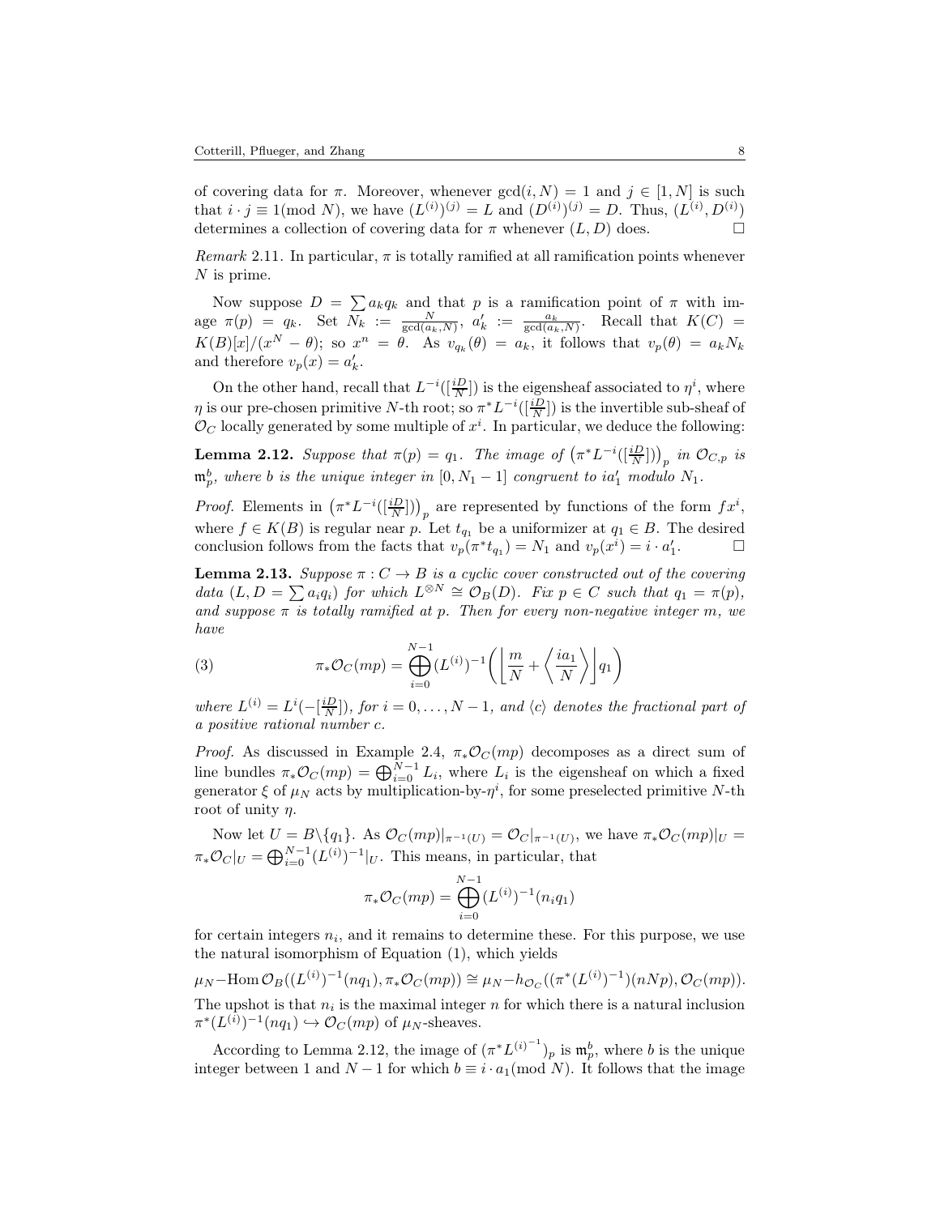of covering data for $\pi$. Moreover, whenever $\gcd(i, N) = 1$ and $j \in [1, N]$ is such that $i \cdot j \equiv 1 (\text{mod } N)$, we have $(L^{(i)})^{(j)} = L$ and $(D^{(i)})^{(j)} = D$. Thus, $(L^{(i)}, D^{(i)})$ determines a collection of covering data for $\pi$ whenever $(L, D)$ does. □

*Remark* 2.11. In particular, $\pi$ is totally ramified at all ramification points whenever $N$ is prime.

Now suppose $D = \sum a_k q_k$ and that $p$ is a ramification point of $\pi$ with image $\pi(p) = q_k$. Set $N_k := \frac{N}{\gcd(a_k, N)}$, $a'_k := \frac{a_k}{\gcd(a_k, N)}$. Recall that $K(C) = K(B)[x]/(x^N - \theta)$; so $x^n = \theta$. As $v_{q_k}(\theta) = a_k$, it follows that $v_p(\theta) = a_k N_k$ and therefore $v_p(x) = a'_k$.

On the other hand, recall that $L^{-i}([\frac{iD}{N}])$ is the eigensheaf associated to $\eta^i$, where $\eta$ is our pre-chosen primitive $N$-th root; so $\pi^* L^{-i}([\frac{iD}{N}])$ is the invertible sub-sheaf of $\mathcal{O}_C$ locally generated by some multiple of $x^i$. In particular, we deduce the following:

**Lemma 2.12.** *Suppose that $\pi(p) = q_1$. The image of $\left(\pi^* L^{-i}([\frac{iD}{N}])\right)_p$ in $\mathcal{O}_{C,p}$ is $\mathfrak{m}_p^b$, where $b$ is the unique integer in $[0, N_1 - 1]$ congruent to $ia'_1$ modulo $N_1$.*

*Proof.* Elements in $\left(\pi^* L^{-i}([\frac{iD}{N}])\right)_p$ are represented by functions of the form $fx^i$, where $f \in K(B)$ is regular near $p$. Let $t_{q_1}$ be a uniformizer at $q_1 \in B$. The desired conclusion follows from the facts that $v_p(\pi^* t_{q_1}) = N_1$ and $v_p(x^i) = i \cdot a'_1$. □

**Lemma 2.13.** *Suppose $\pi : C \to B$ is a cyclic cover constructed out of the covering data $(L, D = \sum a_i q_i)$ for which $L^{\otimes N} \cong \mathcal{O}_B(D)$. Fix $p \in C$ such that $q_1 = \pi(p)$, and suppose $\pi$ is totally ramified at $p$. Then for every non-negative integer $m$, we have*

$$\pi_* \mathcal{O}_C(mp) = \bigoplus_{i=0}^{N-1} (L^{(i)})^{-1} \left( \left\lfloor \frac{m}{N} + \left\langle \frac{ia_1}{N} \right\rangle \right\rfloor q_1 \right) \tag{3}$$

*where $L^{(i)} = L^i(-[\frac{iD}{N}])$, for $i = 0, \ldots, N-1$, and $\langle c \rangle$ denotes the fractional part of a positive rational number $c$.*

*Proof.* As discussed in Example 2.4, $\pi_* \mathcal{O}_C(mp)$ decomposes as a direct sum of line bundles $\pi_* \mathcal{O}_C(mp) = \bigoplus_{i=0}^{N-1} L_i$, where $L_i$ is the eigensheaf on which a fixed generator $\xi$ of $\mu_N$ acts by multiplication-by-$\eta^i$, for some preselected primitive $N$-th root of unity $\eta$.

Now let $U = B \setminus \{q_1\}$. As $\mathcal{O}_C(mp)|_{\pi^{-1}(U)} = \mathcal{O}_C|_{\pi^{-1}(U)}$, we have $\pi_* \mathcal{O}_C(mp)|_U = \pi_* \mathcal{O}_C|_U = \bigoplus_{i=0}^{N-1} (L^{(i)})^{-1}|_U$. This means, in particular, that

$$\pi_* \mathcal{O}_C(mp) = \bigoplus_{i=0}^{N-1} (L^{(i)})^{-1}(n_i q_1)$$

for certain integers $n_i$, and it remains to determine these. For this purpose, we use the natural isomorphism of Equation (1), which yields

$$\mu_N\text{–Hom}\, \mathcal{O}_B((L^{(i)})^{-1}(nq_1), \pi_* \mathcal{O}_C(mp)) \cong \mu_N\text{–}h_{\mathcal{O}_C}((\pi^*(L^{(i)})^{-1})(nNp), \mathcal{O}_C(mp)).$$

The upshot is that $n_i$ is the maximal integer $n$ for which there is a natural inclusion $\pi^*(L^{(i)})^{-1}(nq_1) \hookrightarrow \mathcal{O}_C(mp)$ of $\mu_N$-sheaves.

According to Lemma 2.12, the image of $(\pi^* L^{(i)^{-1}})_p$ is $\mathfrak{m}_p^b$, where $b$ is the unique integer between 1 and $N-1$ for which $b \equiv i \cdot a_1 (\text{mod } N)$. It follows that the image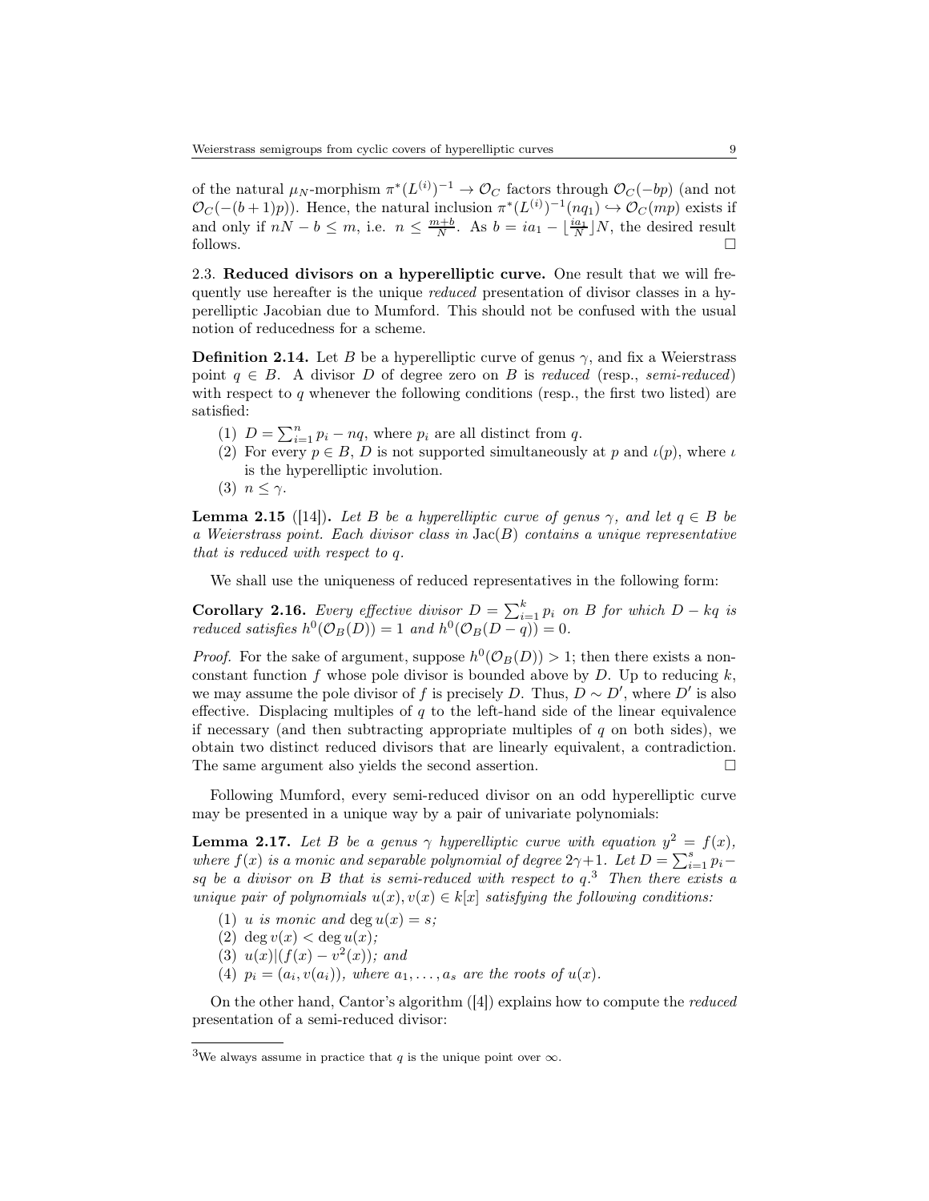of the natural $\mu_N$-morphism $\pi^*(L^{(i)})^{-1} \to \mathcal{O}_C$ factors through $\mathcal{O}_C(-bp)$ (and not $\mathcal{O}_C(-(b+1)p)$). Hence, the natural inclusion $\pi^*(L^{(i)})^{-1}(nq_1) \hookrightarrow \mathcal{O}_C(mp)$ exists if and only if $nN - b \leq m$, i.e. $n \leq \frac{m+b}{N}$. As $b = ia_1 - \lfloor \frac{ia_1}{N} \rfloor N$, the desired result follows. □

2.3. **Reduced divisors on a hyperelliptic curve.** One result that we will frequently use hereafter is the unique *reduced* presentation of divisor classes in a hyperelliptic Jacobian due to Mumford. This should not be confused with the usual notion of reducedness for a scheme.

**Definition 2.14.** Let $B$ be a hyperelliptic curve of genus $\gamma$, and fix a Weierstrass point $q \in B$. A divisor $D$ of degree zero on $B$ is *reduced* (resp., *semi-reduced*) with respect to $q$ whenever the following conditions (resp., the first two listed) are satisfied:

1. $D = \sum_{i=1}^n p_i - nq$, where $p_i$ are all distinct from $q$.
2. For every $p \in B$, $D$ is not supported simultaneously at $p$ and $\iota(p)$, where $\iota$ is the hyperelliptic involution.
3. $n \leq \gamma$.

**Lemma 2.15** ([14]). *Let $B$ be a hyperelliptic curve of genus $\gamma$, and let $q \in B$ be a Weierstrass point. Each divisor class in $\mathrm{Jac}(B)$ contains a unique representative that is reduced with respect to $q$.*

We shall use the uniqueness of reduced representatives in the following form:

**Corollary 2.16.** *Every effective divisor $D = \sum_{i=1}^k p_i$ on $B$ for which $D - kq$ is reduced satisfies $h^0(\mathcal{O}_B(D)) = 1$ and $h^0(\mathcal{O}_B(D - q)) = 0$.*

*Proof.* For the sake of argument, suppose $h^0(\mathcal{O}_B(D)) > 1$; then there exists a non-constant function $f$ whose pole divisor is bounded above by $D$. Up to reducing $k$, we may assume the pole divisor of $f$ is precisely $D$. Thus, $D \sim D'$, where $D'$ is also effective. Displacing multiples of $q$ to the left-hand side of the linear equivalence if necessary (and then subtracting appropriate multiples of $q$ on both sides), we obtain two distinct reduced divisors that are linearly equivalent, a contradiction. The same argument also yields the second assertion. □

Following Mumford, every semi-reduced divisor on an odd hyperelliptic curve may be presented in a unique way by a pair of univariate polynomials:

**Lemma 2.17.** *Let $B$ be a genus $\gamma$ hyperelliptic curve with equation $y^2 = f(x)$, where $f(x)$ is a monic and separable polynomial of degree $2\gamma+1$. Let $D = \sum_{i=1}^s p_i - sq$ be a divisor on $B$ that is semi-reduced with respect to $q$.*[3] *Then there exists a unique pair of polynomials $u(x), v(x) \in k[x]$ satisfying the following conditions:*

1. *$u$ is monic and $\deg u(x) = s$;*
2. *$\deg v(x) < \deg u(x)$;*
3. *$u(x) | (f(x) - v^2(x))$; and*
4. *$p_i = (a_i, v(a_i))$, where $a_1, \ldots, a_s$ are the roots of $u(x)$.*

On the other hand, Cantor's algorithm ([4]) explains how to compute the *reduced* presentation of a semi-reduced divisor:

[3] We always assume in practice that $q$ is the unique point over $\infty$.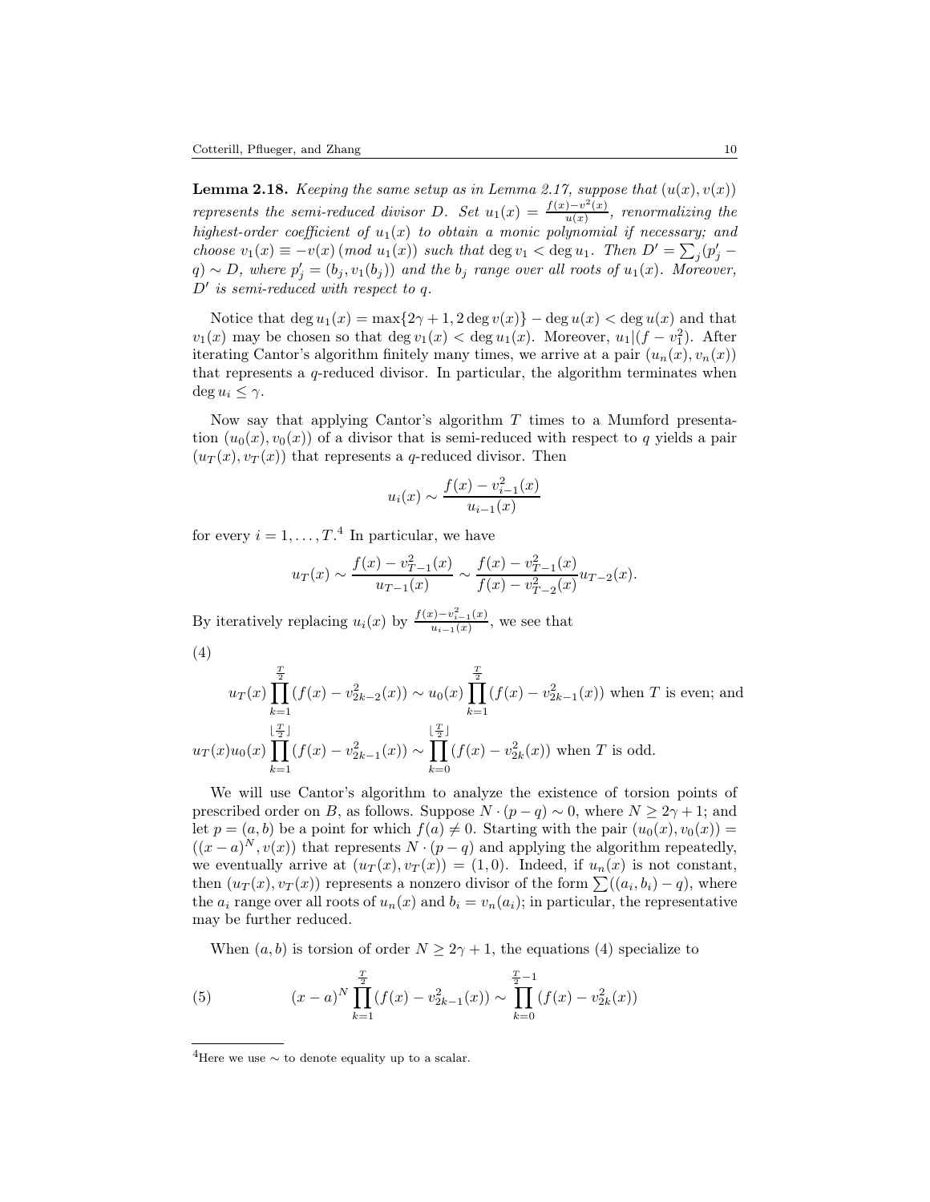**Lemma 2.18.** *Keeping the same setup as in Lemma 2.17, suppose that $(u(x), v(x))$ represents the semi-reduced divisor $D$. Set $u_1(x) = \frac{f(x)-v^2(x)}{u(x)}$, renormalizing the highest-order coefficient of $u_1(x)$ to obtain a monic polynomial if necessary; and choose $v_1(x) \equiv -v(x) \,(mod\; u_1(x))$ such that $\deg v_1 < \deg u_1$. Then $D' = \sum_j (p'_j - q) \sim D$, where $p'_j = (b_j, v_1(b_j))$ and the $b_j$ range over all roots of $u_1(x)$. Moreover, $D'$ is semi-reduced with respect to $q$.*

Notice that $\deg u_1(x) = \max\{2\gamma+1, 2\deg v(x)\} - \deg u(x) < \deg u(x)$ and that $v_1(x)$ may be chosen so that $\deg v_1(x) < \deg u_1(x)$. Moreover, $u_1|(f - v_1^2)$. After iterating Cantor's algorithm finitely many times, we arrive at a pair $(u_n(x), v_n(x))$ that represents a $q$-reduced divisor. In particular, the algorithm terminates when $\deg u_i \leq \gamma$.

Now say that applying Cantor's algorithm $T$ times to a Mumford presentation $(u_0(x), v_0(x))$ of a divisor that is semi-reduced with respect to $q$ yields a pair $(u_T(x), v_T(x))$ that represents a $q$-reduced divisor. Then

$$u_i(x) \sim \frac{f(x) - v_{i-1}^2(x)}{u_{i-1}(x)}$$

for every $i = 1, \ldots, T$.[4] In particular, we have

$$u_T(x) \sim \frac{f(x) - v_{T-1}^2(x)}{u_{T-1}(x)} \sim \frac{f(x) - v_{T-1}^2(x)}{f(x) - v_{T-2}^2(x)} u_{T-2}(x).$$

By iteratively replacing $u_i(x)$ by $\frac{f(x)-v_{i-1}^2(x)}{u_{i-1}(x)}$, we see that

(4)
$$u_T(x) \prod_{k=1}^{\frac{T}{2}} (f(x) - v_{2k-2}^2(x)) \sim u_0(x) \prod_{k=1}^{\frac{T}{2}} (f(x) - v_{2k-1}^2(x)) \text{ when } T \text{ is even; and}$$
$$u_T(x) u_0(x) \prod_{k=1}^{\lfloor \frac{T}{2} \rfloor} (f(x) - v_{2k-1}^2(x)) \sim \prod_{k=0}^{\lfloor \frac{T}{2} \rfloor} (f(x) - v_{2k}^2(x)) \text{ when } T \text{ is odd.}$$

We will use Cantor's algorithm to analyze the existence of torsion points of prescribed order on $B$, as follows. Suppose $N \cdot (p - q) \sim 0$, where $N \geq 2\gamma + 1$; and let $p = (a, b)$ be a point for which $f(a) \neq 0$. Starting with the pair $(u_0(x), v_0(x)) = ((x-a)^N, v(x))$ that represents $N \cdot (p - q)$ and applying the algorithm repeatedly, we eventually arrive at $(u_T(x), v_T(x)) = (1, 0)$. Indeed, if $u_n(x)$ is not constant, then $(u_T(x), v_T(x))$ represents a nonzero divisor of the form $\sum((a_i, b_i) - q)$, where the $a_i$ range over all roots of $u_n(x)$ and $b_i = v_n(a_i)$; in particular, the representative may be further reduced.

When $(a, b)$ is torsion of order $N \geq 2\gamma + 1$, the equations (4) specialize to

$$(5) \qquad (x-a)^N \prod_{k=1}^{\frac{T}{2}} (f(x) - v_{2k-1}^2(x)) \sim \prod_{k=0}^{\frac{T}{2}-1} (f(x) - v_{2k}^2(x))$$

[4] Here we use $\sim$ to denote equality up to a scalar.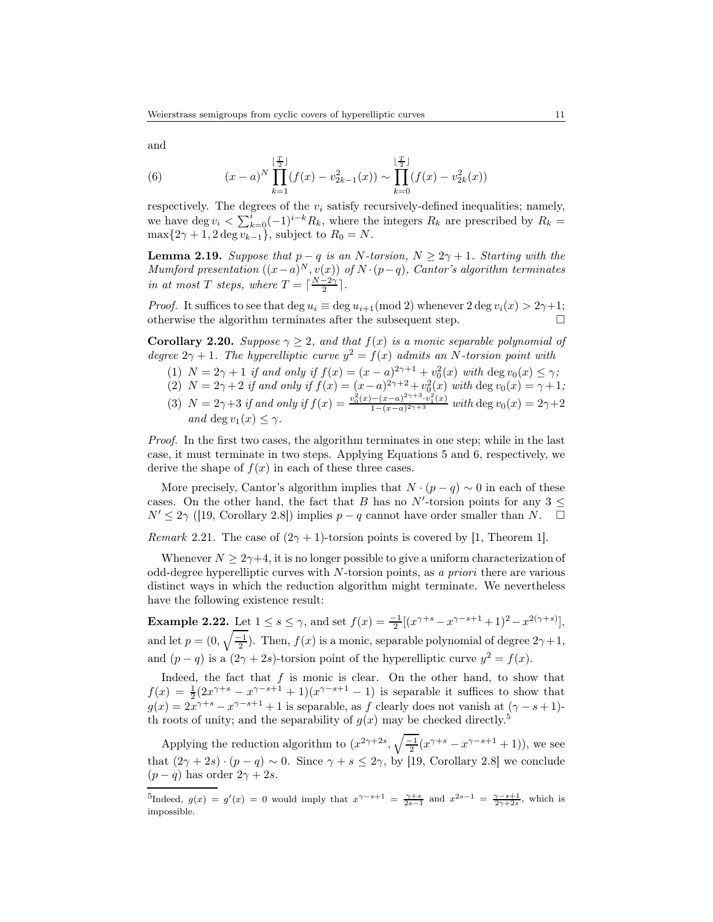and

$$(6) \qquad (x-a)^N \prod_{k=1}^{\lfloor \frac{T}{2} \rfloor} (f(x) - v_{2k-1}^2(x)) \sim \prod_{k=0}^{\lfloor \frac{T}{2} \rfloor} (f(x) - v_{2k}^2(x))$$

respectively. The degrees of the $v_i$ satisfy recursively-defined inequalities; namely, we have $\deg v_i < \sum_{k=0}^{i} (-1)^{i-k} R_k$, where the integers $R_k$ are prescribed by $R_k = \max\{2\gamma+1, 2\deg v_{k-1}\}$, subject to $R_0 = N$.

**Lemma 2.19.** *Suppose that $p-q$ is an $N$-torsion, $N \geq 2\gamma+1$. Starting with the Mumford presentation $((x-a)^N, v(x))$ of $N \cdot (p-q)$, Cantor's algorithm terminates in at most $T$ steps, where $T = \lceil \frac{N-2\gamma}{2} \rceil$.*

*Proof.* It suffices to see that $\deg u_i \equiv \deg u_{i+1} (\bmod 2)$ whenever $2 \deg v_i(x) > 2\gamma+1$; otherwise the algorithm terminates after the subsequent step. $\square$

**Corollary 2.20.** *Suppose $\gamma \geq 2$, and that $f(x)$ is a monic separable polynomial of degree $2\gamma+1$. The hyperelliptic curve $y^2 = f(x)$ admits an $N$-torsion point with*

1. *$N = 2\gamma+1$ if and only if $f(x) = (x-a)^{2\gamma+1} + v_0^2(x)$ with $\deg v_0(x) \leq \gamma$;*
2. *$N = 2\gamma+2$ if and only if $f(x) = (x-a)^{2\gamma+2} + v_0^2(x)$ with $\deg v_0(x) = \gamma+1$;*
3. *$N = 2\gamma+3$ if and only if $f(x) = \frac{v_0^2(x) - (x-a)^{2\gamma+3} \cdot v_1^2(x)}{1-(x-a)^{2\gamma+3}}$ with $\deg v_0(x) = 2\gamma+2$ and $\deg v_1(x) \leq \gamma$.*

*Proof.* In the first two cases, the algorithm terminates in one step; while in the last case, it must terminate in two steps. Applying Equations 5 and 6, respectively, we derive the shape of $f(x)$ in each of these three cases.

More precisely, Cantor's algorithm implies that $N \cdot (p-q) \sim 0$ in each of these cases. On the other hand, the fact that $B$ has no $N'$-torsion points for any $3 \leq N' \leq 2\gamma$ ([19, Corollary 2.8]) implies $p-q$ cannot have order smaller than $N$. $\square$

*Remark* 2.21. The case of $(2\gamma+1)$-torsion points is covered by [1, Theorem 1].

Whenever $N \geq 2\gamma+4$, it is no longer possible to give a uniform characterization of odd-degree hyperelliptic curves with $N$-torsion points, as *a priori* there are various distinct ways in which the reduction algorithm might terminate. We nevertheless have the following existence result:

**Example 2.22.** Let $1 \leq s \leq \gamma$, and set $f(x) = \frac{-1}{2}[(x^{\gamma+s} - x^{\gamma-s+1}+1)^2 - x^{2(\gamma+s)}]$, and let $p = (0, \sqrt{\frac{-1}{2}})$. Then, $f(x)$ is a monic, separable polynomial of degree $2\gamma+1$, and $(p-q)$ is a $(2\gamma+2s)$-torsion point of the hyperelliptic curve $y^2 = f(x)$.

Indeed, the fact that $f$ is monic is clear. On the other hand, to show that $f(x) = \frac{1}{2}(2x^{\gamma+s} - x^{\gamma-s+1}+1)(x^{\gamma-s+1}-1)$ is separable it suffices to show that $g(x) = 2x^{\gamma+s} - x^{\gamma-s+1}+1$ is separable, as $f$ clearly does not vanish at $(\gamma-s+1)$-th roots of unity; and the separability of $g(x)$ may be checked directly.[5]

Applying the reduction algorithm to $(x^{2\gamma+2s}, \sqrt{\frac{-1}{2}}(x^{\gamma+s} - x^{\gamma-s+1}+1))$, we see that $(2\gamma+2s) \cdot (p-q) \sim 0$. Since $\gamma+s \leq 2\gamma$, by [19, Corollary 2.8] we conclude $(p-q)$ has order $2\gamma+2s$.

[5]Indeed, $g(x) = g'(x) = 0$ would imply that $x^{\gamma-s+1} = \frac{\gamma+s}{2s-1}$ and $x^{2s-1} = \frac{\gamma-s+1}{2\gamma+2s}$, which is impossible.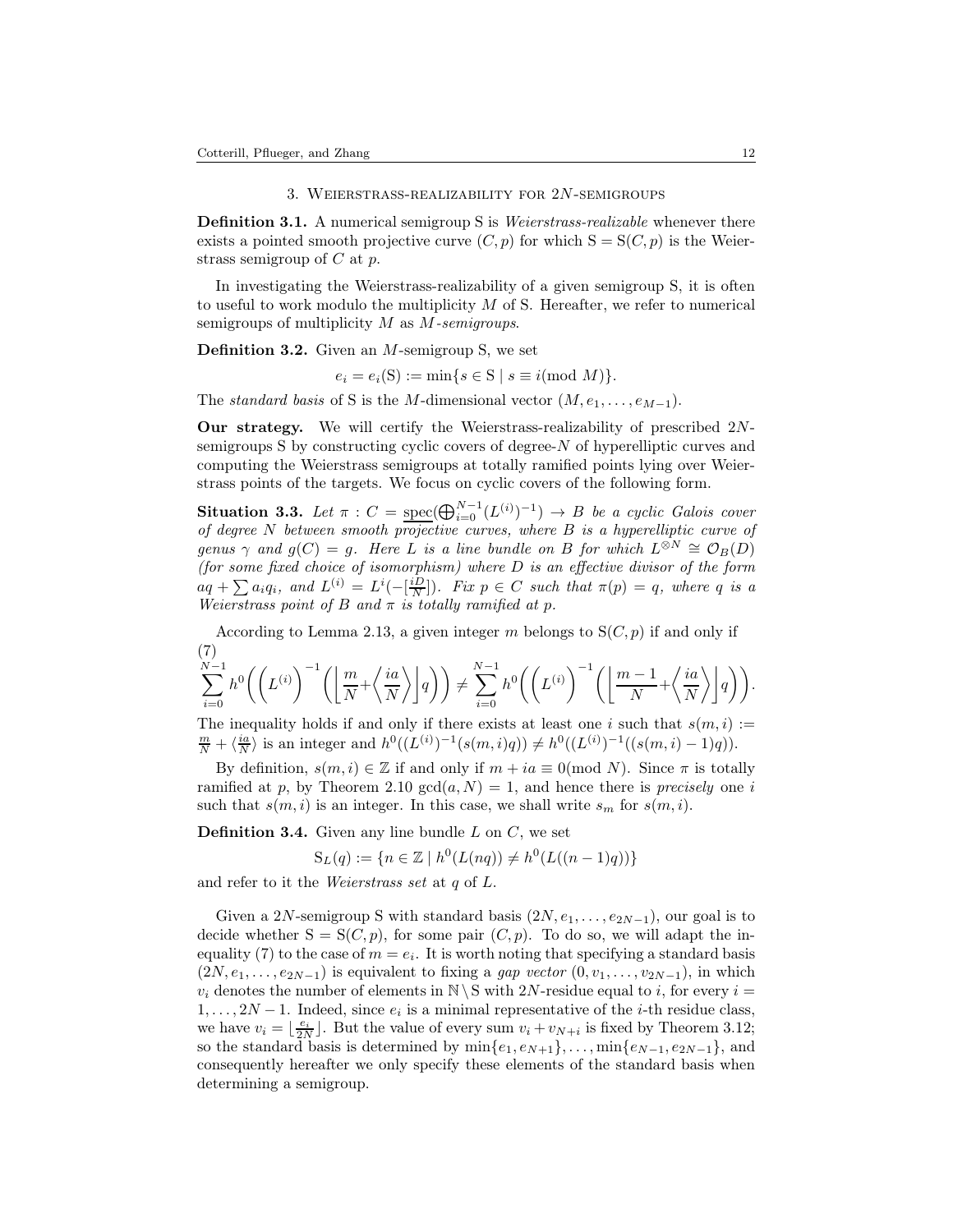## 3. Weierstrass-realizability for $2N$-semigroups

**Definition 3.1.** A numerical semigroup S is *Weierstrass-realizable* whenever there exists a pointed smooth projective curve $(C, p)$ for which $\mathrm{S} = \mathrm{S}(C, p)$ is the Weierstrass semigroup of $C$ at $p$.

In investigating the Weierstrass-realizability of a given semigroup S, it is often to useful to work modulo the multiplicity $M$ of S. Hereafter, we refer to numerical semigroups of multiplicity $M$ as *$M$-semigroups*.

**Definition 3.2.** Given an $M$-semigroup S, we set

$$e_i = e_i(\mathrm{S}) := \min\{s \in \mathrm{S} \mid s \equiv i (\mathrm{mod}\ M)\}.$$

The *standard basis* of S is the $M$-dimensional vector $(M, e_1, \dots, e_{M-1})$.

**Our strategy.** We will certify the Weierstrass-realizability of prescribed $2N$-semigroups S by constructing cyclic covers of degree-$N$ of hyperelliptic curves and computing the Weierstrass semigroups at totally ramified points lying over Weierstrass points of the targets. We focus on cyclic covers of the following form.

**Situation 3.3.** *Let $\pi : C = \underline{\mathrm{spec}}(\bigoplus_{i=0}^{N-1} (L^{(i)})^{-1}) \to B$ be a cyclic Galois cover of degree $N$ between smooth projective curves, where $B$ is a hyperelliptic curve of genus $\gamma$ and $g(C) = g$. Here $L$ is a line bundle on $B$ for which $L^{\otimes N} \cong \mathcal{O}_B(D)$ (for some fixed choice of isomorphism) where $D$ is an effective divisor of the form $aq + \sum a_i q_i$, and $L^{(i)} = L^i(-[\frac{iD}{N}])$. Fix $p \in C$ such that $\pi(p) = q$, where $q$ is a Weierstrass point of $B$ and $\pi$ is totally ramified at $p$.*

According to Lemma 2.13, a given integer $m$ belongs to $\mathrm{S}(C, p)$ if and only if

$$\sum_{i=0}^{N-1} h^0\Big(\Big(L^{(i)}\Big)^{-1}\Big(\Big\lfloor \frac{m}{N} + \Big\langle \frac{ia}{N} \Big\rangle \Big\rfloor q\Big)\Big) \neq \sum_{i=0}^{N-1} h^0\Big(\Big(L^{(i)}\Big)^{-1}\Big(\Big\lfloor \frac{m-1}{N} + \Big\langle \frac{ia}{N} \Big\rangle \Big\rfloor q\Big)\Big). \tag{7}$$

The inequality holds if and only if there exists at least one $i$ such that $s(m, i) := \frac{m}{N} + \langle \frac{ia}{N} \rangle$ is an integer and $h^0((L^{(i)})^{-1}(s(m, i)q)) \neq h^0((L^{(i)})^{-1}((s(m, i) - 1)q))$.

By definition, $s(m, i) \in \mathbb{Z}$ if and only if $m + ia \equiv 0 (\mathrm{mod}\ N)$. Since $\pi$ is totally ramified at $p$, by Theorem 2.10 $\gcd(a, N) = 1$, and hence there is *precisely* one $i$ such that $s(m, i)$ is an integer. In this case, we shall write $s_m$ for $s(m, i)$.

**Definition 3.4.** Given any line bundle $L$ on $C$, we set

$$\mathrm{S}_L(q) := \{n \in \mathbb{Z} \mid h^0(L(nq)) \neq h^0(L((n-1)q))\}$$

and refer to it the *Weierstrass set* at $q$ of $L$.

Given a $2N$-semigroup S with standard basis $(2N, e_1, \dots, e_{2N-1})$, our goal is to decide whether $\mathrm{S} = \mathrm{S}(C, p)$, for some pair $(C, p)$. To do so, we will adapt the inequality (7) to the case of $m = e_i$. It is worth noting that specifying a standard basis $(2N, e_1, \dots, e_{2N-1})$ is equivalent to fixing a *gap vector* $(0, v_1, \dots, v_{2N-1})$, in which $v_i$ denotes the number of elements in $\mathbb{N} \setminus \mathrm{S}$ with $2N$-residue equal to $i$, for every $i = 1, \dots, 2N-1$. Indeed, since $e_i$ is a minimal representative of the $i$-th residue class, we have $v_i = \lfloor \frac{e_i}{2N} \rfloor$. But the value of every sum $v_i + v_{N+i}$ is fixed by Theorem 3.12; so the standard basis is determined by $\min\{e_1, e_{N+1}\}, \dots, \min\{e_{N-1}, e_{2N-1}\}$, and consequently hereafter we only specify these elements of the standard basis when determining a semigroup.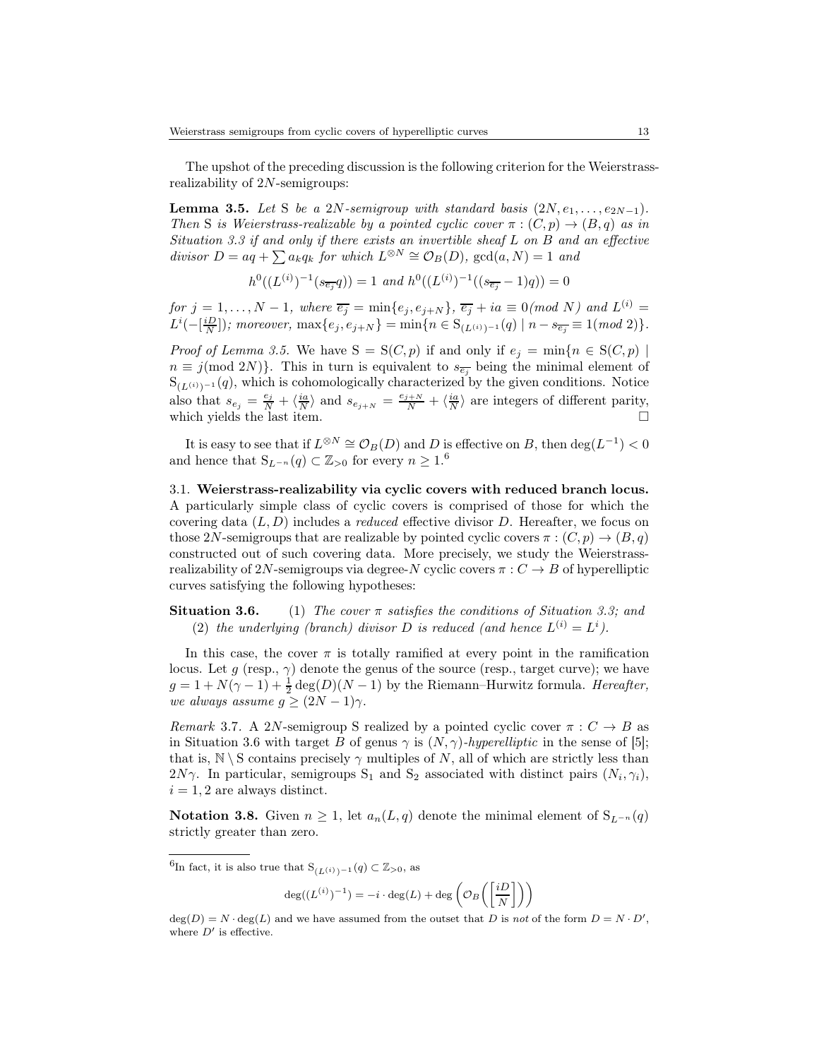The upshot of the preceding discussion is the following criterion for the Weierstrass-realizability of $2N$-semigroups:

**Lemma 3.5.** *Let* $\mathrm{S}$ *be a* $2N$*-semigroup with standard basis* $(2N, e_1, \dots, e_{2N-1})$*. Then* $\mathrm{S}$ *is Weierstrass-realizable by a pointed cyclic cover* $\pi : (C, p) \to (B, q)$ *as in Situation 3.3 if and only if there exists an invertible sheaf* $L$ *on* $B$ *and an effective divisor* $D = aq + \sum a_k q_k$ *for which* $L^{\otimes N} \cong \mathcal{O}_B(D)$*,* $\gcd(a, N) = 1$ *and*

$$h^0((L^{(i)})^{-1}(s_{\overline{e_j}} q)) = 1 \text{ and } h^0((L^{(i)})^{-1}((s_{\overline{e_j}} - 1)q)) = 0$$

*for* $j = 1, \dots, N-1$*, where* $\overline{e_j} = \min\{e_j, e_{j+N}\}$*,* $\overline{e_j} + ia \equiv 0 (mod\ N)$ *and* $L^{(i)} = L^i(-[\frac{iD}{N}])$*; moreover,* $\max\{e_j, e_{j+N}\} = \min\{n \in \mathrm{S}_{(L^{(i)})^{-1}}(q) \mid n - s_{\overline{e_j}} \equiv 1 (mod\ 2)\}$*.*

*Proof of Lemma 3.5.* We have $\mathrm{S} = \mathrm{S}(C, p)$ if and only if $e_j = \min\{n \in \mathrm{S}(C, p) \mid n \equiv j (\text{mod } 2N)\}$. This in turn is equivalent to $s_{\overline{e_j}}$ being the minimal element of $\mathrm{S}_{(L^{(i)})^{-1}}(q)$, which is cohomologically characterized by the given conditions. Notice also that $s_{e_j} = \frac{e_j}{N} + \langle \frac{ia}{N} \rangle$ and $s_{e_{j+N}} = \frac{e_{j+N}}{N} + \langle \frac{ia}{N} \rangle$ are integers of different parity, which yields the last item. $\square$

It is easy to see that if $L^{\otimes N} \cong \mathcal{O}_B(D)$ and $D$ is effective on $B$, then $\deg(L^{-1}) < 0$ and hence that $\mathrm{S}_{L^{-n}}(q) \subset \mathbb{Z}_{>0}$ for every $n \geq 1$.[6]

## 3.1. Weierstrass-realizability via cyclic covers with reduced branch locus.

A particularly simple class of cyclic covers is comprised of those for which the covering data $(L, D)$ includes a *reduced* effective divisor $D$. Hereafter, we focus on those $2N$-semigroups that are realizable by pointed cyclic covers $\pi : (C, p) \to (B, q)$ constructed out of such covering data. More precisely, we study the Weierstrass-realizability of $2N$-semigroups via degree-$N$ cyclic covers $\pi : C \to B$ of hyperelliptic curves satisfying the following hypotheses:

**Situation 3.6.** (1) *The cover* $\pi$ *satisfies the conditions of Situation 3.3; and*
(2) *the underlying (branch) divisor* $D$ *is reduced (and hence* $L^{(i)} = L^i$*).*

In this case, the cover $\pi$ is totally ramified at every point in the ramification locus. Let $g$ (resp., $\gamma$) denote the genus of the source (resp., target curve); we have $g = 1 + N(\gamma - 1) + \frac{1}{2}\deg(D)(N-1)$ by the Riemann–Hurwitz formula. *Hereafter, we always assume* $g \geq (2N-1)\gamma$.

*Remark* 3.7. A $2N$-semigroup $\mathrm{S}$ realized by a pointed cyclic cover $\pi : C \to B$ as in Situation 3.6 with target $B$ of genus $\gamma$ is $(N, \gamma)$*-hyperelliptic* in the sense of [5]; that is, $\mathbb{N} \setminus \mathrm{S}$ contains precisely $\gamma$ multiples of $N$, all of which are strictly less than $2N\gamma$. In particular, semigroups $\mathrm{S}_1$ and $\mathrm{S}_2$ associated with distinct pairs $(N_i, \gamma_i)$, $i = 1, 2$ are always distinct.

**Notation 3.8.** Given $n \geq 1$, let $a_n(L, q)$ denote the minimal element of $\mathrm{S}_{L^{-n}}(q)$ strictly greater than zero.

---

[6] In fact, it is also true that $\mathrm{S}_{(L^{(i)})^{-1}}(q) \subset \mathbb{Z}_{>0}$, as

$$\deg((L^{(i)})^{-1}) = -i \cdot \deg(L) + \deg\left(\mathcal{O}_B\left(\left[\frac{iD}{N}\right]\right)\right)$$

$\deg(D) = N \cdot \deg(L)$ and we have assumed from the outset that $D$ is *not* of the form $D = N \cdot D'$, where $D'$ is effective.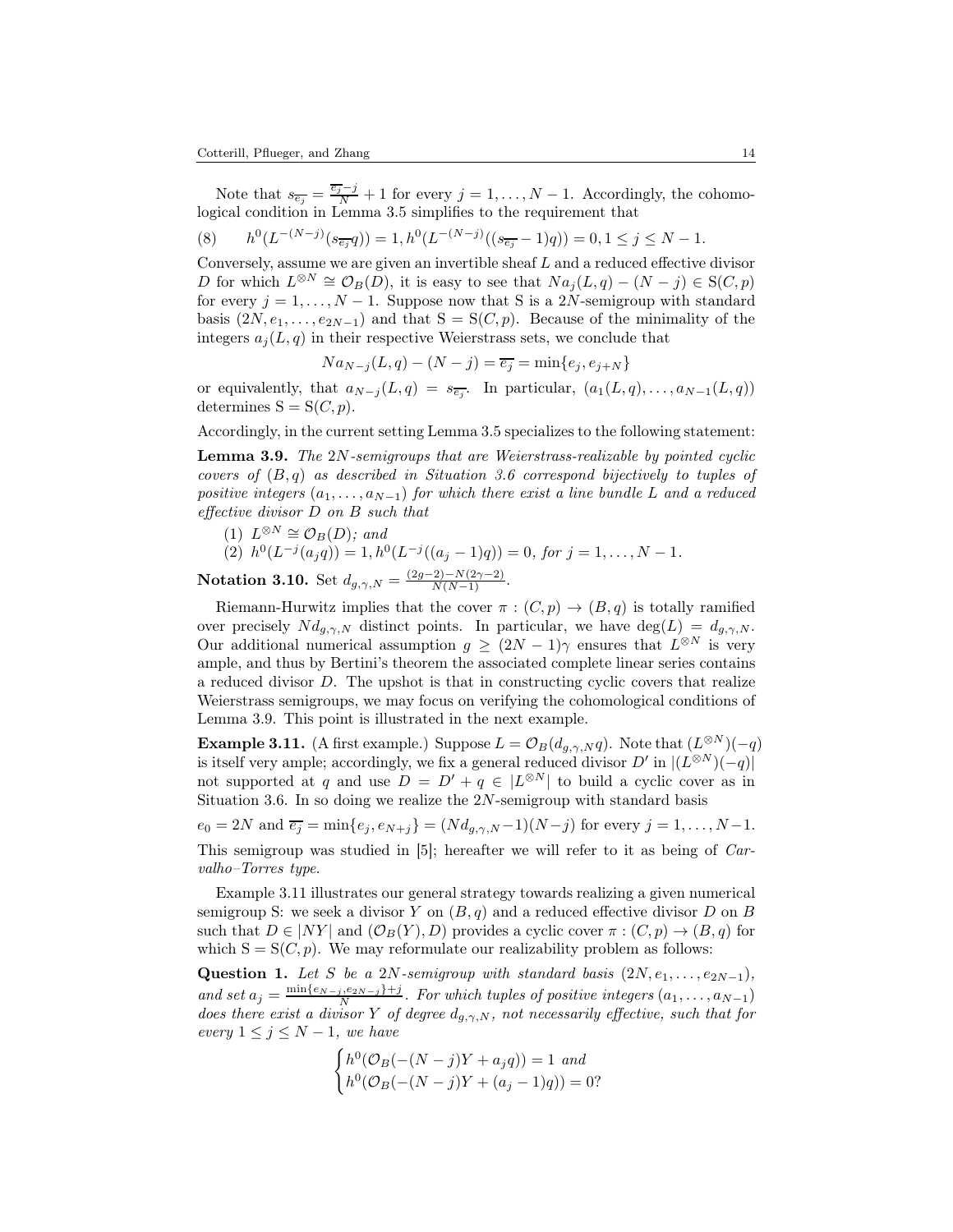Note that $s_{\overline{e_j}} = \frac{\overline{e_j}-j}{N}+1$ for every $j=1,\dots,N-1$. Accordingly, the cohomological condition in Lemma 3.5 simplifies to the requirement that

$$h^0(L^{-(N-j)}(s_{\overline{e_j}}q)) = 1, h^0(L^{-(N-j)}((s_{\overline{e_j}}-1)q)) = 0, 1 \le j \le N-1. \tag{8}$$

Conversely, assume we are given an invertible sheaf $L$ and a reduced effective divisor $D$ for which $L^{\otimes N} \cong \mathcal{O}_B(D)$, it is easy to see that $Na_j(L,q)-(N-j) \in \mathrm{S}(C,p)$ for every $j=1,\dots,N-1$. Suppose now that S is a $2N$-semigroup with standard basis $(2N, e_1, \dots, e_{2N-1})$ and that $\mathrm{S} = \mathrm{S}(C,p)$. Because of the minimality of the integers $a_j(L,q)$ in their respective Weierstrass sets, we conclude that

$$Na_{N-j}(L,q)-(N-j) = \overline{e_j} = \min\{e_j, e_{j+N}\}$$

or equivalently, that $a_{N-j}(L,q) = s_{\overline{e_j}}$. In particular, $(a_1(L,q),\dots,a_{N-1}(L,q))$ determines $\mathrm{S} = \mathrm{S}(C,p)$.

Accordingly, in the current setting Lemma 3.5 specializes to the following statement:

**Lemma 3.9.** *The $2N$-semigroups that are Weierstrass-realizable by pointed cyclic covers of $(B,q)$ as described in Situation 3.6 correspond bijectively to tuples of positive integers $(a_1,\dots,a_{N-1})$ for which there exist a line bundle $L$ and a reduced effective divisor $D$ on $B$ such that*

1. *$L^{\otimes N} \cong \mathcal{O}_B(D)$; and*
2. *$h^0(L^{-j}(a_jq)) = 1, h^0(L^{-j}((a_j-1)q)) = 0$, for $j=1,\dots,N-1$.*

**Notation 3.10.** Set $d_{g,\gamma,N} = \frac{(2g-2)-N(2\gamma-2)}{N(N-1)}$.

Riemann-Hurwitz implies that the cover $\pi : (C,p) \to (B,q)$ is totally ramified over precisely $Nd_{g,\gamma,N}$ distinct points. In particular, we have $\deg(L) = d_{g,\gamma,N}$. Our additional numerical assumption $g \ge (2N-1)\gamma$ ensures that $L^{\otimes N}$ is very ample, and thus by Bertini's theorem the associated complete linear series contains a reduced divisor $D$. The upshot is that in constructing cyclic covers that realize Weierstrass semigroups, we may focus on verifying the cohomological conditions of Lemma 3.9. This point is illustrated in the next example.

**Example 3.11.** (A first example.) Suppose $L = \mathcal{O}_B(d_{g,\gamma,N}q)$. Note that $(L^{\otimes N})(-q)$ is itself very ample; accordingly, we fix a general reduced divisor $D'$ in $|(L^{\otimes N})(-q)|$ not supported at $q$ and use $D = D' + q \in |L^{\otimes N}|$ to build a cyclic cover as in Situation 3.6. In so doing we realize the $2N$-semigroup with standard basis

$$e_0 = 2N \text{ and } \overline{e_j} = \min\{e_j, e_{N+j}\} = (Nd_{g,\gamma,N}-1)(N-j) \text{ for every } j=1,\dots,N-1.$$

This semigroup was studied in [5]; hereafter we will refer to it as being of *Carvalho–Torres type.*

Example 3.11 illustrates our general strategy towards realizing a given numerical semigroup S: we seek a divisor $Y$ on $(B,q)$ and a reduced effective divisor $D$ on $B$ such that $D \in |NY|$ and $(\mathcal{O}_B(Y), D)$ provides a cyclic cover $\pi : (C,p) \to (B,q)$ for which $\mathrm{S} = \mathrm{S}(C,p)$. We may reformulate our realizability problem as follows:

**Question 1.** *Let $S$ be a $2N$-semigroup with standard basis $(2N, e_1, \dots, e_{2N-1})$, and set $a_j = \frac{\min\{e_{N-j}, e_{2N-j}\}+j}{N}$. For which tuples of positive integers $(a_1,\dots,a_{N-1})$ does there exist a divisor $Y$ of degree $d_{g,\gamma,N}$, not necessarily effective, such that for every $1 \le j \le N-1$, we have*

$$\begin{cases} h^0(\mathcal{O}_B(-(N-j)Y + a_jq)) = 1 \text{ and} \\ h^0(\mathcal{O}_B(-(N-j)Y + (a_j-1)q)) = 0? \end{cases}$$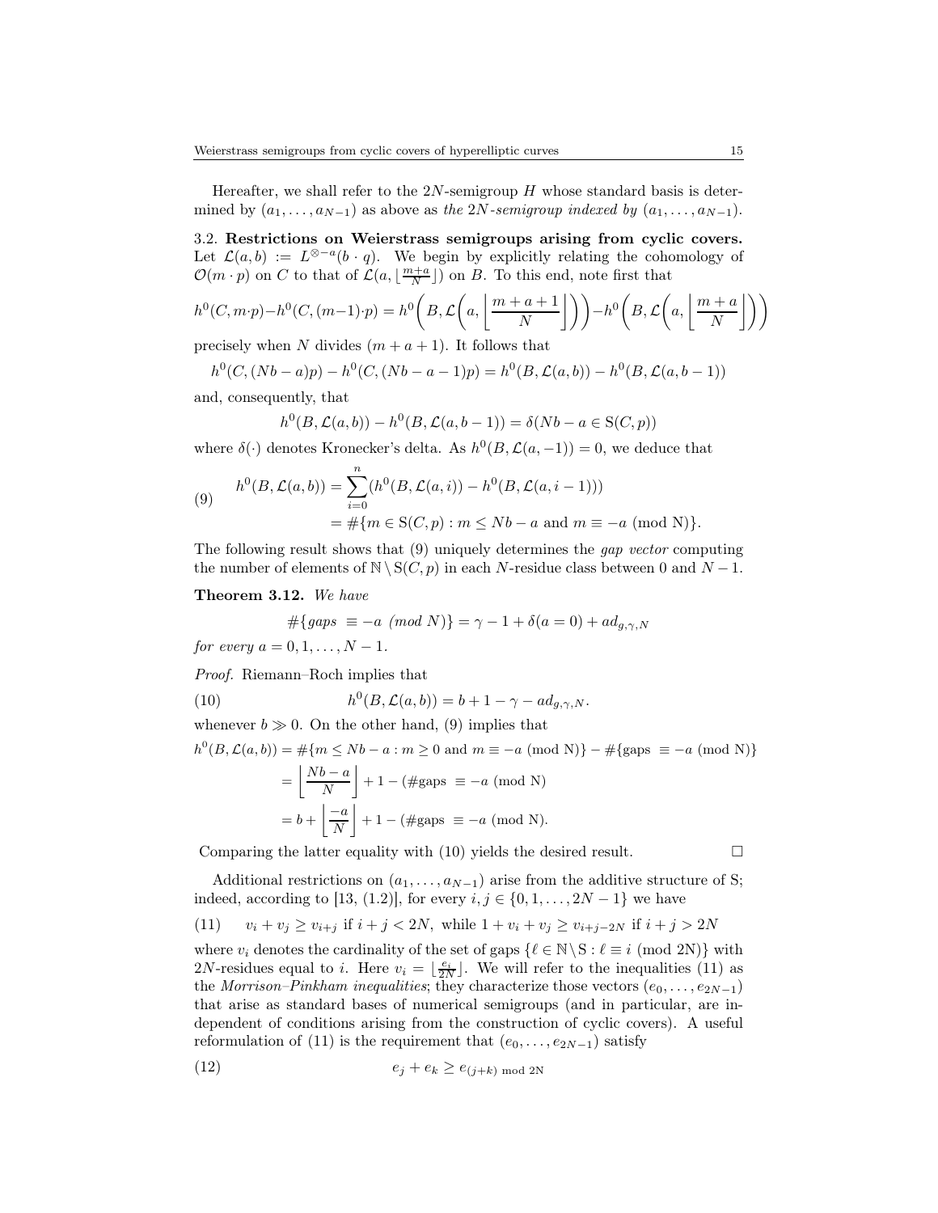Hereafter, we shall refer to the $2N$-semigroup $H$ whose standard basis is determined by $(a_1, \ldots, a_{N-1})$ as above as *the $2N$-semigroup indexed by* $(a_1, \ldots, a_{N-1})$.

3.2. **Restrictions on Weierstrass semigroups arising from cyclic covers.** Let $\mathcal{L}(a,b) := L^{\otimes -a}(b \cdot q)$. We begin by explicitly relating the cohomology of $\mathcal{O}(m \cdot p)$ on $C$ to that of $\mathcal{L}(a, \lfloor \frac{m+a}{N} \rfloor)$ on $B$. To this end, note first that

$$h^0(C, m{\cdot}p) - h^0(C, (m-1){\cdot}p) = h^0\left(B, \mathcal{L}\left(a, \left\lfloor \frac{m+a+1}{N} \right\rfloor\right)\right) - h^0\left(B, \mathcal{L}\left(a, \left\lfloor \frac{m+a}{N} \right\rfloor\right)\right)$$

precisely when $N$ divides $(m+a+1)$. It follows that

$$h^0(C, (Nb-a)p) - h^0(C, (Nb-a-1)p) = h^0(B, \mathcal{L}(a,b)) - h^0(B, \mathcal{L}(a, b-1))$$

and, consequently, that

$$h^0(B, \mathcal{L}(a,b)) - h^0(B, \mathcal{L}(a,b-1)) = \delta(Nb - a \in \mathrm{S}(C,p))$$

where $\delta(\cdot)$ denotes Kronecker's delta. As $h^0(B, \mathcal{L}(a,-1)) = 0$, we deduce that

$$\begin{aligned} h^0(B, \mathcal{L}(a,b)) &= \sum_{i=0}^{n} (h^0(B, \mathcal{L}(a,i)) - h^0(B, \mathcal{L}(a, i-1))) \\ &= \#\{m \in \mathrm{S}(C,p) : m \leq Nb - a \text{ and } m \equiv -a \text{ (mod N)}\}. \end{aligned} \tag{9}$$

The following result shows that (9) uniquely determines the *gap vector* computing the number of elements of $\mathbb{N} \setminus \mathrm{S}(C,p)$ in each $N$-residue class between 0 and $N-1$.

**Theorem 3.12.** *We have*

$$\#\{gaps \ \equiv -a \ (mod\ N)\} = \gamma - 1 + \delta(a=0) + ad_{g,\gamma,N}$$

*for every* $a = 0, 1, \ldots, N-1$.

*Proof.* Riemann–Roch implies that

$$h^0(B, \mathcal{L}(a,b)) = b + 1 - \gamma - ad_{g,\gamma,N}. \tag{10}$$

whenever $b \gg 0$. On the other hand, (9) implies that

$$\begin{aligned} h^0(B, \mathcal{L}(a,b)) &= \#\{m \leq Nb - a : m \geq 0 \text{ and } m \equiv -a \text{ (mod N)}\} - \#\{\text{gaps } \equiv -a \text{ (mod N)}\} \\ &= \left\lfloor \frac{Nb-a}{N} \right\rfloor + 1 - (\#\text{gaps } \equiv -a \text{ (mod N)} \\ &= b + \left\lfloor \frac{-a}{N} \right\rfloor + 1 - (\#\text{gaps } \equiv -a \text{ (mod N)}. \end{aligned}$$

Comparing the latter equality with (10) yields the desired result. □

Additional restrictions on $(a_1, \ldots, a_{N-1})$ arise from the additive structure of S; indeed, according to [13, (1.2)], for every $i, j \in \{0, 1, \ldots, 2N-1\}$ we have

$$v_i + v_j \geq v_{i+j} \text{ if } i + j < 2N, \text{ while } 1 + v_i + v_j \geq v_{i+j-2N} \text{ if } i + j > 2N \tag{11}$$

where $v_i$ denotes the cardinality of the set of gaps $\{\ell \in \mathbb{N} \setminus \mathrm{S} : \ell \equiv i \text{ (mod 2N)}\}$ with $2N$-residues equal to $i$. Here $v_i = \lfloor \frac{e_i}{2N} \rfloor$. We will refer to the inequalities (11) as the *Morrison–Pinkham inequalities*; they characterize those vectors $(e_0, \ldots, e_{2N-1})$ that arise as standard bases of numerical semigroups (and in particular, are independent of conditions arising from the construction of cyclic covers). A useful reformulation of (11) is the requirement that $(e_0, \ldots, e_{2N-1})$ satisfy

$$e_j + e_k \geq e_{(j+k) \text{ mod 2N}} \tag{12}$$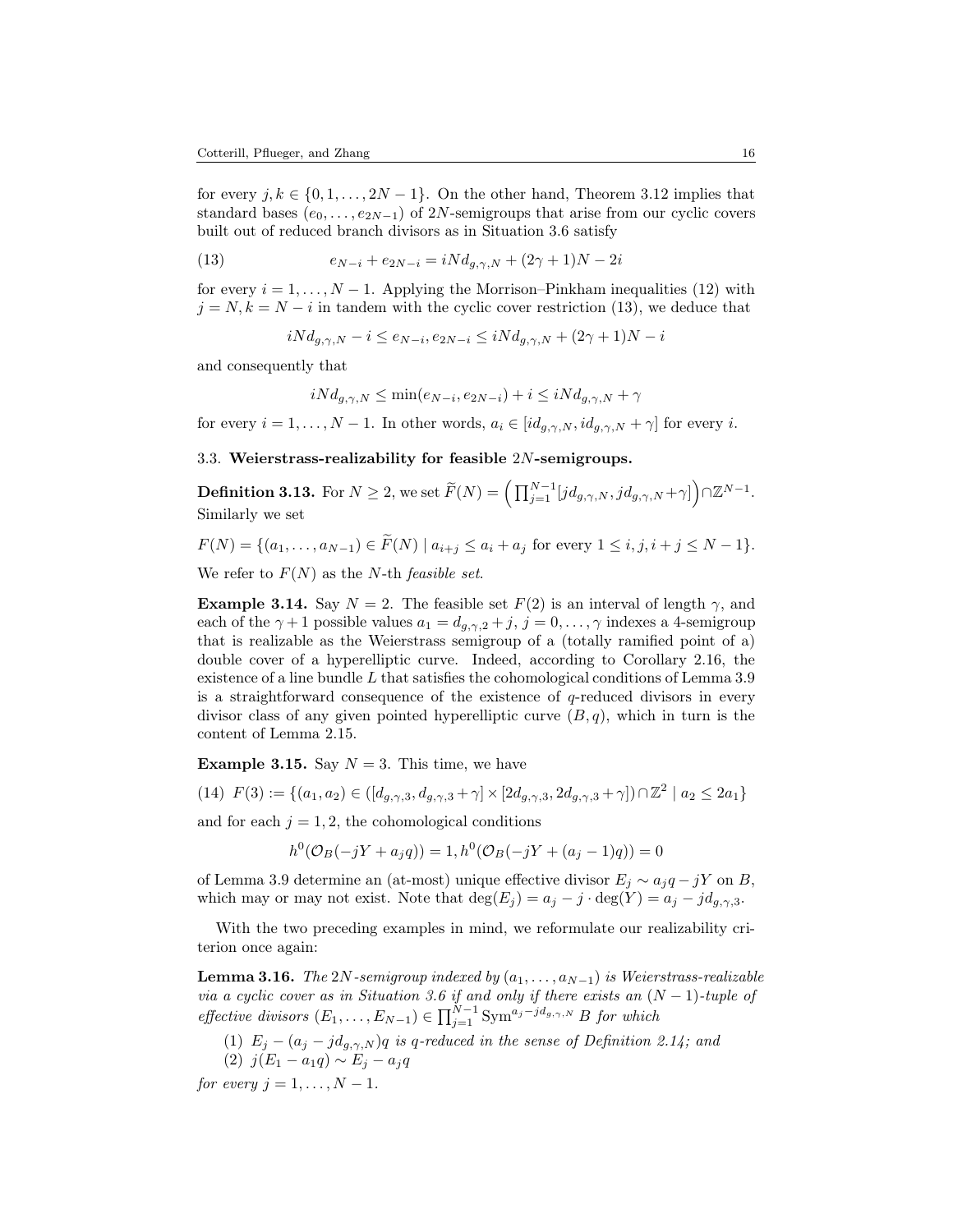for every $j, k \in \{0, 1, \ldots, 2N-1\}$. On the other hand, Theorem 3.12 implies that standard bases $(e_0, \ldots, e_{2N-1})$ of $2N$-semigroups that arise from our cyclic covers built out of reduced branch divisors as in Situation 3.6 satisfy

$$e_{N-i} + e_{2N-i} = iNd_{g,\gamma,N} + (2\gamma+1)N - 2i \tag{13}$$

for every $i = 1, \ldots, N-1$. Applying the Morrison–Pinkham inequalities (12) with $j = N, k = N-i$ in tandem with the cyclic cover restriction (13), we deduce that

$$iNd_{g,\gamma,N} - i \leq e_{N-i}, e_{2N-i} \leq iNd_{g,\gamma,N} + (2\gamma+1)N - i$$

and consequently that

$$iNd_{g,\gamma,N} \leq \min(e_{N-i}, e_{2N-i}) + i \leq iNd_{g,\gamma,N} + \gamma$$

for every $i = 1, \ldots, N-1$. In other words, $a_i \in [id_{g,\gamma,N}, id_{g,\gamma,N} + \gamma]$ for every $i$.

### 3.3. Weierstrass-realizability for feasible $2N$-semigroups.

**Definition 3.13.** For $N \geq 2$, we set $\widetilde{F}(N) = \left(\prod_{j=1}^{N-1}[jd_{g,\gamma,N}, jd_{g,\gamma,N} + \gamma]\right) \cap \mathbb{Z}^{N-1}$. Similarly we set

$$F(N) = \{(a_1, \ldots, a_{N-1}) \in \widetilde{F}(N) \mid a_{i+j} \leq a_i + a_j \text{ for every } 1 \leq i, j, i+j \leq N-1\}.$$

We refer to $F(N)$ as the $N$-th *feasible set*.

**Example 3.14.** Say $N = 2$. The feasible set $F(2)$ is an interval of length $\gamma$, and each of the $\gamma + 1$ possible values $a_1 = d_{g,\gamma,2} + j$, $j = 0, \ldots, \gamma$ indexes a 4-semigroup that is realizable as the Weierstrass semigroup of a (totally ramified point of a) double cover of a hyperelliptic curve. Indeed, according to Corollary 2.16, the existence of a line bundle $L$ that satisfies the cohomological conditions of Lemma 3.9 is a straightforward consequence of the existence of $q$-reduced divisors in every divisor class of any given pointed hyperelliptic curve $(B, q)$, which in turn is the content of Lemma 2.15.

**Example 3.15.** Say $N = 3$. This time, we have

$$F(3) := \{(a_1, a_2) \in ([d_{g,\gamma,3}, d_{g,\gamma,3} + \gamma] \times [2d_{g,\gamma,3}, 2d_{g,\gamma,3} + \gamma]) \cap \mathbb{Z}^2 \mid a_2 \leq 2a_1\} \tag{14}$$

and for each $j = 1, 2$, the cohomological conditions

$$h^0(\mathcal{O}_B(-jY + a_j q)) = 1, h^0(\mathcal{O}_B(-jY + (a_j - 1)q)) = 0$$

of Lemma 3.9 determine an (at-most) unique effective divisor $E_j \sim a_j q - jY$ on $B$, which may or may not exist. Note that $\deg(E_j) = a_j - j \cdot \deg(Y) = a_j - jd_{g,\gamma,3}$.

With the two preceding examples in mind, we reformulate our realizability criterion once again:

**Lemma 3.16.** *The $2N$-semigroup indexed by $(a_1, \ldots, a_{N-1})$ is Weierstrass-realizable via a cyclic cover as in Situation 3.6 if and only if there exists an $(N-1)$-tuple of effective divisors $(E_1, \ldots, E_{N-1}) \in \prod_{j=1}^{N-1} \mathrm{Sym}^{a_j - jd_{g,\gamma,N}} B$ for which*

1. *$E_j - (a_j - jd_{g,\gamma,N})q$ is $q$-reduced in the sense of Definition 2.14; and*
2. *$j(E_1 - a_1 q) \sim E_j - a_j q$*

*for every $j = 1, \ldots, N-1$.*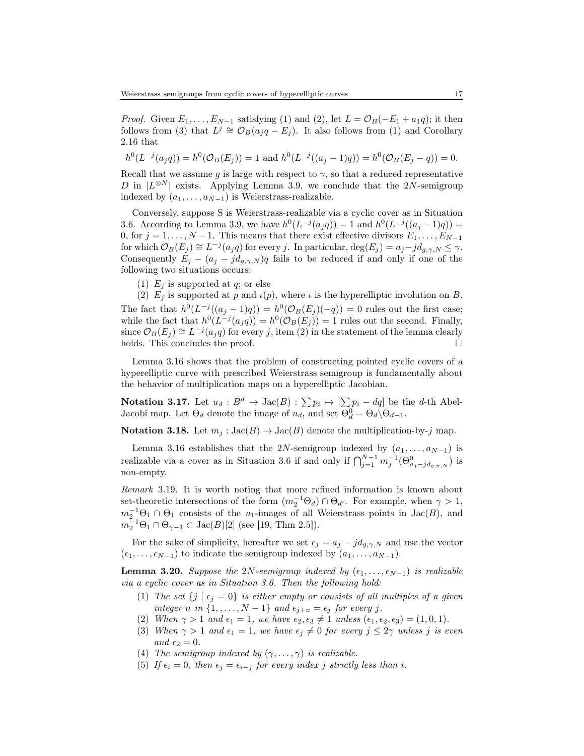*Proof.* Given $E_1, \dots, E_{N-1}$ satisfying (1) and (2), let $L = \mathcal{O}_B(-E_1 + a_1 q)$; it then follows from (3) that $L^j \cong \mathcal{O}_B(a_j q - E_j)$. It also follows from (1) and Corollary 2.16 that

$$h^0(L^{-j}(a_j q)) = h^0(\mathcal{O}_B(E_j)) = 1 \text{ and } h^0(L^{-j}((a_j - 1)q)) = h^0(\mathcal{O}_B(E_j - q)) = 0.$$

Recall that we assume $g$ is large with respect to $\gamma$, so that a reduced representative $D$ in $|L^{\otimes N}|$ exists. Applying Lemma 3.9, we conclude that the $2N$-semigroup indexed by $(a_1, \dots, a_{N-1})$ is Weierstrass-realizable.

Conversely, suppose S is Weierstrass-realizable via a cyclic cover as in Situation 3.6. According to Lemma 3.9, we have $h^0(L^{-j}(a_j q)) = 1$ and $h^0(L^{-j}((a_j - 1)q)) = 0$, for $j = 1, \dots, N-1$. This means that there exist effective divisors $E_1, \dots, E_{N-1}$ for which $\mathcal{O}_B(E_j) \cong L^{-j}(a_j q)$ for every $j$. In particular, $\deg(E_j) = a_j - j d_{g,\gamma,N} \leq \gamma$. Consequently $E_j - (a_j - j d_{g,\gamma,N})q$ fails to be reduced if and only if one of the following two situations occurs:

(1) $E_j$ is supported at $q$; or else

(2) $E_j$ is supported at $p$ and $\iota(p)$, where $\iota$ is the hyperelliptic involution on $B$.

The fact that $h^0(L^{-j}((a_j - 1)q)) = h^0(\mathcal{O}_B(E_j)(-q)) = 0$ rules out the first case; while the fact that $h^0(L^{-j}(a_j q)) = h^0(\mathcal{O}_B(E_j)) = 1$ rules out the second. Finally, since $\mathcal{O}_B(E_j) \cong L^{-j}(a_j q)$ for every $j$, item (2) in the statement of the lemma clearly holds. This concludes the proof. □

Lemma 3.16 shows that the problem of constructing pointed cyclic covers of a hyperelliptic curve with prescribed Weierstrass semigroup is fundamentally about the behavior of multiplication maps on a hyperelliptic Jacobian.

**Notation 3.17.** Let $u_d : B^d \to \mathrm{Jac}(B) : \sum p_i \mapsto [\sum p_i - dq]$ be the $d$-th Abel-Jacobi map. Let $\Theta_d$ denote the image of $u_d$, and set $\Theta_d^0 = \Theta_d \backslash \Theta_{d-1}$.

**Notation 3.18.** Let $m_j : \mathrm{Jac}(B) \to \mathrm{Jac}(B)$ denote the multiplication-by-$j$ map.

Lemma 3.16 establishes that the $2N$-semigroup indexed by $(a_1, \dots, a_{N-1})$ is realizable via a cover as in Situation 3.6 if and only if $\bigcap_{j=1}^{N-1} m_j^{-1}(\Theta^0_{a_j - j d_{g,\gamma,N}})$ is non-empty.

*Remark* 3.19. It is worth noting that more refined information is known about set-theoretic intersections of the form $(m_2^{-1}\Theta_d) \cap \Theta_{d'}$. For example, when $\gamma > 1$, $m_2^{-1}\Theta_1 \cap \Theta_1$ consists of the $u_1$-images of all Weierstrass points in $\mathrm{Jac}(B)$, and $m_2^{-1}\Theta_1 \cap \Theta_{\gamma-1} \subset \mathrm{Jac}(B)[2]$ (see [19, Thm 2.5]).

For the sake of simplicity, hereafter we set $\epsilon_j = a_j - j d_{g,\gamma,N}$ and use the vector $(\epsilon_1, \dots, \epsilon_{N-1})$ to indicate the semigroup indexed by $(a_1, \dots, a_{N-1})$.

**Lemma 3.20.** *Suppose the $2N$-semigroup indexed by $(\epsilon_1, \dots, \epsilon_{N-1})$ is realizable via a cyclic cover as in Situation 3.6. Then the following hold:*

(1) *The set $\{j \mid \epsilon_j = 0\}$ is either empty or consists of all multiples of a given integer $n$ in $\{1, \dots, N-1\}$ and $\epsilon_{j+n} = \epsilon_j$ for every $j$.*

(2) *When $\gamma > 1$ and $\epsilon_1 = 1$, we have $\epsilon_2, \epsilon_3 \neq 1$ unless $(\epsilon_1, \epsilon_2, \epsilon_3) = (1, 0, 1)$.*

(3) *When $\gamma > 1$ and $\epsilon_1 = 1$, we have $\epsilon_j \neq 0$ for every $j \leq 2\gamma$ unless $j$ is even and $\epsilon_2 = 0$.*

(4) *The semigroup indexed by $(\gamma, \dots, \gamma)$ is realizable.*

(5) *If $\epsilon_i = 0$, then $\epsilon_j = \epsilon_{i-j}$ for every index $j$ strictly less than $i$.*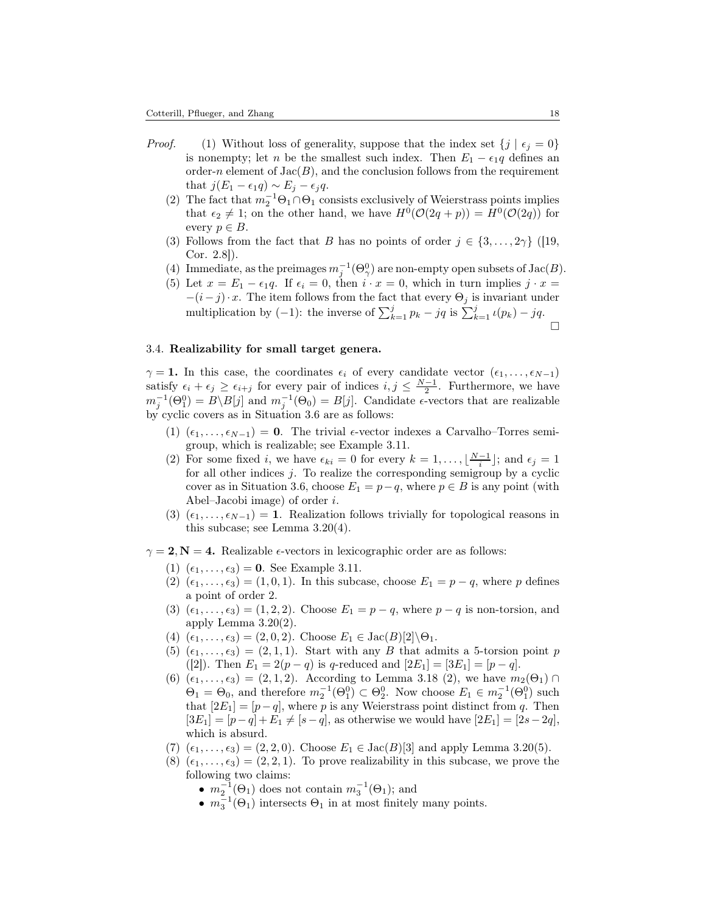*Proof.* (1) Without loss of generality, suppose that the index set $\{j \mid \epsilon_j = 0\}$ is nonempty; let $n$ be the smallest such index. Then $E_1 - \epsilon_1 q$ defines an order-$n$ element of $\mathrm{Jac}(B)$, and the conclusion follows from the requirement that $j(E_1 - \epsilon_1 q) \sim E_j - \epsilon_j q$.

(2) The fact that $m_2^{-1}\Theta_1 \cap \Theta_1$ consists exclusively of Weierstrass points implies that $\epsilon_2 \neq 1$; on the other hand, we have $H^0(\mathcal{O}(2q+p)) = H^0(\mathcal{O}(2q))$ for every $p \in B$.

(3) Follows from the fact that $B$ has no points of order $j \in \{3, \dots, 2\gamma\}$ ([19, Cor. 2.8]).

(4) Immediate, as the preimages $m_j^{-1}(\Theta_\gamma^0)$ are non-empty open subsets of $\mathrm{Jac}(B)$.

(5) Let $x = E_1 - \epsilon_1 q$. If $\epsilon_i = 0$, then $i \cdot x = 0$, which in turn implies $j \cdot x = -(i-j)\cdot x$. The item follows from the fact that every $\Theta_j$ is invariant under multiplication by $(-1)$: the inverse of $\sum_{k=1}^{j} p_k - jq$ is $\sum_{k=1}^{j} \iota(p_k) - jq$. □

### 3.4. Realizability for small target genera.

$\gamma = \mathbf{1}.$ In this case, the coordinates $\epsilon_i$ of every candidate vector $(\epsilon_1, \dots, \epsilon_{N-1})$ satisfy $\epsilon_i + \epsilon_j \geq \epsilon_{i+j}$ for every pair of indices $i, j \leq \frac{N-1}{2}$. Furthermore, we have $m_j^{-1}(\Theta_1^0) = B \backslash B[j]$ and $m_j^{-1}(\Theta_0) = B[j]$. Candidate $\epsilon$-vectors that are realizable by cyclic covers as in Situation 3.6 are as follows:

1. $(\epsilon_1, \dots, \epsilon_{N-1}) = \mathbf{0}$. The trivial $\epsilon$-vector indexes a Carvalho–Torres semigroup, which is realizable; see Example 3.11.
2. For some fixed $i$, we have $\epsilon_{ki} = 0$ for every $k = 1, \dots, \lfloor \frac{N-1}{i} \rfloor$; and $\epsilon_j = 1$ for all other indices $j$. To realize the corresponding semigroup by a cyclic cover as in Situation 3.6, choose $E_1 = p - q$, where $p \in B$ is any point (with Abel–Jacobi image) of order $i$.
3. $(\epsilon_1, \dots, \epsilon_{N-1}) = \mathbf{1}$. Realization follows trivially for topological reasons in this subcase; see Lemma 3.20(4).

$\gamma = \mathbf{2}, \mathbf{N} = \mathbf{4}.$ Realizable $\epsilon$-vectors in lexicographic order are as follows:

1. $(\epsilon_1, \dots, \epsilon_3) = \mathbf{0}$. See Example 3.11.
2. $(\epsilon_1, \dots, \epsilon_3) = (1, 0, 1)$. In this subcase, choose $E_1 = p - q$, where $p$ defines a point of order 2.
3. $(\epsilon_1, \dots, \epsilon_3) = (1, 2, 2)$. Choose $E_1 = p - q$, where $p - q$ is non-torsion, and apply Lemma 3.20(2).
4. $(\epsilon_1, \dots, \epsilon_3) = (2, 0, 2)$. Choose $E_1 \in \mathrm{Jac}(B)[2] \backslash \Theta_1$.
5. $(\epsilon_1, \dots, \epsilon_3) = (2, 1, 1)$. Start with any $B$ that admits a 5-torsion point $p$ ([2]). Then $E_1 = 2(p - q)$ is $q$-reduced and $[2E_1] = [3E_1] = [p - q]$.
6. $(\epsilon_1, \dots, \epsilon_3) = (2, 1, 2)$. According to Lemma 3.18 (2), we have $m_2(\Theta_1) \cap \Theta_1 = \Theta_0$, and therefore $m_2^{-1}(\Theta_1^0) \subset \Theta_2^0$. Now choose $E_1 \in m_2^{-1}(\Theta_1^0)$ such that $[2E_1] = [p - q]$, where $p$ is any Weierstrass point distinct from $q$. Then $[3E_1] = [p - q] + E_1 \neq [s - q]$, as otherwise we would have $[2E_1] = [2s - 2q]$, which is absurd.
7. $(\epsilon_1, \dots, \epsilon_3) = (2, 2, 0)$. Choose $E_1 \in \mathrm{Jac}(B)[3]$ and apply Lemma 3.20(5).
8. $(\epsilon_1, \dots, \epsilon_3) = (2, 2, 1)$. To prove realizability in this subcase, we prove the following two claims:
   - $m_2^{-1}(\Theta_1)$ does not contain $m_3^{-1}(\Theta_1)$; and
   - $m_3^{-1}(\Theta_1)$ intersects $\Theta_1$ in at most finitely many points.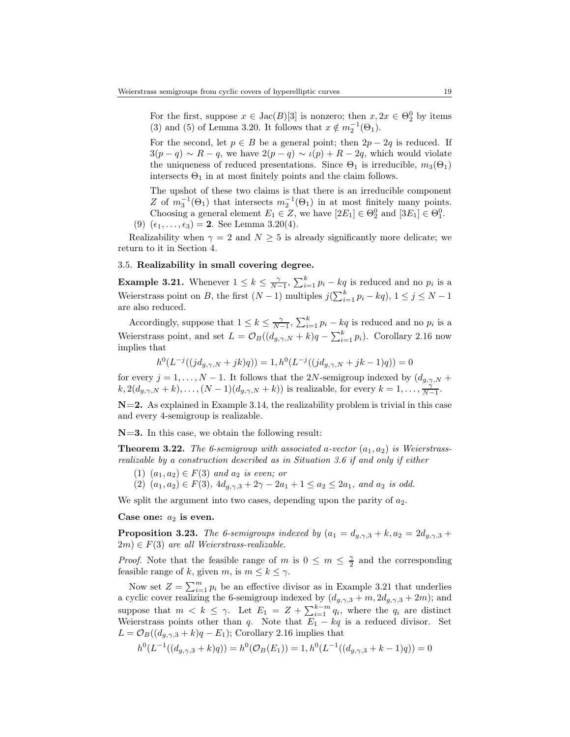For the first, suppose $x \in \mathrm{Jac}(B)[3]$ is nonzero; then $x, 2x \in \Theta_2^0$ by items (3) and (5) of Lemma 3.20. It follows that $x \notin m_2^{-1}(\Theta_1)$.

For the second, let $p \in B$ be a general point; then $2p - 2q$ is reduced. If $3(p-q) \sim R - q$, we have $2(p-q) \sim \iota(p) + R - 2q$, which would violate the uniqueness of reduced presentations. Since $\Theta_1$ is irreducible, $m_3(\Theta_1)$ intersects $\Theta_1$ in at most finitely points and the claim follows.

The upshot of these two claims is that there is an irreducible component $Z$ of $m_3^{-1}(\Theta_1)$ that intersects $m_2^{-1}(\Theta_1)$ in at most finitely many points. Choosing a general element $E_1 \in Z$, we have $[2E_1] \in \Theta_2^0$ and $[3E_1] \in \Theta_1^0$.

(9) $(\epsilon_1, \dots, \epsilon_3) = \mathbf{2}$. See Lemma 3.20(4).

Realizability when $\gamma = 2$ and $N \geq 5$ is already significantly more delicate; we return to it in Section 4.

### 3.5. Realizability in small covering degree.

**Example 3.21.** Whenever $1 \leq k \leq \frac{\gamma}{N-1}$, $\sum_{i=1}^k p_i - kq$ is reduced and no $p_i$ is a Weierstrass point on $B$, the first $(N-1)$ multiples $j(\sum_{i=1}^k p_i - kq)$, $1 \leq j \leq N-1$ are also reduced.

Accordingly, suppose that $1 \leq k \leq \frac{\gamma}{N-1}$, $\sum_{i=1}^k p_i - kq$ is reduced and no $p_i$ is a Weierstrass point, and set $L = \mathcal{O}_B((d_{g,\gamma,N} + k)q - \sum_{i=1}^k p_i)$. Corollary 2.16 now implies that

$$h^0(L^{-j}((jd_{g,\gamma,N} + jk)q)) = 1, h^0(L^{-j}((jd_{g,\gamma,N} + jk - 1)q)) = 0$$

for every $j = 1, \dots, N-1$. It follows that the $2N$-semigroup indexed by $(d_{g,\gamma,N} + k, 2(d_{g,\gamma,N} + k), \dots, (N-1)(d_{g,\gamma,N} + k))$ is realizable, for every $k = 1, \dots, \frac{\gamma}{N-1}$.

**N=2.** As explained in Example 3.14, the realizability problem is trivial in this case and every 4-semigroup is realizable.

**N=3.** In this case, we obtain the following result:

**Theorem 3.22.** *The 6-semigroup with associated a-vector $(a_1, a_2)$ is Weierstrass-realizable by a construction described as in Situation 3.6 if and only if either*

1. *$(a_1, a_2) \in F(3)$ and $a_2$ is even; or*
2. *$(a_1, a_2) \in F(3)$, $4d_{g,\gamma,3} + 2\gamma - 2a_1 + 1 \leq a_2 \leq 2a_1$, and $a_2$ is odd.*

We split the argument into two cases, depending upon the parity of $a_2$.

**Case one: $a_2$ is even.**

**Proposition 3.23.** *The 6-semigroups indexed by $(a_1 = d_{g,\gamma,3} + k, a_2 = 2d_{g,\gamma,3} + 2m) \in F(3)$ are all Weierstrass-realizable.*

*Proof.* Note that the feasible range of $m$ is $0 \leq m \leq \frac{\gamma}{2}$ and the corresponding feasible range of $k$, given $m$, is $m \leq k \leq \gamma$.

Now set $Z = \sum_{i=1}^m p_i$ be an effective divisor as in Example 3.21 that underlies a cyclic cover realizing the 6-semigroup indexed by $(d_{g,\gamma,3} + m, 2d_{g,\gamma,3} + 2m)$; and suppose that $m < k \leq \gamma$. Let $E_1 = Z + \sum_{i=1}^{k-m} q_i$, where the $q_i$ are distinct Weierstrass points other than $q$. Note that $E_1 - kq$ is a reduced divisor. Set $L = \mathcal{O}_B((d_{g,\gamma,3} + k)q - E_1)$; Corollary 2.16 implies that

$$h^0(L^{-1}((d_{g,\gamma,3} + k)q)) = h^0(\mathcal{O}_B(E_1)) = 1, h^0(L^{-1}((d_{g,\gamma,3} + k - 1)q)) = 0$$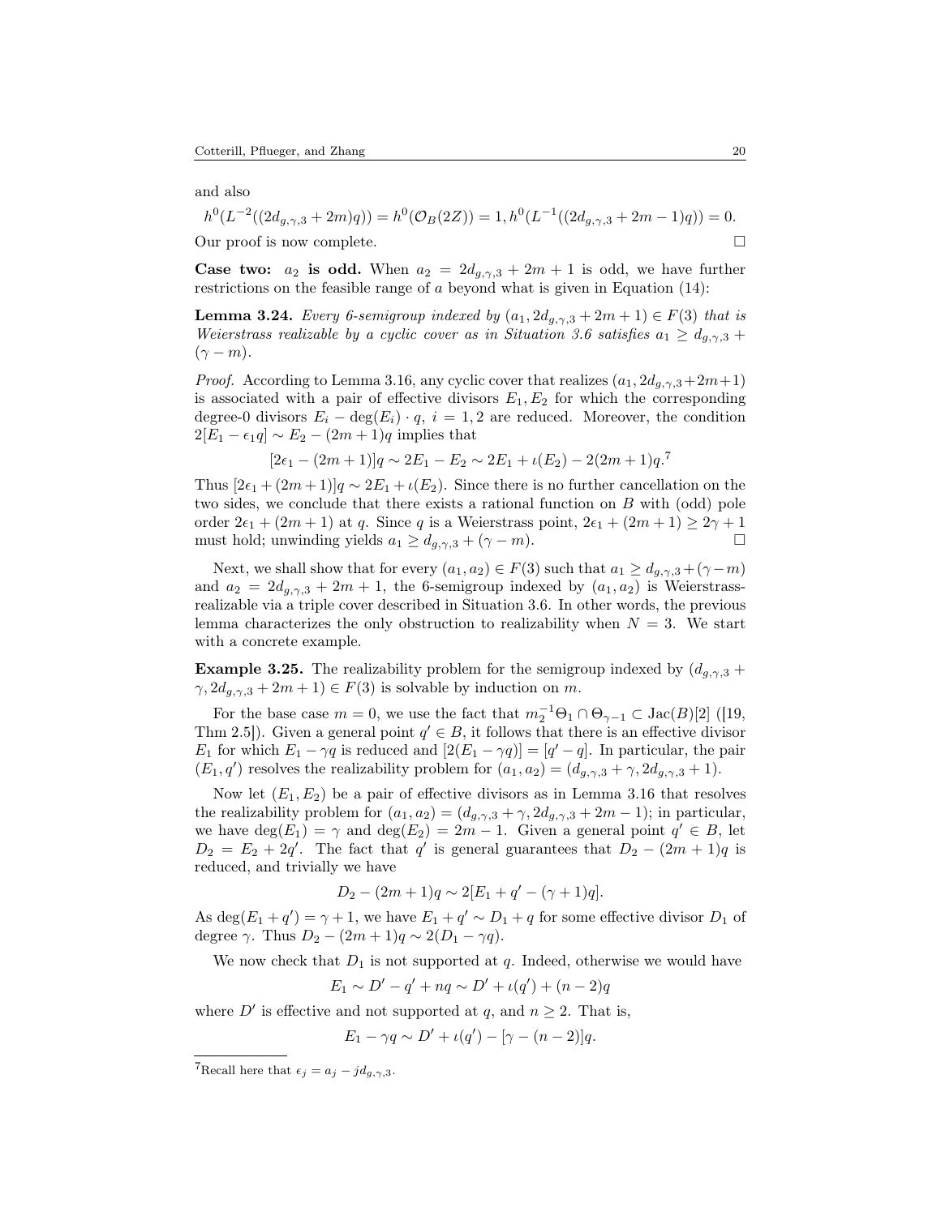and also

$$h^0(L^{-2}((2d_{g,\gamma,3}+2m)q)) = h^0(\mathcal{O}_B(2Z)) = 1, h^0(L^{-1}((2d_{g,\gamma,3}+2m-1)q)) = 0.$$

Our proof is now complete. $\square$

**Case two: $a_2$ is odd.** When $a_2 = 2d_{g,\gamma,3} + 2m + 1$ is odd, we have further restrictions on the feasible range of $a$ beyond what is given in Equation (14):

**Lemma 3.24.** *Every 6-semigroup indexed by $(a_1, 2d_{g,\gamma,3} + 2m + 1) \in F(3)$ that is Weierstrass realizable by a cyclic cover as in Situation 3.6 satisfies $a_1 \geq d_{g,\gamma,3} + (\gamma - m)$.*

*Proof.* According to Lemma 3.16, any cyclic cover that realizes $(a_1, 2d_{g,\gamma,3}+2m+1)$ is associated with a pair of effective divisors $E_1, E_2$ for which the corresponding degree-0 divisors $E_i - \deg(E_i) \cdot q$, $i = 1, 2$ are reduced. Moreover, the condition $2[E_1 - \epsilon_1 q] \sim E_2 - (2m+1)q$ implies that

$$[2\epsilon_1 - (2m+1)]q \sim 2E_1 - E_2 \sim 2E_1 + \iota(E_2) - 2(2m+1)q.$$[7]

Thus $[2\epsilon_1 + (2m+1)]q \sim 2E_1 + \iota(E_2)$. Since there is no further cancellation on the two sides, we conclude that there exists a rational function on $B$ with (odd) pole order $2\epsilon_1 + (2m+1)$ at $q$. Since $q$ is a Weierstrass point, $2\epsilon_1 + (2m+1) \geq 2\gamma + 1$ must hold; unwinding yields $a_1 \geq d_{g,\gamma,3} + (\gamma - m)$. $\square$

Next, we shall show that for every $(a_1, a_2) \in F(3)$ such that $a_1 \geq d_{g,\gamma,3} + (\gamma - m)$ and $a_2 = 2d_{g,\gamma,3} + 2m + 1$, the 6-semigroup indexed by $(a_1, a_2)$ is Weierstrass-realizable via a triple cover described in Situation 3.6. In other words, the previous lemma characterizes the only obstruction to realizability when $N = 3$. We start with a concrete example.

**Example 3.25.** The realizability problem for the semigroup indexed by $(d_{g,\gamma,3} + \gamma, 2d_{g,\gamma,3} + 2m + 1) \in F(3)$ is solvable by induction on $m$.

For the base case $m = 0$, we use the fact that $m_2^{-1}\Theta_1 \cap \Theta_{\gamma-1} \subset \mathrm{Jac}(B)[2]$ ([19, Thm 2.5]). Given a general point $q' \in B$, it follows that there is an effective divisor $E_1$ for which $E_1 - \gamma q$ is reduced and $[2(E_1 - \gamma q)] = [q' - q]$. In particular, the pair $(E_1, q')$ resolves the realizability problem for $(a_1, a_2) = (d_{g,\gamma,3} + \gamma, 2d_{g,\gamma,3} + 1)$.

Now let $(E_1, E_2)$ be a pair of effective divisors as in Lemma 3.16 that resolves the realizability problem for $(a_1, a_2) = (d_{g,\gamma,3} + \gamma, 2d_{g,\gamma,3} + 2m - 1)$; in particular, we have $\deg(E_1) = \gamma$ and $\deg(E_2) = 2m - 1$. Given a general point $q' \in B$, let $D_2 = E_2 + 2q'$. The fact that $q'$ is general guarantees that $D_2 - (2m+1)q$ is reduced, and trivially we have

$$D_2 - (2m+1)q \sim 2[E_1 + q' - (\gamma + 1)q].$$

As $\deg(E_1 + q') = \gamma + 1$, we have $E_1 + q' \sim D_1 + q$ for some effective divisor $D_1$ of degree $\gamma$. Thus $D_2 - (2m+1)q \sim 2(D_1 - \gamma q)$.

We now check that $D_1$ is not supported at $q$. Indeed, otherwise we would have

$$E_1 \sim D' - q' + nq \sim D' + \iota(q') + (n-2)q$$

where $D'$ is effective and not supported at $q$, and $n \geq 2$. That is,

$$E_1 - \gamma q \sim D' + \iota(q') - [\gamma - (n-2)]q.$$

[7] Recall here that $\epsilon_j = a_j - jd_{g,\gamma,3}$.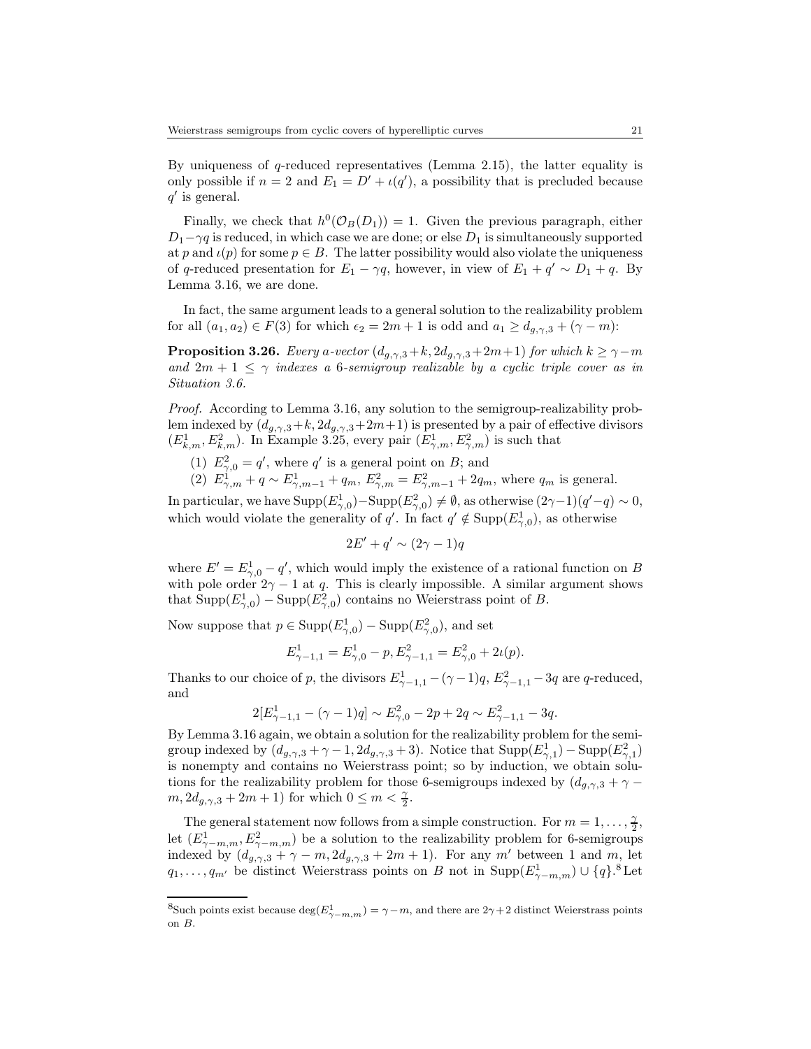By uniqueness of $q$-reduced representatives (Lemma 2.15), the latter equality is only possible if $n = 2$ and $E_1 = D' + \iota(q')$, a possibility that is precluded because $q'$ is general.

Finally, we check that $h^0(\mathcal{O}_B(D_1)) = 1$. Given the previous paragraph, either $D_1 - \gamma q$ is reduced, in which case we are done; or else $D_1$ is simultaneously supported at $p$ and $\iota(p)$ for some $p \in B$. The latter possibility would also violate the uniqueness of $q$-reduced presentation for $E_1 - \gamma q$, however, in view of $E_1 + q' \sim D_1 + q$. By Lemma 3.16, we are done.

In fact, the same argument leads to a general solution to the realizability problem for all $(a_1, a_2) \in F(3)$ for which $\epsilon_2 = 2m+1$ is odd and $a_1 \geq d_{g,\gamma,3} + (\gamma - m)$:

**Proposition 3.26.** *Every a-vector $(d_{g,\gamma,3}+k, 2d_{g,\gamma,3}+2m+1)$ for which $k \geq \gamma - m$ and $2m+1 \leq \gamma$ indexes a 6-semigroup realizable by a cyclic triple cover as in Situation 3.6.*

*Proof.* According to Lemma 3.16, any solution to the semigroup-realizability problem indexed by $(d_{g,\gamma,3}+k, 2d_{g,\gamma,3}+2m+1)$ is presented by a pair of effective divisors $(E^1_{k,m}, E^2_{k,m})$. In Example 3.25, every pair $(E^1_{\gamma,m}, E^2_{\gamma,m})$ is such that

(1) $E^2_{\gamma,0} = q'$, where $q'$ is a general point on $B$; and

(2) $E^1_{\gamma,m} + q \sim E^1_{\gamma,m-1} + q_m$, $E^2_{\gamma,m} = E^2_{\gamma,m-1} + 2q_m$, where $q_m$ is general.

In particular, we have $\mathrm{Supp}(E^1_{\gamma,0}) - \mathrm{Supp}(E^2_{\gamma,0}) \neq \emptyset$, as otherwise $(2\gamma-1)(q'-q) \sim 0$, which would violate the generality of $q'$. In fact $q' \notin \mathrm{Supp}(E^1_{\gamma,0})$, as otherwise

$$2E' + q' \sim (2\gamma - 1)q$$

where $E' = E^1_{\gamma,0} - q'$, which would imply the existence of a rational function on $B$ with pole order $2\gamma - 1$ at $q$. This is clearly impossible. A similar argument shows that $\mathrm{Supp}(E^1_{\gamma,0}) - \mathrm{Supp}(E^2_{\gamma,0})$ contains no Weierstrass point of $B$.

Now suppose that $p \in \mathrm{Supp}(E^1_{\gamma,0}) - \mathrm{Supp}(E^2_{\gamma,0})$, and set

$$E^1_{\gamma-1,1} = E^1_{\gamma,0} - p, E^2_{\gamma-1,1} = E^2_{\gamma,0} + 2\iota(p).$$

Thanks to our choice of $p$, the divisors $E^1_{\gamma-1,1} - (\gamma-1)q$, $E^2_{\gamma-1,1} - 3q$ are $q$-reduced, and

$$2[E^1_{\gamma-1,1} - (\gamma-1)q] \sim E^2_{\gamma,0} - 2p + 2q \sim E^2_{\gamma-1,1} - 3q.$$

By Lemma 3.16 again, we obtain a solution for the realizability problem for the semigroup indexed by $(d_{g,\gamma,3} + \gamma - 1, 2d_{g,\gamma,3} + 3)$. Notice that $\mathrm{Supp}(E^1_{\gamma,1}) - \mathrm{Supp}(E^2_{\gamma,1})$ is nonempty and contains no Weierstrass point; so by induction, we obtain solutions for the realizability problem for those 6-semigroups indexed by $(d_{g,\gamma,3} + \gamma - m, 2d_{g,\gamma,3} + 2m + 1)$ for which $0 \leq m < \frac{\gamma}{2}$.

The general statement now follows from a simple construction. For $m = 1, \dots, \frac{\gamma}{2}$, let $(E^1_{\gamma-m,m}, E^2_{\gamma-m,m})$ be a solution to the realizability problem for 6-semigroups indexed by $(d_{g,\gamma,3} + \gamma - m, 2d_{g,\gamma,3} + 2m + 1)$. For any $m'$ between 1 and $m$, let $q_1, \dots, q_{m'}$ be distinct Weierstrass points on $B$ not in $\mathrm{Supp}(E^1_{\gamma-m,m}) \cup \{q\}$.[8] Let

[8] Such points exist because $\deg(E^1_{\gamma-m,m}) = \gamma - m$, and there are $2\gamma+2$ distinct Weierstrass points on $B$.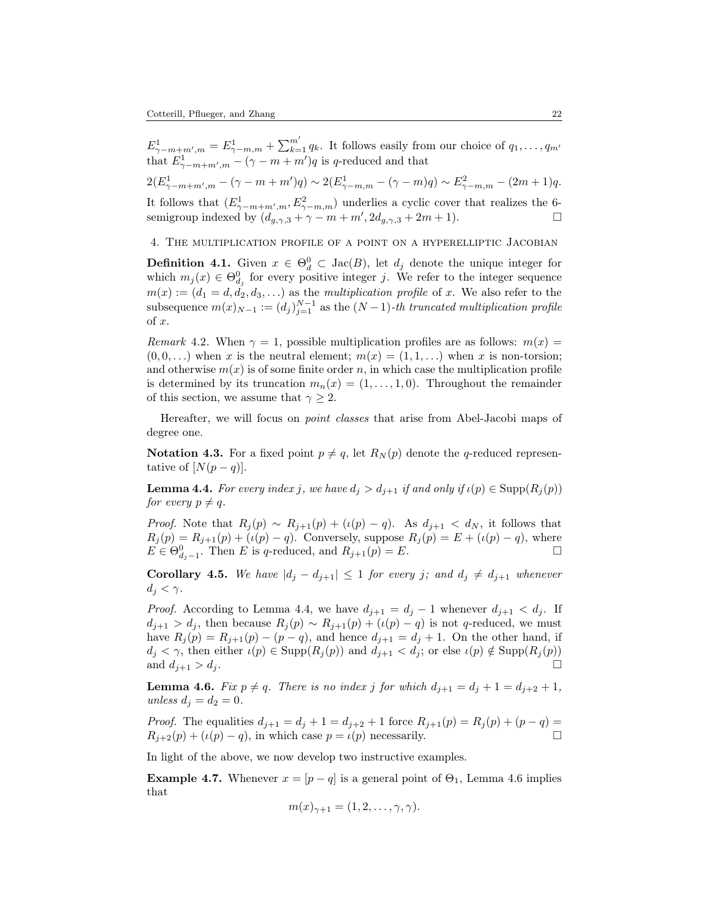$E^1_{\gamma-m+m',m} = E^1_{\gamma-m,m} + \sum_{k=1}^{m'} q_k$. It follows easily from our choice of $q_1, \ldots, q_{m'}$ that $E^1_{\gamma-m+m',m} - (\gamma - m + m')q$ is $q$-reduced and that

$$2(E^1_{\gamma-m+m',m} - (\gamma - m + m')q) \sim 2(E^1_{\gamma-m,m} - (\gamma - m)q) \sim E^2_{\gamma-m,m} - (2m+1)q.$$

It follows that $(E^1_{\gamma-m+m',m}, E^2_{\gamma-m,m})$ underlies a cyclic cover that realizes the 6-semigroup indexed by $(d_{g,\gamma,3} + \gamma - m + m', 2d_{g,\gamma,3} + 2m + 1)$. □

## 4. The multiplication profile of a point on a hyperelliptic Jacobian

**Definition 4.1.** Given $x \in \Theta^0_d \subset \mathrm{Jac}(B)$, let $d_j$ denote the unique integer for which $m_j(x) \in \Theta^0_{d_j}$ for every positive integer $j$. We refer to the integer sequence $m(x) := (d_1 = d, d_2, d_3, \ldots)$ as the *multiplication profile* of $x$. We also refer to the subsequence $m(x)_{N-1} := (d_j)_{j=1}^{N-1}$ as the $(N-1)$*-th truncated multiplication profile* of $x$.

*Remark* 4.2. When $\gamma = 1$, possible multiplication profiles are as follows: $m(x) = (0, 0, \ldots)$ when $x$ is the neutral element; $m(x) = (1, 1, \ldots)$ when $x$ is non-torsion; and otherwise $m(x)$ is of some finite order $n$, in which case the multiplication profile is determined by its truncation $m_n(x) = (1, \ldots, 1, 0)$. Throughout the remainder of this section, we assume that $\gamma \geq 2$.

Hereafter, we will focus on *point classes* that arise from Abel-Jacobi maps of degree one.

**Notation 4.3.** For a fixed point $p \neq q$, let $R_N(p)$ denote the $q$-reduced representative of $[N(p - q)]$.

**Lemma 4.4.** *For every index $j$, we have $d_j > d_{j+1}$ if and only if $\iota(p) \in \mathrm{Supp}(R_j(p))$ for every $p \neq q$.*

*Proof.* Note that $R_j(p) \sim R_{j+1}(p) + (\iota(p) - q)$. As $d_{j+1} < d_N$, it follows that $R_j(p) = R_{j+1}(p) + (\iota(p) - q)$. Conversely, suppose $R_j(p) = E + (\iota(p) - q)$, where $E \in \Theta^0_{d_j - 1}$. Then $E$ is $q$-reduced, and $R_{j+1}(p) = E$. □

**Corollary 4.5.** *We have $|d_j - d_{j+1}| \leq 1$ for every $j$; and $d_j \neq d_{j+1}$ whenever $d_j < \gamma$.*

*Proof.* According to Lemma 4.4, we have $d_{j+1} = d_j - 1$ whenever $d_{j+1} < d_j$. If $d_{j+1} > d_j$, then because $R_j(p) \sim R_{j+1}(p) + (\iota(p) - q)$ is not $q$-reduced, we must have $R_j(p) = R_{j+1}(p) - (p - q)$, and hence $d_{j+1} = d_j + 1$. On the other hand, if $d_j < \gamma$, then either $\iota(p) \in \mathrm{Supp}(R_j(p))$ and $d_{j+1} < d_j$; or else $\iota(p) \notin \mathrm{Supp}(R_j(p))$ and $d_{j+1} > d_j$. □

**Lemma 4.6.** *Fix $p \neq q$. There is no index $j$ for which $d_{j+1} = d_j + 1 = d_{j+2} + 1$, unless $d_j = d_2 = 0$.*

*Proof.* The equalities $d_{j+1} = d_j + 1 = d_{j+2} + 1$ force $R_{j+1}(p) = R_j(p) + (p - q) = R_{j+2}(p) + (\iota(p) - q)$, in which case $p = \iota(p)$ necessarily. □

In light of the above, we now develop two instructive examples.

**Example 4.7.** Whenever $x = [p - q]$ is a general point of $\Theta_1$, Lemma 4.6 implies that

$$m(x)_{\gamma+1} = (1, 2, \ldots, \gamma, \gamma).$$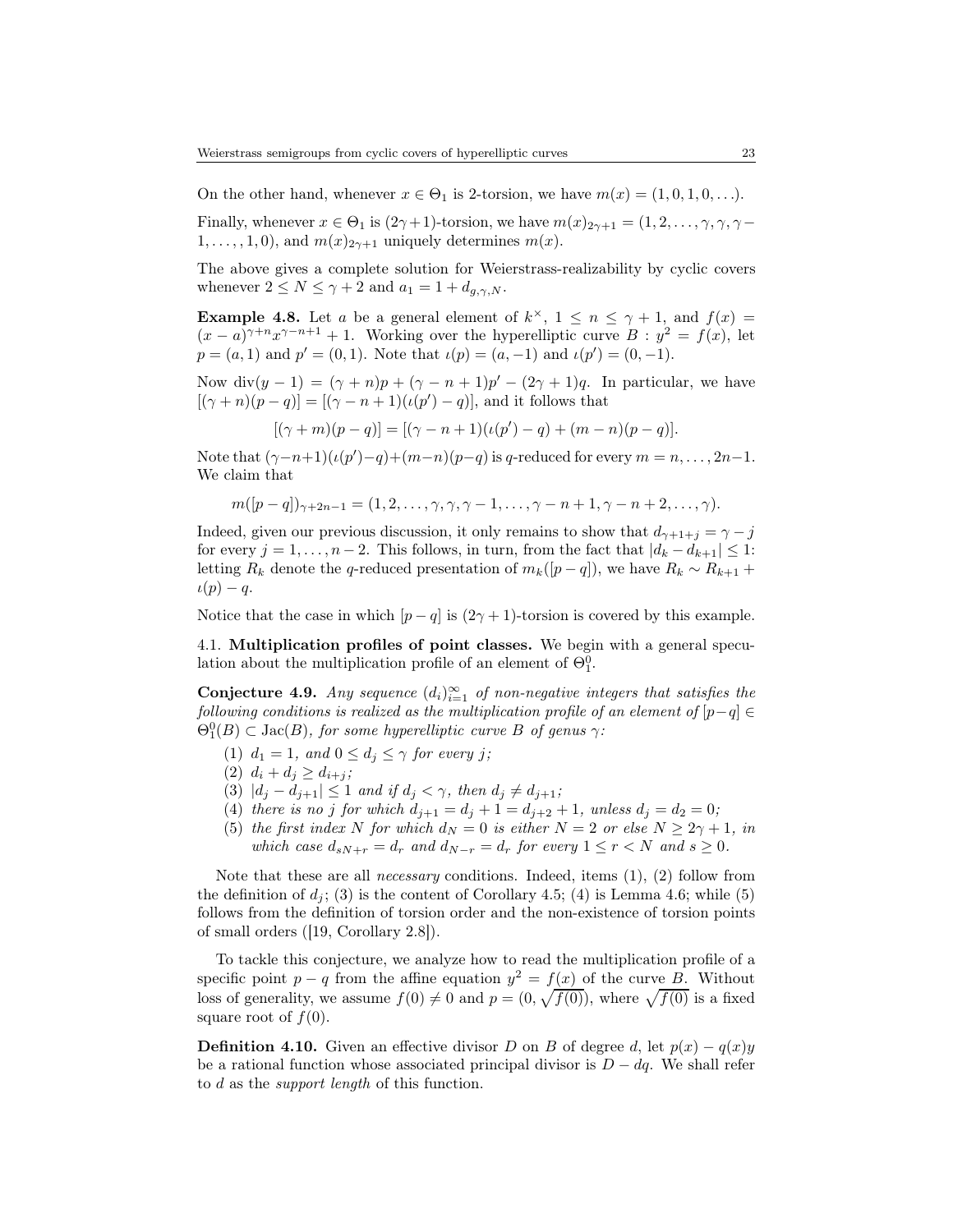On the other hand, whenever $x \in \Theta_1$ is 2-torsion, we have $m(x) = (1, 0, 1, 0, \ldots)$.

Finally, whenever $x \in \Theta_1$ is $(2\gamma+1)$-torsion, we have $m(x)_{2\gamma+1} = (1, 2, \ldots, \gamma, \gamma, \gamma - 1, \ldots, 1, 0)$, and $m(x)_{2\gamma+1}$ uniquely determines $m(x)$.

The above gives a complete solution for Weierstrass-realizability by cyclic covers whenever $2 \leq N \leq \gamma + 2$ and $a_1 = 1 + d_{g,\gamma,N}$.

**Example 4.8.** Let $a$ be a general element of $k^\times$, $1 \leq n \leq \gamma + 1$, and $f(x) = (x-a)^{\gamma+n} x^{\gamma-n+1} + 1$. Working over the hyperelliptic curve $B : y^2 = f(x)$, let $p = (a, 1)$ and $p' = (0, 1)$. Note that $\iota(p) = (a, -1)$ and $\iota(p') = (0, -1)$.

Now $\mathrm{div}(y-1) = (\gamma+n)p + (\gamma - n + 1)p' - (2\gamma+1)q$. In particular, we have $[(\gamma+n)(p-q)] = [(\gamma - n + 1)(\iota(p') - q)]$, and it follows that

$$[(\gamma+m)(p-q)] = [(\gamma - n + 1)(\iota(p') - q) + (m-n)(p-q)].$$

Note that $(\gamma-n+1)(\iota(p')-q)+(m-n)(p-q)$ is $q$-reduced for every $m = n, \ldots, 2n-1$. We claim that

$$m([p-q])_{\gamma+2n-1} = (1, 2, \ldots, \gamma, \gamma, \gamma-1, \ldots, \gamma-n+1, \gamma-n+2, \ldots, \gamma).$$

Indeed, given our previous discussion, it only remains to show that $d_{\gamma+1+j} = \gamma - j$ for every $j = 1, \ldots, n-2$. This follows, in turn, from the fact that $|d_k - d_{k+1}| \leq 1$: letting $R_k$ denote the $q$-reduced presentation of $m_k([p-q])$, we have $R_k \sim R_{k+1} + \iota(p) - q$.

Notice that the case in which $[p-q]$ is $(2\gamma+1)$-torsion is covered by this example.

## 4.1. Multiplication profiles of point classes.

We begin with a general speculation about the multiplication profile of an element of $\Theta_1^0$.

**Conjecture 4.9.** *Any sequence $(d_i)_{i=1}^\infty$ of non-negative integers that satisfies the following conditions is realized as the multiplication profile of an element of $[p-q] \in \Theta_1^0(B) \subset \mathrm{Jac}(B)$, for some hyperelliptic curve $B$ of genus $\gamma$:*

1. *$d_1 = 1$, and $0 \leq d_j \leq \gamma$ for every $j$;*
2. *$d_i + d_j \geq d_{i+j}$;*
3. *$|d_j - d_{j+1}| \leq 1$ and if $d_j < \gamma$, then $d_j \neq d_{j+1}$;*
4. *there is no $j$ for which $d_{j+1} = d_j + 1 = d_{j+2} + 1$, unless $d_j = d_2 = 0$;*
5. *the first index $N$ for which $d_N = 0$ is either $N = 2$ or else $N \geq 2\gamma + 1$, in which case $d_{sN+r} = d_r$ and $d_{N-r} = d_r$ for every $1 \leq r < N$ and $s \geq 0$.*

Note that these are all *necessary* conditions. Indeed, items (1), (2) follow from the definition of $d_j$; (3) is the content of Corollary 4.5; (4) is Lemma 4.6; while (5) follows from the definition of torsion order and the non-existence of torsion points of small orders ([19, Corollary 2.8]).

To tackle this conjecture, we analyze how to read the multiplication profile of a specific point $p - q$ from the affine equation $y^2 = f(x)$ of the curve $B$. Without loss of generality, we assume $f(0) \neq 0$ and $p = (0, \sqrt{f(0)})$, where $\sqrt{f(0)}$ is a fixed square root of $f(0)$.

**Definition 4.10.** Given an effective divisor $D$ on $B$ of degree $d$, let $p(x) - q(x)y$ be a rational function whose associated principal divisor is $D - dq$. We shall refer to $d$ as the *support length* of this function.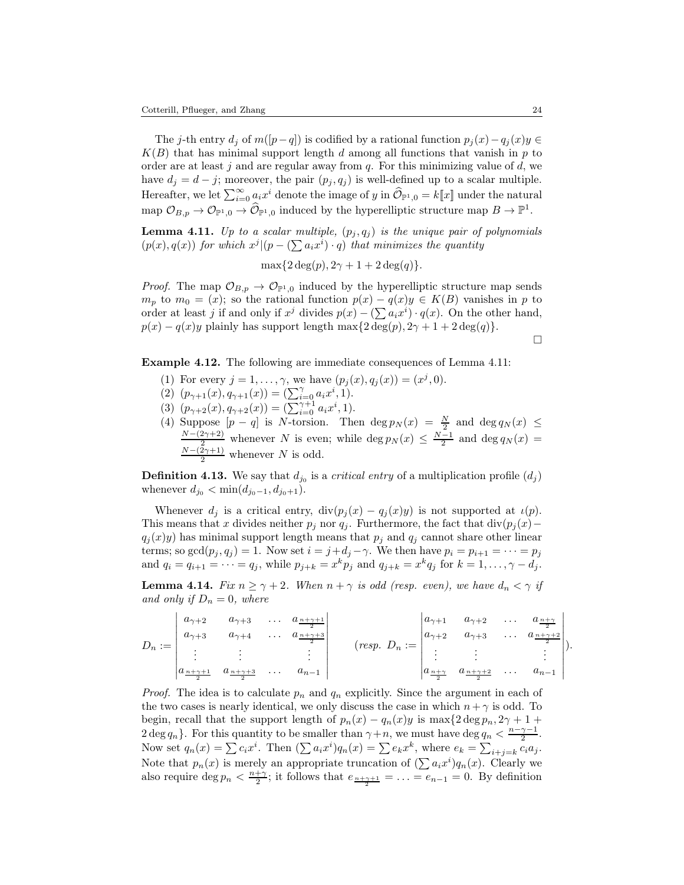The $j$-th entry $d_j$ of $m([p-q])$ is codified by a rational function $p_j(x) - q_j(x)y \in K(B)$ that has minimal support length $d$ among all functions that vanish in $p$ to order are at least $j$ and are regular away from $q$. For this minimizing value of $d$, we have $d_j = d - j$; moreover, the pair $(p_j, q_j)$ is well-defined up to a scalar multiple. Hereafter, we let $\sum_{i=0}^{\infty} a_i x^i$ denote the image of $y$ in $\widehat{\mathcal{O}}_{\mathbb{P}^1,0} = k[\![x]\!]$ under the natural map $\mathcal{O}_{B,p} \to \mathcal{O}_{\mathbb{P}^1,0} \to \widehat{\mathcal{O}}_{\mathbb{P}^1,0}$ induced by the hyperelliptic structure map $B \to \mathbb{P}^1$.

**Lemma 4.11.** *Up to a scalar multiple, $(p_j, q_j)$ is the unique pair of polynomials $(p(x), q(x))$ for which $x^j | (p - (\sum a_i x^i) \cdot q)$ that minimizes the quantity*

$$\max\{2\deg(p), 2\gamma + 1 + 2\deg(q)\}.$$

*Proof.* The map $\mathcal{O}_{B,p} \to \mathcal{O}_{\mathbb{P}^1,0}$ induced by the hyperelliptic structure map sends $m_p$ to $m_0 = (x)$; so the rational function $p(x) - q(x)y \in K(B)$ vanishes in $p$ to order at least $j$ if and only if $x^j$ divides $p(x) - (\sum a_i x^i) \cdot q(x)$. On the other hand, $p(x) - q(x)y$ plainly has support length $\max\{2\deg(p), 2\gamma + 1 + 2\deg(q)\}$.

□

**Example 4.12.** The following are immediate consequences of Lemma 4.11:

1. For every $j = 1, \ldots, \gamma$, we have $(p_j(x), q_j(x)) = (x^j, 0)$.
2. $(p_{\gamma+1}(x), q_{\gamma+1}(x)) = (\sum_{i=0}^{\gamma} a_i x^i, 1)$.
3. $(p_{\gamma+2}(x), q_{\gamma+2}(x)) = (\sum_{i=0}^{\gamma+1} a_i x^i, 1)$.
4. Suppose $[p-q]$ is $N$-torsion. Then $\deg p_N(x) = \frac{N}{2}$ and $\deg q_N(x) \le \frac{N-(2\gamma+2)}{2}$ whenever $N$ is even; while $\deg p_N(x) \le \frac{N-1}{2}$ and $\deg q_N(x) = \frac{N-(2\gamma+1)}{2}$ whenever $N$ is odd.

**Definition 4.13.** We say that $d_{j_0}$ is a *critical entry* of a multiplication profile $(d_j)$ whenever $d_{j_0} < \min(d_{j_0-1}, d_{j_0+1})$.

Whenever $d_j$ is a critical entry, $\operatorname{div}(p_j(x) - q_j(x)y)$ is not supported at $\iota(p)$. This means that $x$ divides neither $p_j$ nor $q_j$. Furthermore, the fact that $\operatorname{div}(p_j(x) - q_j(x)y)$ has minimal support length means that $p_j$ and $q_j$ cannot share other linear terms; so $\gcd(p_j, q_j) = 1$. Now set $i = j + d_j - \gamma$. We then have $p_i = p_{i+1} = \cdots = p_j$ and $q_i = q_{i+1} = \cdots = q_j$, while $p_{j+k} = x^k p_j$ and $q_{j+k} = x^k q_j$ for $k = 1, \ldots, \gamma - d_j$.

**Lemma 4.14.** *Fix $n \ge \gamma + 2$. When $n + \gamma$ is odd (resp. even), we have $d_n < \gamma$ if and only if $D_n = 0$, where*

$$D_n := \begin{vmatrix} a_{\gamma+2} & a_{\gamma+3} & \ldots & a_{\frac{n+\gamma+1}{2}} \\ a_{\gamma+3} & a_{\gamma+4} & \ldots & a_{\frac{n+\gamma+3}{2}} \\ \vdots & \vdots & & \vdots \\ a_{\frac{n+\gamma+1}{2}} & a_{\frac{n+\gamma+3}{2}} & \ldots & a_{n-1} \end{vmatrix} \qquad \left(\text{resp. } D_n := \begin{vmatrix} a_{\gamma+1} & a_{\gamma+2} & \ldots & a_{\frac{n+\gamma}{2}} \\ a_{\gamma+2} & a_{\gamma+3} & \ldots & a_{\frac{n+\gamma+2}{2}} \\ \vdots & \vdots & & \vdots \\ a_{\frac{n+\gamma}{2}} & a_{\frac{n+\gamma+2}{2}} & \ldots & a_{n-1} \end{vmatrix}\right).$$

*Proof.* The idea is to calculate $p_n$ and $q_n$ explicitly. Since the argument in each of the two cases is nearly identical, we only discuss the case in which $n + \gamma$ is odd. To begin, recall that the support length of $p_n(x) - q_n(x)y$ is $\max\{2\deg p_n, 2\gamma + 1 + 2\deg q_n\}$. For this quantity to be smaller than $\gamma + n$, we must have $\deg q_n < \frac{n-\gamma-1}{2}$. Now set $q_n(x) = \sum c_i x^i$. Then $(\sum a_i x^i) q_n(x) = \sum e_k x^k$, where $e_k = \sum_{i+j=k} c_i a_j$. Note that $p_n(x)$ is merely an appropriate truncation of $(\sum a_i x^i) q_n(x)$. Clearly we also require $\deg p_n < \frac{n+\gamma}{2}$; it follows that $e_{\frac{n+\gamma+1}{2}} = \ldots = e_{n-1} = 0$. By definition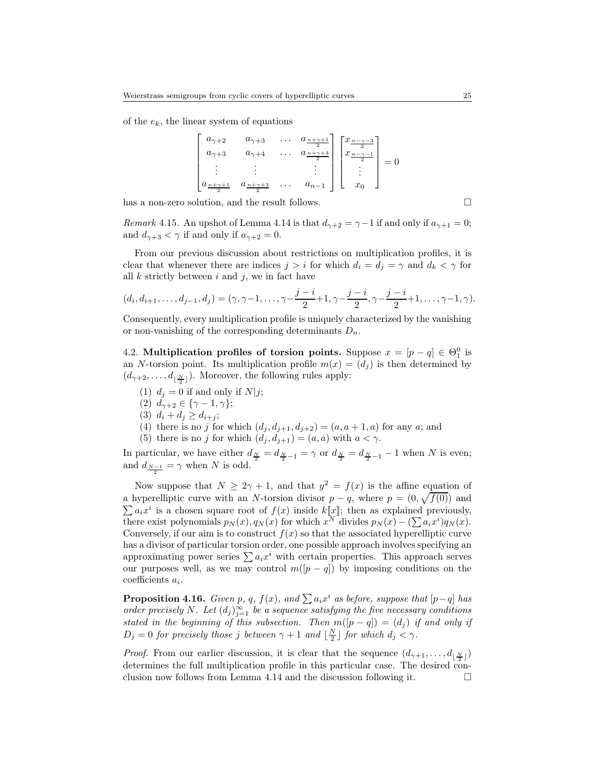of the $e_k$, the linear system of equations

$$\begin{bmatrix} a_{\gamma+2} & a_{\gamma+3} & \dots & a_{\frac{n+\gamma+1}{2}} \\ a_{\gamma+3} & a_{\gamma+4} & \dots & a_{\frac{n+\gamma+3}{2}} \\ \vdots & \vdots & & \vdots \\ a_{\frac{n+\gamma+1}{2}} & a_{\frac{n+\gamma+3}{2}} & \dots & a_{n-1} \end{bmatrix} \begin{bmatrix} x_{\frac{n-\gamma-3}{2}} \\ x_{\frac{n-\gamma-1}{2}} \\ \vdots \\ x_0 \end{bmatrix} = 0$$

has a non-zero solution, and the result follows. □

*Remark* 4.15. An upshot of Lemma 4.14 is that $d_{\gamma+2} = \gamma - 1$ if and only if $a_{\gamma+1} = 0$; and $d_{\gamma+3} < \gamma$ if and only if $a_{\gamma+2} = 0$.

From our previous discussion about restrictions on multiplication profiles, it is clear that whenever there are indices $j > i$ for which $d_i = d_j = \gamma$ and $d_k < \gamma$ for all $k$ strictly between $i$ and $j$, we in fact have

$$(d_i, d_{i+1}, \dots, d_{j-1}, d_j) = (\gamma, \gamma-1, \dots, \gamma - \frac{j-i}{2} + 1, \gamma - \frac{j-i}{2}, \gamma - \frac{j-i}{2} + 1, \dots, \gamma - 1, \gamma).$$

Consequently, every multiplication profile is uniquely characterized by the vanishing or non-vanishing of the corresponding determinants $D_n$.

## 4.2. Multiplication profiles of torsion points.

Suppose $x = [p - q] \in \Theta_1^0$ is an $N$-torsion point. Its multiplication profile $m(x) = (d_j)$ is then determined by $(d_{\gamma+2}, \dots, d_{\lfloor \frac{N}{2} \rfloor})$. Moreover, the following rules apply:

1. $d_j = 0$ if and only if $N | j$;
2. $d_{\gamma+2} \in \{\gamma - 1, \gamma\}$;
3. $d_i + d_j \geq d_{i+j}$;
4. there is no $j$ for which $(d_j, d_{j+1}, d_{j+2}) = (a, a+1, a)$ for any $a$; and
5. there is no $j$ for which $(d_j, d_{j+1}) = (a, a)$ with $a < \gamma$.

In particular, we have either $d_{\frac{N}{2}} = d_{\frac{N}{2}-1} = \gamma$ or $d_{\frac{N}{2}} = d_{\frac{N}{2}-1} - 1$ when $N$ is even; and $d_{\frac{N-1}{2}} = \gamma$ when $N$ is odd.

Now suppose that $N \geq 2\gamma + 1$, and that $y^2 = f(x)$ is the affine equation of a hyperelliptic curve with an $N$-torsion divisor $p - q$, where $p = (0, \sqrt{f(0)})$ and $\sum a_i x^i$ is a chosen square root of $f(x)$ inside $k[\![x]\!]$; then as explained previously, there exist polynomials $p_N(x), q_N(x)$ for which $x^N$ divides $p_N(x) - (\sum a_i x^i) q_N(x)$. Conversely, if our aim is to construct $f(x)$ so that the associated hyperelliptic curve has a divisor of particular torsion order, one possible approach involves specifying an approximating power series $\sum a_i x^i$ with certain properties. This approach serves our purposes well, as we may control $m([p - q])$ by imposing conditions on the coefficients $a_i$.

**Proposition 4.16.** *Given $p$, $q$, $f(x)$, and $\sum a_i x^i$ as before, suppose that $[p-q]$ has order precisely $N$. Let $(d_j)_{j=1}^{\infty}$ be a sequence satisfying the five necessary conditions stated in the beginning of this subsection. Then $m([p - q]) = (d_j)$ if and only if $D_j = 0$ for precisely those $j$ between $\gamma + 1$ and $\lfloor \frac{N}{2} \rfloor$ for which $d_j < \gamma$.*

*Proof.* From our earlier discussion, it is clear that the sequence $(d_{\gamma+1}, \dots, d_{\lfloor \frac{N}{2} \rfloor})$ determines the full multiplication profile in this particular case. The desired conclusion now follows from Lemma 4.14 and the discussion following it. □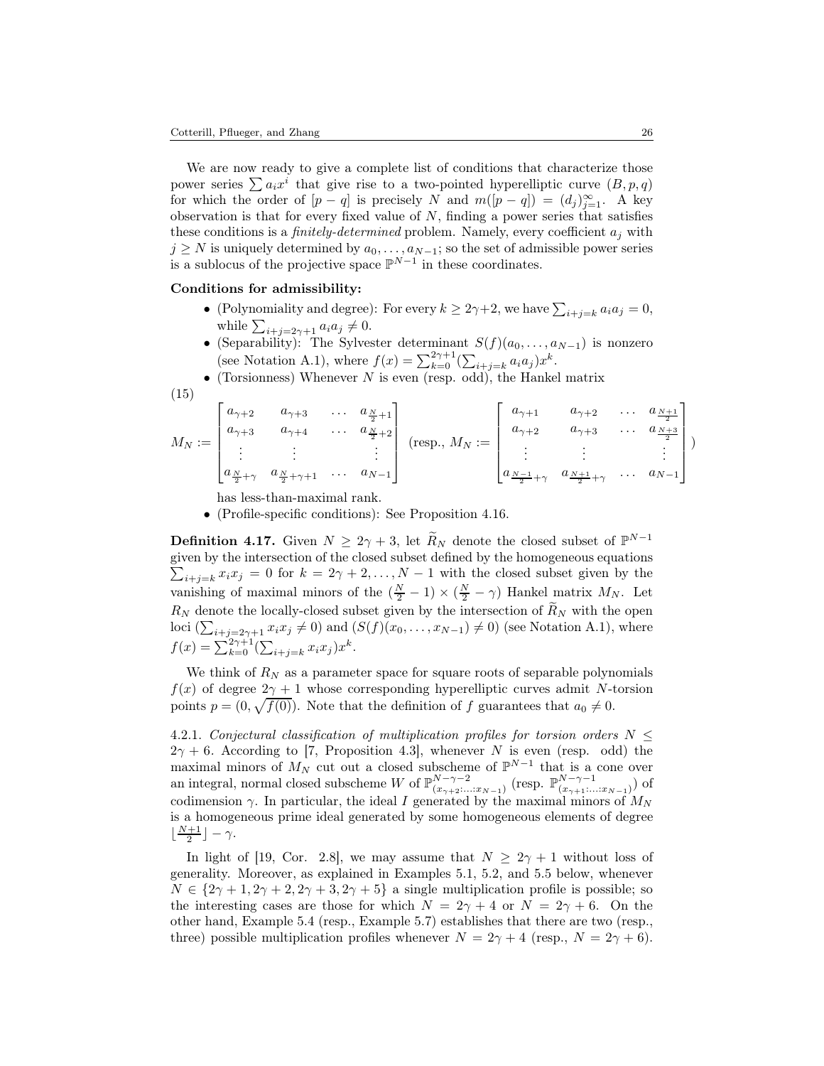We are now ready to give a complete list of conditions that characterize those power series $\sum a_i x^i$ that give rise to a two-pointed hyperelliptic curve $(B, p, q)$ for which the order of $[p - q]$ is precisely $N$ and $m([p - q]) = (d_j)_{j=1}^{\infty}$. A key observation is that for every fixed value of $N$, finding a power series that satisfies these conditions is a *finitely-determined* problem. Namely, every coefficient $a_j$ with $j \geq N$ is uniquely determined by $a_0, \ldots, a_{N-1}$; so the set of admissible power series is a sublocus of the projective space $\mathbb{P}^{N-1}$ in these coordinates.

**Conditions for admissibility:**

- (Polynomiality and degree): For every $k \geq 2\gamma+2$, we have $\sum_{i+j=k} a_i a_j = 0$, while $\sum_{i+j=2\gamma+1} a_i a_j \neq 0$.
- (Separability): The Sylvester determinant $S(f)(a_0, \ldots, a_{N-1})$ is nonzero (see Notation A.1), where $f(x) = \sum_{k=0}^{2\gamma+1} (\sum_{i+j=k} a_i a_j) x^k$.
- (Torsionness) Whenever $N$ is even (resp. odd), the Hankel matrix

(15)
$$M_N := \begin{bmatrix} a_{\gamma+2} & a_{\gamma+3} & \ldots & a_{\frac{N}{2}+1} \\ a_{\gamma+3} & a_{\gamma+4} & \ldots & a_{\frac{N}{2}+2} \\ \vdots & \vdots & & \vdots \\ a_{\frac{N}{2}+\gamma} & a_{\frac{N}{2}+\gamma+1} & \ldots & a_{N-1} \end{bmatrix} \quad (\text{resp., } M_N := \begin{bmatrix} a_{\gamma+1} & a_{\gamma+2} & \ldots & a_{\frac{N+1}{2}} \\ a_{\gamma+2} & a_{\gamma+3} & \ldots & a_{\frac{N+3}{2}} \\ \vdots & \vdots & & \vdots \\ a_{\frac{N-1}{2}+\gamma} & a_{\frac{N+1}{2}+\gamma} & \ldots & a_{N-1} \end{bmatrix})$$

  has less-than-maximal rank.
- (Profile-specific conditions): See Proposition 4.16.

**Definition 4.17.** Given $N \geq 2\gamma + 3$, let $\widetilde{R}_N$ denote the closed subset of $\mathbb{P}^{N-1}$ given by the intersection of the closed subset defined by the homogeneous equations $\sum_{i+j=k} x_i x_j = 0$ for $k = 2\gamma + 2, \ldots, N - 1$ with the closed subset given by the vanishing of maximal minors of the $(\frac{N}{2} - 1) \times (\frac{N}{2} - \gamma)$ Hankel matrix $M_N$. Let $R_N$ denote the locally-closed subset given by the intersection of $\widetilde{R}_N$ with the open loci $(\sum_{i+j=2\gamma+1} x_i x_j \neq 0)$ and $(S(f)(x_0, \ldots, x_{N-1}) \neq 0)$ (see Notation A.1), where $f(x) = \sum_{k=0}^{2\gamma+1} (\sum_{i+j=k} x_i x_j) x^k$.

We think of $R_N$ as a parameter space for square roots of separable polynomials $f(x)$ of degree $2\gamma + 1$ whose corresponding hyperelliptic curves admit $N$-torsion points $p = (0, \sqrt{f(0)})$. Note that the definition of $f$ guarantees that $a_0 \neq 0$.

4.2.1. *Conjectural classification of multiplication profiles for torsion orders $N \leq 2\gamma + 6$.* According to [7, Proposition 4.3], whenever $N$ is even (resp. odd) the maximal minors of $M_N$ cut out a closed subscheme of $\mathbb{P}^{N-1}$ that is a cone over an integral, normal closed subscheme $W$ of $\mathbb{P}^{N-\gamma-2}_{(x_{\gamma+2}:\ldots:x_{N-1})}$ (resp. $\mathbb{P}^{N-\gamma-1}_{(x_{\gamma+1}:\ldots:x_{N-1})}$) of codimension $\gamma$. In particular, the ideal $I$ generated by the maximal minors of $M_N$ is a homogeneous prime ideal generated by some homogeneous elements of degree $\lfloor \frac{N+1}{2} \rfloor - \gamma$.

In light of [19, Cor. 2.8], we may assume that $N \geq 2\gamma + 1$ without loss of generality. Moreover, as explained in Examples 5.1, 5.2, and 5.5 below, whenever $N \in \{2\gamma + 1, 2\gamma + 2, 2\gamma + 3, 2\gamma + 5\}$ a single multiplication profile is possible; so the interesting cases are those for which $N = 2\gamma + 4$ or $N = 2\gamma + 6$. On the other hand, Example 5.4 (resp., Example 5.7) establishes that there are two (resp., three) possible multiplication profiles whenever $N = 2\gamma + 4$ (resp., $N = 2\gamma + 6$).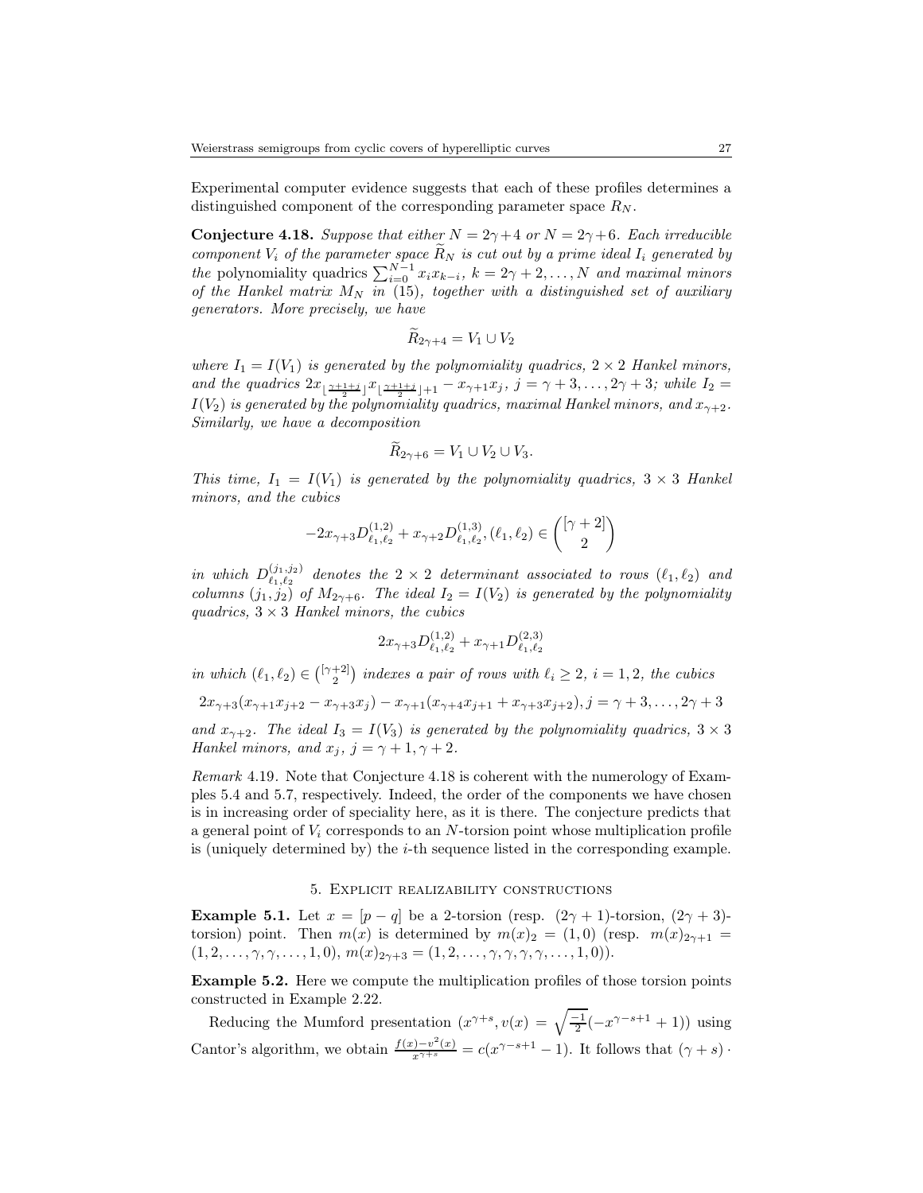Experimental computer evidence suggests that each of these profiles determines a distinguished component of the corresponding parameter space $R_N$.

**Conjecture 4.18.** *Suppose that either $N = 2\gamma+4$ or $N = 2\gamma+6$. Each irreducible component $V_i$ of the parameter space $\widetilde{R}_N$ is cut out by a prime ideal $I_i$ generated by the* polynomiality quadrics $\sum_{i=0}^{N-1} x_i x_{k-i}$*, $k = 2\gamma+2, \ldots, N$ and maximal minors of the Hankel matrix $M_N$ in* (15)*, together with a distinguished set of auxiliary generators. More precisely, we have*

$$\widetilde{R}_{2\gamma+4} = V_1 \cup V_2$$

*where $I_1 = I(V_1)$ is generated by the polynomiality quadrics, $2\times 2$ Hankel minors, and the quadrics $2x_{\lfloor \frac{\gamma+1+j}{2} \rfloor} x_{\lfloor \frac{\gamma+1+j}{2} \rfloor + 1} - x_{\gamma+1} x_j$, $j = \gamma+3, \ldots, 2\gamma+3$; while $I_2 = I(V_2)$ is generated by the polynomiality quadrics, maximal Hankel minors, and $x_{\gamma+2}$. Similarly, we have a decomposition*

$$\widetilde{R}_{2\gamma+6} = V_1 \cup V_2 \cup V_3.$$

*This time, $I_1 = I(V_1)$ is generated by the polynomiality quadrics, $3\times 3$ Hankel minors, and the cubics*

$$-2x_{\gamma+3} D^{(1,2)}_{\ell_1,\ell_2} + x_{\gamma+2} D^{(1,3)}_{\ell_1,\ell_2}, (\ell_1,\ell_2) \in \binom{[\gamma+2]}{2}$$

*in which $D^{(j_1,j_2)}_{\ell_1,\ell_2}$ denotes the $2\times 2$ determinant associated to rows $(\ell_1,\ell_2)$ and columns $(j_1,j_2)$ of $M_{2\gamma+6}$. The ideal $I_2 = I(V_2)$ is generated by the polynomiality quadrics, $3\times 3$ Hankel minors, the cubics*

$$2x_{\gamma+3} D^{(1,2)}_{\ell_1,\ell_2} + x_{\gamma+1} D^{(2,3)}_{\ell_1,\ell_2}$$

*in which $(\ell_1,\ell_2) \in \binom{[\gamma+2]}{2}$ indexes a pair of rows with $\ell_i \geq 2$, $i = 1,2$, the cubics*

$$2x_{\gamma+3}(x_{\gamma+1}x_{j+2} - x_{\gamma+3}x_j) - x_{\gamma+1}(x_{\gamma+4}x_{j+1} + x_{\gamma+3}x_{j+2}), j = \gamma+3, \ldots, 2\gamma+3$$

*and $x_{\gamma+2}$. The ideal $I_3 = I(V_3)$ is generated by the polynomiality quadrics, $3\times 3$ Hankel minors, and $x_j$, $j = \gamma+1, \gamma+2$.*

*Remark* 4.19. Note that Conjecture 4.18 is coherent with the numerology of Examples 5.4 and 5.7, respectively. Indeed, the order of the components we have chosen is in increasing order of speciality here, as it is there. The conjecture predicts that a general point of $V_i$ corresponds to an $N$-torsion point whose multiplication profile is (uniquely determined by) the $i$-th sequence listed in the corresponding example.

## 5. Explicit realizability constructions

**Example 5.1.** Let $x = [p-q]$ be a 2-torsion (resp. $(2\gamma+1)$-torsion, $(2\gamma+3)$-torsion) point. Then $m(x)$ is determined by $m(x)_2 = (1,0)$ (resp. $m(x)_{2\gamma+1} = (1,2,\ldots,\gamma,\gamma,\ldots,1,0)$, $m(x)_{2\gamma+3} = (1,2,\ldots,\gamma,\gamma,\gamma,\gamma,\ldots,1,0)$).

**Example 5.2.** Here we compute the multiplication profiles of those torsion points constructed in Example 2.22.

Reducing the Mumford presentation $(x^{\gamma+s}, v(x) = \sqrt{\frac{-1}{2}}(-x^{\gamma-s+1}+1))$ using Cantor's algorithm, we obtain $\frac{f(x)-v^2(x)}{x^{\gamma+s}} = c(x^{\gamma-s+1}-1)$. It follows that $(\gamma+s)\cdot$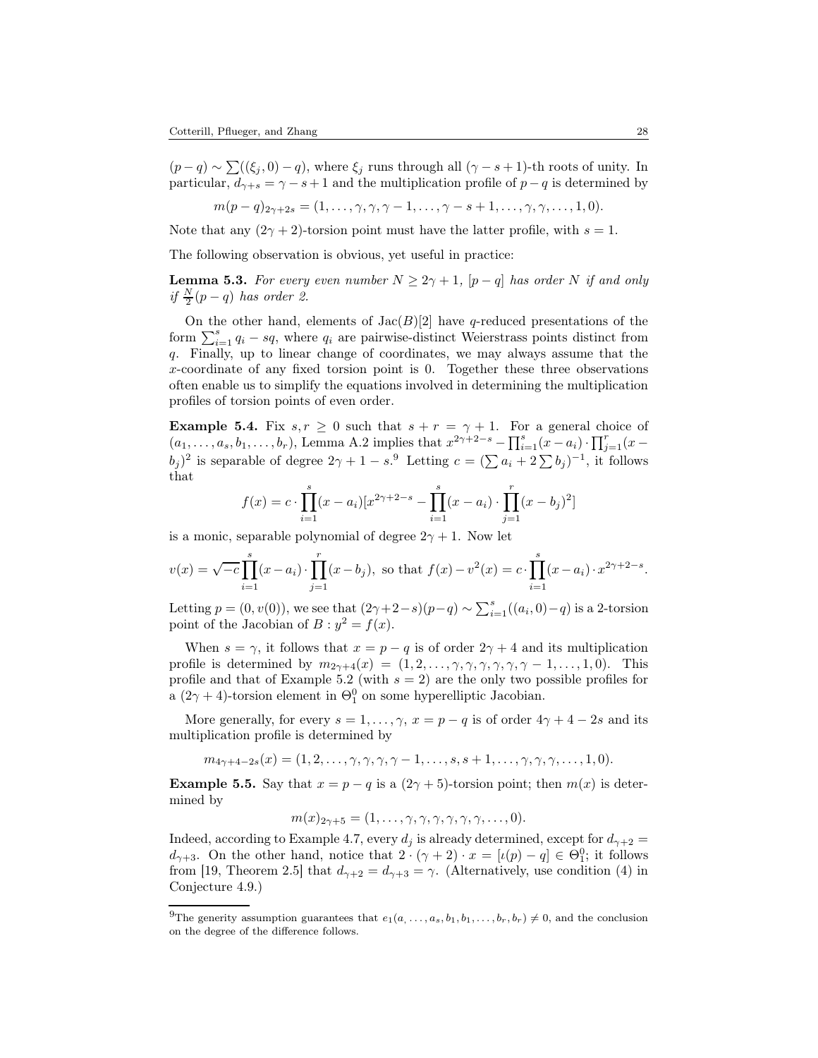$(p-q) \sim \sum((\xi_j, 0) - q)$, where $\xi_j$ runs through all $(\gamma - s + 1)$-th roots of unity. In particular, $d_{\gamma+s} = \gamma - s + 1$ and the multiplication profile of $p - q$ is determined by

$$m(p-q)_{2\gamma+2s} = (1, \ldots, \gamma, \gamma, \gamma - 1, \ldots, \gamma - s + 1, \ldots, \gamma, \gamma, \ldots, 1, 0).$$

Note that any $(2\gamma + 2)$-torsion point must have the latter profile, with $s = 1$.

The following observation is obvious, yet useful in practice:

**Lemma 5.3.** *For every even number $N \geq 2\gamma + 1$, $[p - q]$ has order $N$ if and only if $\frac{N}{2}(p - q)$ has order 2.*

On the other hand, elements of $\mathrm{Jac}(B)[2]$ have $q$-reduced presentations of the form $\sum_{i=1}^{s} q_i - sq$, where $q_i$ are pairwise-distinct Weierstrass points distinct from $q$. Finally, up to linear change of coordinates, we may always assume that the $x$-coordinate of any fixed torsion point is 0. Together these three observations often enable us to simplify the equations involved in determining the multiplication profiles of torsion points of even order.

**Example 5.4.** Fix $s, r \geq 0$ such that $s + r = \gamma + 1$. For a general choice of $(a_1, \ldots, a_s, b_1, \ldots, b_r)$, Lemma A.2 implies that $x^{2\gamma+2-s} - \prod_{i=1}^{s}(x - a_i) \cdot \prod_{j=1}^{r}(x - b_j)^2$ is separable of degree $2\gamma + 1 - s$.[9] Letting $c = (\sum a_i + 2\sum b_j)^{-1}$, it follows that

$$f(x) = c \cdot \prod_{i=1}^{s}(x - a_i)[x^{2\gamma+2-s} - \prod_{i=1}^{s}(x - a_i) \cdot \prod_{j=1}^{r}(x - b_j)^2]$$

is a monic, separable polynomial of degree $2\gamma + 1$. Now let

$$v(x) = \sqrt{-c}\prod_{i=1}^{s}(x - a_i) \cdot \prod_{j=1}^{r}(x - b_j), \text{ so that } f(x) - v^2(x) = c \cdot \prod_{i=1}^{s}(x - a_i) \cdot x^{2\gamma+2-s}.$$

Letting $p = (0, v(0))$, we see that $(2\gamma + 2 - s)(p - q) \sim \sum_{i=1}^{s}((a_i, 0) - q)$ is a 2-torsion point of the Jacobian of $B : y^2 = f(x)$.

When $s = \gamma$, it follows that $x = p - q$ is of order $2\gamma + 4$ and its multiplication profile is determined by $m_{2\gamma+4}(x) = (1, 2, \ldots, \gamma, \gamma, \gamma, \gamma, \gamma - 1, \ldots, 1, 0)$. This profile and that of Example 5.2 (with $s = 2$) are the only two possible profiles for a $(2\gamma + 4)$-torsion element in $\Theta_1^0$ on some hyperelliptic Jacobian.

More generally, for every $s = 1, \ldots, \gamma$, $x = p - q$ is of order $4\gamma + 4 - 2s$ and its multiplication profile is determined by

$$m_{4\gamma+4-2s}(x) = (1, 2, \ldots, \gamma, \gamma, \gamma, \gamma - 1, \ldots, s, s + 1, \ldots, \gamma, \gamma, \gamma, \ldots, 1, 0).$$

**Example 5.5.** Say that $x = p - q$ is a $(2\gamma + 5)$-torsion point; then $m(x)$ is determined by

$$m(x)_{2\gamma+5} = (1, \ldots, \gamma, \gamma, \gamma, \gamma, \gamma, \gamma, \ldots, 0).$$

Indeed, according to Example 4.7, every $d_j$ is already determined, except for $d_{\gamma+2} = d_{\gamma+3}$. On the other hand, notice that $2 \cdot (\gamma + 2) \cdot x = [\iota(p) - q] \in \Theta_1^0$; it follows from [19, Theorem 2.5] that $d_{\gamma+2} = d_{\gamma+3} = \gamma$. (Alternatively, use condition (4) in Conjecture 4.9.)

[9] The generity assumption guarantees that $e_1(a, \ldots, a_s, b_1, b_1, \ldots, b_r, b_r) \neq 0$, and the conclusion on the degree of the difference follows.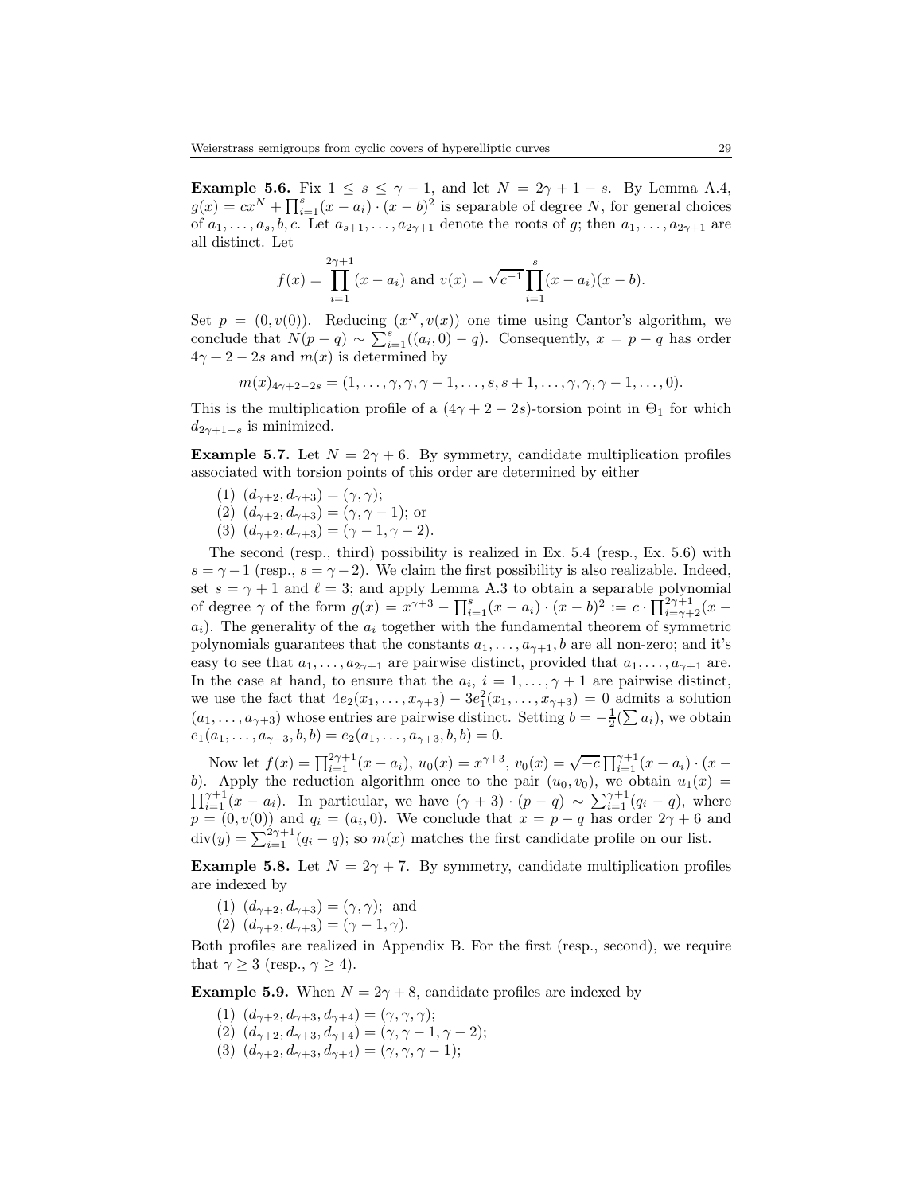**Example 5.6.** Fix $1 \leq s \leq \gamma - 1$, and let $N = 2\gamma + 1 - s$. By Lemma A.4, $g(x) = cx^N + \prod_{i=1}^{s}(x - a_i) \cdot (x - b)^2$ is separable of degree $N$, for general choices of $a_1, \ldots, a_s, b, c$. Let $a_{s+1}, \ldots, a_{2\gamma+1}$ denote the roots of $g$; then $a_1, \ldots, a_{2\gamma+1}$ are all distinct. Let

$$f(x) = \prod_{i=1}^{2\gamma+1}(x - a_i) \text{ and } v(x) = \sqrt{c^{-1}} \prod_{i=1}^{s}(x - a_i)(x - b).$$

Set $p = (0, v(0))$. Reducing $(x^N, v(x))$ one time using Cantor's algorithm, we conclude that $N(p - q) \sim \sum_{i=1}^{s}((a_i, 0) - q)$. Consequently, $x = p - q$ has order $4\gamma + 2 - 2s$ and $m(x)$ is determined by

$$m(x)_{4\gamma+2-2s} = (1, \ldots, \gamma, \gamma, \gamma - 1, \ldots, s, s + 1, \ldots, \gamma, \gamma, \gamma - 1, \ldots, 0).$$

This is the multiplication profile of a $(4\gamma + 2 - 2s)$-torsion point in $\Theta_1$ for which $d_{2\gamma+1-s}$ is minimized.

**Example 5.7.** Let $N = 2\gamma + 6$. By symmetry, candidate multiplication profiles associated with torsion points of this order are determined by either

(1) $(d_{\gamma+2}, d_{\gamma+3}) = (\gamma, \gamma)$;
(2) $(d_{\gamma+2}, d_{\gamma+3}) = (\gamma, \gamma - 1)$; or
(3) $(d_{\gamma+2}, d_{\gamma+3}) = (\gamma - 1, \gamma - 2)$.

The second (resp., third) possibility is realized in Ex. 5.4 (resp., Ex. 5.6) with $s = \gamma - 1$ (resp., $s = \gamma - 2$). We claim the first possibility is also realizable. Indeed, set $s = \gamma + 1$ and $\ell = 3$; and apply Lemma A.3 to obtain a separable polynomial of degree $\gamma$ of the form $g(x) = x^{\gamma+3} - \prod_{i=1}^{s}(x - a_i) \cdot (x - b)^2 := c \cdot \prod_{i=\gamma+2}^{2\gamma+1}(x - a_i)$. The generality of the $a_i$ together with the fundamental theorem of symmetric polynomials guarantees that the constants $a_1, \ldots, a_{\gamma+1}, b$ are all non-zero; and it's easy to see that $a_1, \ldots, a_{2\gamma+1}$ are pairwise distinct, provided that $a_1, \ldots, a_{\gamma+1}$ are. In the case at hand, to ensure that the $a_i$, $i = 1, \ldots, \gamma + 1$ are pairwise distinct, we use the fact that $4e_2(x_1, \ldots, x_{\gamma+3}) - 3e_1^2(x_1, \ldots, x_{\gamma+3}) = 0$ admits a solution $(a_1, \ldots, a_{\gamma+3})$ whose entries are pairwise distinct. Setting $b = -\frac{1}{2}(\sum a_i)$, we obtain $e_1(a_1, \ldots, a_{\gamma+3}, b, b) = e_2(a_1, \ldots, a_{\gamma+3}, b, b) = 0$.

Now let $f(x) = \prod_{i=1}^{2\gamma+1}(x - a_i)$, $u_0(x) = x^{\gamma+3}$, $v_0(x) = \sqrt{-c} \prod_{i=1}^{\gamma+1}(x - a_i) \cdot (x - b)$. Apply the reduction algorithm once to the pair $(u_0, v_0)$, we obtain $u_1(x) = \prod_{i=1}^{\gamma+1}(x - a_i)$. In particular, we have $(\gamma + 3) \cdot (p - q) \sim \sum_{i=1}^{\gamma+1}(q_i - q)$, where $p = (0, v(0))$ and $q_i = (a_i, 0)$. We conclude that $x = p - q$ has order $2\gamma + 6$ and $\text{div}(y) = \sum_{i=1}^{2\gamma+1}(q_i - q)$; so $m(x)$ matches the first candidate profile on our list.

**Example 5.8.** Let $N = 2\gamma + 7$. By symmetry, candidate multiplication profiles are indexed by

(1) $(d_{\gamma+2}, d_{\gamma+3}) = (\gamma, \gamma)$; and
(2) $(d_{\gamma+2}, d_{\gamma+3}) = (\gamma - 1, \gamma)$.

Both profiles are realized in Appendix B. For the first (resp., second), we require that $\gamma \geq 3$ (resp., $\gamma \geq 4$).

**Example 5.9.** When $N = 2\gamma + 8$, candidate profiles are indexed by

(1) $(d_{\gamma+2}, d_{\gamma+3}, d_{\gamma+4}) = (\gamma, \gamma, \gamma)$;
(2) $(d_{\gamma+2}, d_{\gamma+3}, d_{\gamma+4}) = (\gamma, \gamma - 1, \gamma - 2)$;
(3) $(d_{\gamma+2}, d_{\gamma+3}, d_{\gamma+4}) = (\gamma, \gamma, \gamma - 1)$;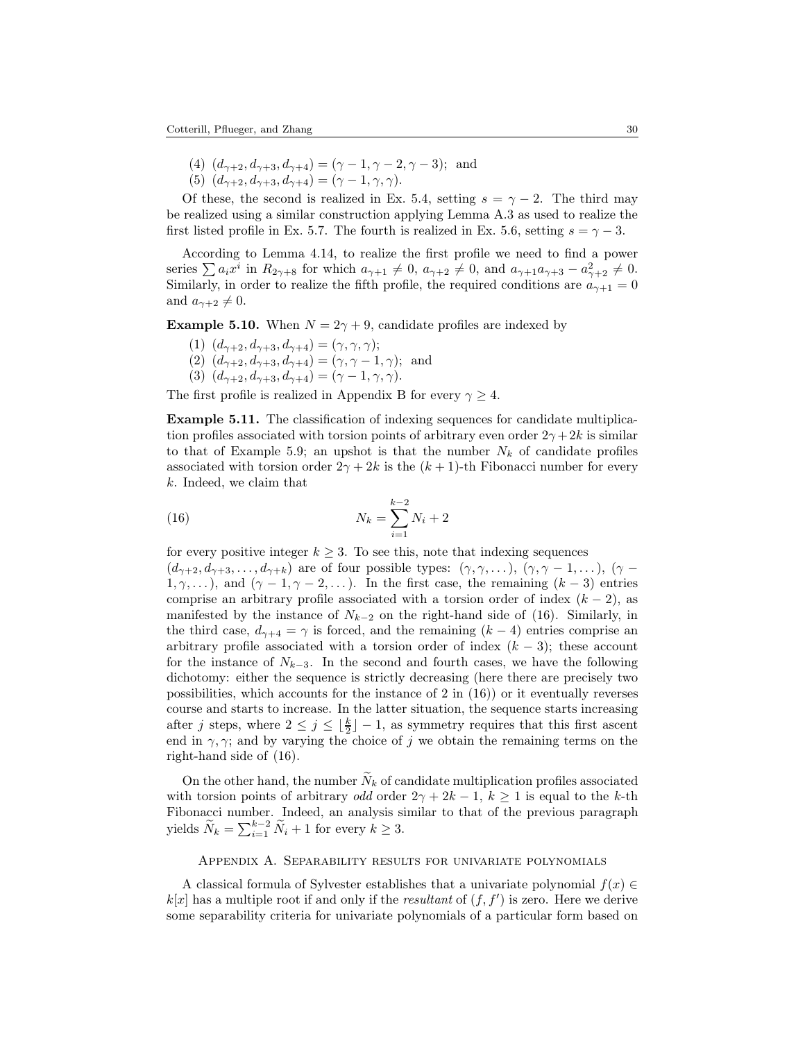(4) $(d_{\gamma+2}, d_{\gamma+3}, d_{\gamma+4}) = (\gamma-1, \gamma-2, \gamma-3)$; and

(5) $(d_{\gamma+2}, d_{\gamma+3}, d_{\gamma+4}) = (\gamma-1, \gamma, \gamma)$.

Of these, the second is realized in Ex. 5.4, setting $s = \gamma - 2$. The third may be realized using a similar construction applying Lemma A.3 as used to realize the first listed profile in Ex. 5.7. The fourth is realized in Ex. 5.6, setting $s = \gamma - 3$.

According to Lemma 4.14, to realize the first profile we need to find a power series $\sum a_i x^i$ in $R_{2\gamma+8}$ for which $a_{\gamma+1} \neq 0$, $a_{\gamma+2} \neq 0$, and $a_{\gamma+1}a_{\gamma+3} - a_{\gamma+2}^2 \neq 0$. Similarly, in order to realize the fifth profile, the required conditions are $a_{\gamma+1} = 0$ and $a_{\gamma+2} \neq 0$.

**Example 5.10.** When $N = 2\gamma + 9$, candidate profiles are indexed by

(1) $(d_{\gamma+2}, d_{\gamma+3}, d_{\gamma+4}) = (\gamma, \gamma, \gamma)$;

(2) $(d_{\gamma+2}, d_{\gamma+3}, d_{\gamma+4}) = (\gamma, \gamma-1, \gamma)$; and

(3) $(d_{\gamma+2}, d_{\gamma+3}, d_{\gamma+4}) = (\gamma-1, \gamma, \gamma)$.

The first profile is realized in Appendix B for every $\gamma \geq 4$.

**Example 5.11.** The classification of indexing sequences for candidate multiplication profiles associated with torsion points of arbitrary even order $2\gamma + 2k$ is similar to that of Example 5.9; an upshot is that the number $N_k$ of candidate profiles associated with torsion order $2\gamma + 2k$ is the $(k+1)$-th Fibonacci number for every $k$. Indeed, we claim that

$$N_k = \sum_{i=1}^{k-2} N_i + 2 \tag{16}$$

for every positive integer $k \geq 3$. To see this, note that indexing sequences $(d_{\gamma+2}, d_{\gamma+3}, \ldots, d_{\gamma+k})$ are of four possible types: $(\gamma, \gamma, \ldots)$, $(\gamma, \gamma-1, \ldots)$, $(\gamma-1, \gamma, \ldots)$, and $(\gamma-1, \gamma-2, \ldots)$. In the first case, the remaining $(k-3)$ entries comprise an arbitrary profile associated with a torsion order of index $(k-2)$, as manifested by the instance of $N_{k-2}$ on the right-hand side of (16). Similarly, in the third case, $d_{\gamma+4} = \gamma$ is forced, and the remaining $(k-4)$ entries comprise an arbitrary profile associated with a torsion order of index $(k-3)$; these account for the instance of $N_{k-3}$. In the second and fourth cases, we have the following dichotomy: either the sequence is strictly decreasing (here there are precisely two possibilities, which accounts for the instance of 2 in (16)) or it eventually reverses course and starts to increase. In the latter situation, the sequence starts increasing after $j$ steps, where $2 \leq j \leq \lfloor \frac{k}{2} \rfloor - 1$, as symmetry requires that this first ascent end in $\gamma, \gamma$; and by varying the choice of $j$ we obtain the remaining terms on the right-hand side of (16).

On the other hand, the number $\widetilde{N}_k$ of candidate multiplication profiles associated with torsion points of arbitrary *odd* order $2\gamma + 2k - 1$, $k \geq 1$ is equal to the $k$-th Fibonacci number. Indeed, an analysis similar to that of the previous paragraph yields $\widetilde{N}_k = \sum_{i=1}^{k-2} \widetilde{N}_i + 1$ for every $k \geq 3$.

## Appendix A. Separability results for univariate polynomials

A classical formula of Sylvester establishes that a univariate polynomial $f(x) \in k[x]$ has a multiple root if and only if the *resultant* of $(f, f')$ is zero. Here we derive some separability criteria for univariate polynomials of a particular form based on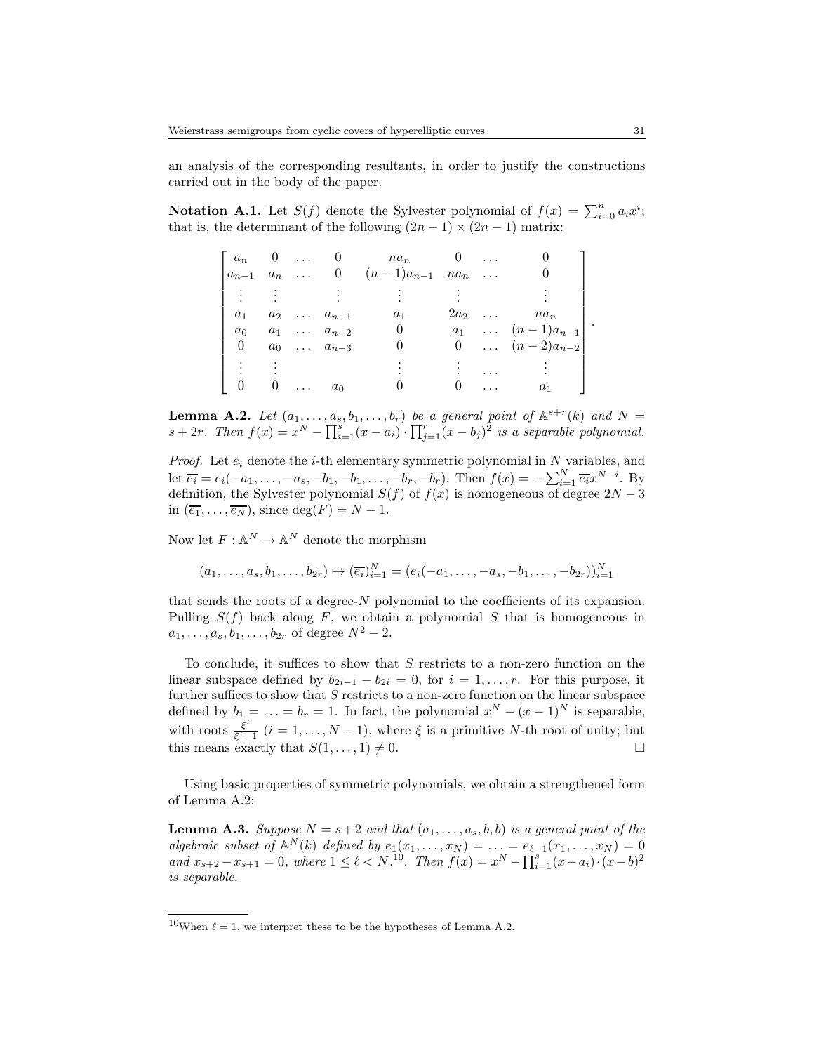an analysis of the corresponding resultants, in order to justify the constructions carried out in the body of the paper.

**Notation A.1.** Let $S(f)$ denote the Sylvester polynomial of $f(x) = \sum_{i=0}^{n} a_i x^i$; that is, the determinant of the following $(2n-1) \times (2n-1)$ matrix:

$$\begin{bmatrix} a_n & 0 & \dots & 0 & na_n & 0 & \dots & 0 \\ a_{n-1} & a_n & \dots & 0 & (n-1)a_{n-1} & na_n & \dots & 0 \\ \vdots & \vdots & & \vdots & \vdots & \vdots & & \vdots \\ a_1 & a_2 & \dots & a_{n-1} & a_1 & 2a_2 & \dots & na_n \\ a_0 & a_1 & \dots & a_{n-2} & 0 & a_1 & \dots & (n-1)a_{n-1} \\ 0 & a_0 & \dots & a_{n-3} & 0 & 0 & \dots & (n-2)a_{n-2} \\ \vdots & \vdots & & & \vdots & \vdots & \dots & \vdots \\ 0 & 0 & \dots & a_0 & 0 & 0 & \dots & a_1 \end{bmatrix}.$$

**Lemma A.2.** *Let $(a_1, \dots, a_s, b_1, \dots, b_r)$ be a general point of $\mathbb{A}^{s+r}(k)$ and $N = s + 2r$. Then $f(x) = x^N - \prod_{i=1}^{s}(x - a_i) \cdot \prod_{j=1}^{r}(x - b_j)^2$ is a separable polynomial.*

*Proof.* Let $e_i$ denote the $i$-th elementary symmetric polynomial in $N$ variables, and let $\overline{e_i} = e_i(-a_1, \dots, -a_s, -b_1, -b_1, \dots, -b_r, -b_r)$. Then $f(x) = -\sum_{i=1}^{N} \overline{e_i} x^{N-i}$. By definition, the Sylvester polynomial $S(f)$ of $f(x)$ is homogeneous of degree $2N - 3$ in $(\overline{e_1}, \dots, \overline{e_N})$, since $\deg(F) = N - 1$.

Now let $F : \mathbb{A}^N \to \mathbb{A}^N$ denote the morphism

$$(a_1, \dots, a_s, b_1, \dots, b_{2r}) \mapsto (\overline{e_i})_{i=1}^{N} = (e_i(-a_1, \dots, -a_s, -b_1, \dots, -b_{2r}))_{i=1}^{N}$$

that sends the roots of a degree-$N$ polynomial to the coefficients of its expansion. Pulling $S(f)$ back along $F$, we obtain a polynomial $S$ that is homogeneous in $a_1, \dots, a_s, b_1, \dots, b_{2r}$ of degree $N^2 - 2$.

To conclude, it suffices to show that $S$ restricts to a non-zero function on the linear subspace defined by $b_{2i-1} - b_{2i} = 0$, for $i = 1, \dots, r$. For this purpose, it further suffices to show that $S$ restricts to a non-zero function on the linear subspace defined by $b_1 = \dots = b_r = 1$. In fact, the polynomial $x^N - (x-1)^N$ is separable, with roots $\frac{\xi^i}{\xi^i - 1}$ $(i = 1, \dots, N-1)$, where $\xi$ is a primitive $N$-th root of unity; but this means exactly that $S(1, \dots, 1) \neq 0$. $\square$

Using basic properties of symmetric polynomials, we obtain a strengthened form of Lemma A.2:

**Lemma A.3.** *Suppose $N = s + 2$ and that $(a_1, \dots, a_s, b, b)$ is a general point of the algebraic subset of $\mathbb{A}^N(k)$ defined by $e_1(x_1, \dots, x_N) = \dots = e_{\ell-1}(x_1, \dots, x_N) = 0$ and $x_{s+2} - x_{s+1} = 0$, where $1 \leq \ell < N$.[10]. Then $f(x) = x^N - \prod_{i=1}^{s}(x - a_i) \cdot (x - b)^2$ is separable.*

[10]When $\ell = 1$, we interpret these to be the hypotheses of Lemma A.2.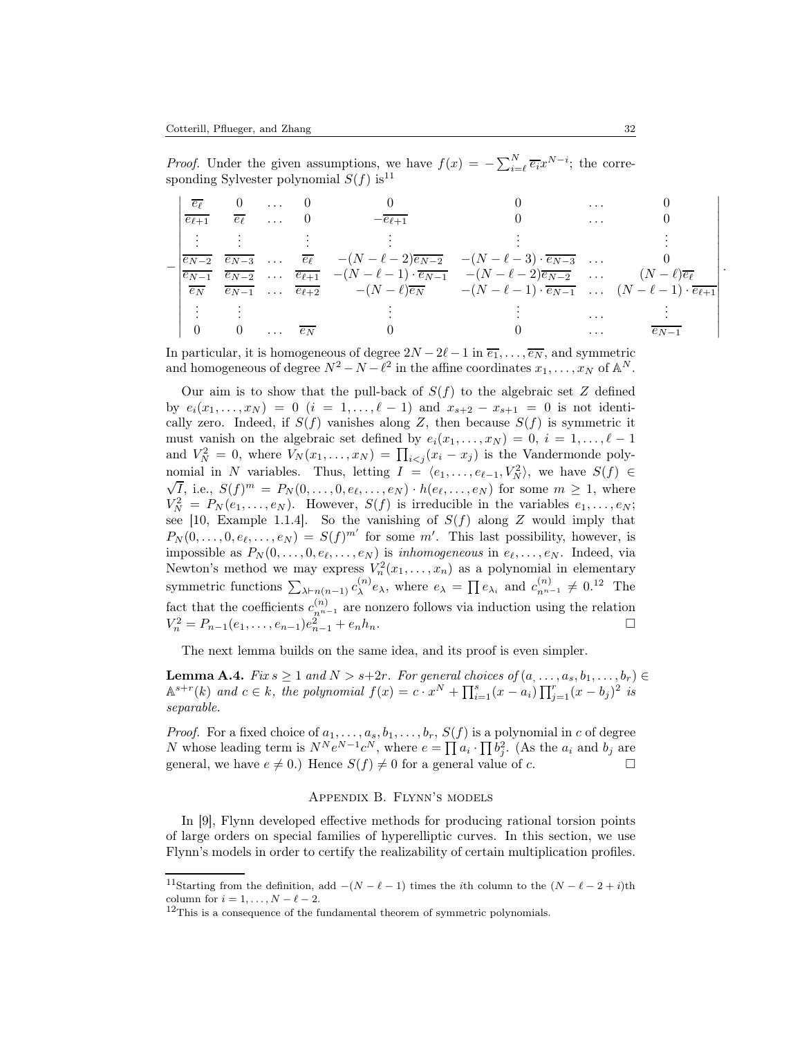*Proof.* Under the given assumptions, we have $f(x) = -\sum_{i=\ell}^{N} \overline{e_i} x^{N-i}$; the corresponding Sylvester polynomial $S(f)$ is[11]

$$
-\begin{vmatrix}
\overline{e_\ell} & 0 & \dots & 0 & 0 & 0 & \dots & 0 \\
\overline{e_{\ell+1}} & \overline{e_\ell} & \dots & 0 & -\overline{e_{\ell+1}} & 0 & \dots & 0 \\
\vdots & \vdots & & \vdots & \vdots & \vdots & & \vdots \\
\overline{e_{N-2}} & \overline{e_{N-3}} & \dots & \overline{e_\ell} & -(N-\ell-2)\overline{e_{N-2}} & -(N-\ell-3)\cdot\overline{e_{N-3}} & \dots & 0 \\
\overline{e_{N-1}} & \overline{e_{N-2}} & \dots & \overline{e_{\ell+1}} & -(N-\ell-1)\cdot\overline{e_{N-1}} & -(N-\ell-2)\overline{e_{N-2}} & \dots & (N-\ell)\overline{e_\ell} \\
\overline{e_N} & \overline{e_{N-1}} & \dots & \overline{e_{\ell+2}} & -(N-\ell)\overline{e_N} & -(N-\ell-1)\cdot\overline{e_{N-1}} & \dots & (N-\ell-1)\cdot\overline{e_{\ell+1}} \\
\vdots & \vdots & & & \vdots & \vdots & \dots & \vdots \\
0 & 0 & \dots & \overline{e_N} & 0 & 0 & \dots & \overline{e_{N-1}}
\end{vmatrix}.
$$

In particular, it is homogeneous of degree $2N-2\ell-1$ in $\overline{e_1},\dots,\overline{e_N}$, and symmetric and homogeneous of degree $N^2-N-\ell^2$ in the affine coordinates $x_1,\dots,x_N$ of $\mathbb{A}^N$.

Our aim is to show that the pull-back of $S(f)$ to the algebraic set $Z$ defined by $e_i(x_1,\dots,x_N)=0$ $(i=1,\dots,\ell-1)$ and $x_{s+2}-x_{s+1}=0$ is not identically zero. Indeed, if $S(f)$ vanishes along $Z$, then because $S(f)$ is symmetric it must vanish on the algebraic set defined by $e_i(x_1,\dots,x_N)=0$, $i=1,\dots,\ell-1$ and $V_N^2=0$, where $V_N(x_1,\dots,x_N)=\prod_{i<j}(x_i-x_j)$ is the Vandermonde polynomial in $N$ variables. Thus, letting $I=\langle e_1,\dots,e_{\ell-1},V_N^2\rangle$, we have $S(f)\in\sqrt{I}$, i.e., $S(f)^m=P_N(0,\dots,0,e_\ell,\dots,e_N)\cdot h(e_\ell,\dots,e_N)$ for some $m\geq 1$, where $V_N^2=P_N(e_1,\dots,e_N)$. However, $S(f)$ is irreducible in the variables $e_1,\dots,e_N$; see [10, Example 1.1.4]. So the vanishing of $S(f)$ along $Z$ would imply that $P_N(0,\dots,0,e_\ell,\dots,e_N)=S(f)^{m'}$ for some $m'$. This last possibility, however, is impossible as $P_N(0,\dots,0,e_\ell,\dots,e_N)$ is *inhomogeneous* in $e_\ell,\dots,e_N$. Indeed, via Newton's method we may express $V_n^2(x_1,\dots,x_n)$ as a polynomial in elementary symmetric functions $\sum_{\lambda\vdash n(n-1)} c_\lambda^{(n)} e_\lambda$, where $e_\lambda=\prod e_{\lambda_i}$ and $c_{n^{n-1}}^{(n)}\neq 0$.[12] The fact that the coefficients $c_{n^{n-1}}^{(n)}$ are nonzero follows via induction using the relation $V_n^2=P_{n-1}(e_1,\dots,e_{n-1})e_{n-1}^2+e_nh_n$. □

The next lemma builds on the same idea, and its proof is even simpler.

**Lemma A.4.** *Fix $s\geq 1$ and $N>s+2r$. For general choices of $(a_,\dots,a_s,b_1,\dots,b_r)\in\mathbb{A}^{s+r}(k)$ and $c\in k$, the polynomial $f(x)=c\cdot x^N+\prod_{i=1}^{s}(x-a_i)\prod_{j=1}^{r}(x-b_j)^2$ is separable.*

*Proof.* For a fixed choice of $a_1,\dots,a_s,b_1,\dots,b_r$, $S(f)$ is a polynomial in $c$ of degree $N$ whose leading term is $N^Ne^{N-1}c^N$, where $e=\prod a_i\cdot\prod b_j^2$. (As the $a_i$ and $b_j$ are general, we have $e\neq 0$.) Hence $S(f)\neq 0$ for a general value of $c$. □

## Appendix B. Flynn's models

In [9], Flynn developed effective methods for producing rational torsion points of large orders on special families of hyperelliptic curves. In this section, we use Flynn's models in order to certify the realizability of certain multiplication profiles.

---

[11] Starting from the definition, add $-(N-\ell-1)$ times the $i$th column to the $(N-\ell-2+i)$th column for $i=1,\dots,N-\ell-2$.

[12] This is a consequence of the fundamental theorem of symmetric polynomials.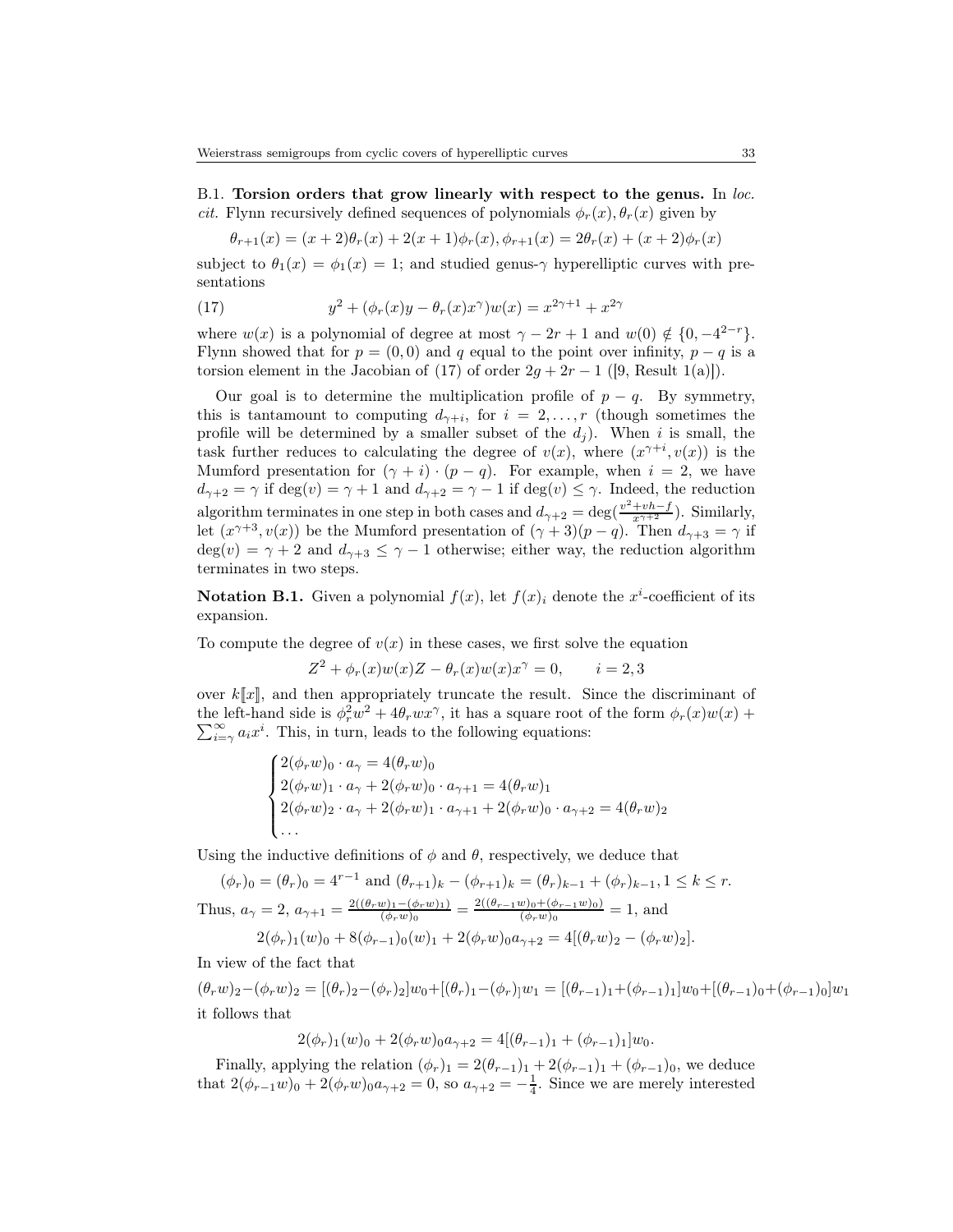B.1. **Torsion orders that grow linearly with respect to the genus.** In *loc. cit.* Flynn recursively defined sequences of polynomials $\phi_r(x), \theta_r(x)$ given by

$$\theta_{r+1}(x) = (x+2)\theta_r(x) + 2(x+1)\phi_r(x), \phi_{r+1}(x) = 2\theta_r(x) + (x+2)\phi_r(x)$$

subject to $\theta_1(x) = \phi_1(x) = 1$; and studied genus-$\gamma$ hyperelliptic curves with presentations

$$y^2 + (\phi_r(x)y - \theta_r(x)x^\gamma)w(x) = x^{2\gamma+1} + x^{2\gamma} \tag{17}$$

where $w(x)$ is a polynomial of degree at most $\gamma - 2r + 1$ and $w(0) \notin \{0, -4^{2-r}\}$. Flynn showed that for $p = (0,0)$ and $q$ equal to the point over infinity, $p - q$ is a torsion element in the Jacobian of (17) of order $2g + 2r - 1$ ([9, Result 1(a)]).

Our goal is to determine the multiplication profile of $p - q$. By symmetry, this is tantamount to computing $d_{\gamma+i}$, for $i = 2, \dots, r$ (though sometimes the profile will be determined by a smaller subset of the $d_j$). When $i$ is small, the task further reduces to calculating the degree of $v(x)$, where $(x^{\gamma+i}, v(x))$ is the Mumford presentation for $(\gamma + i) \cdot (p - q)$. For example, when $i = 2$, we have $d_{\gamma+2} = \gamma$ if $\deg(v) = \gamma + 1$ and $d_{\gamma+2} = \gamma - 1$ if $\deg(v) \leq \gamma$. Indeed, the reduction algorithm terminates in one step in both cases and $d_{\gamma+2} = \deg(\frac{v^2+vh-f}{x^{\gamma+2}})$. Similarly, let $(x^{\gamma+3}, v(x))$ be the Mumford presentation of $(\gamma+3)(p-q)$. Then $d_{\gamma+3} = \gamma$ if $\deg(v) = \gamma + 2$ and $d_{\gamma+3} \leq \gamma - 1$ otherwise; either way, the reduction algorithm terminates in two steps.

**Notation B.1.** Given a polynomial $f(x)$, let $f(x)_i$ denote the $x^i$-coefficient of its expansion.

To compute the degree of $v(x)$ in these cases, we first solve the equation

$$Z^2 + \phi_r(x)w(x)Z - \theta_r(x)w(x)x^\gamma = 0, \qquad i = 2, 3$$

over $k[\![x]\!]$, and then appropriately truncate the result. Since the discriminant of the left-hand side is $\phi_r^2 w^2 + 4\theta_r w x^\gamma$, it has a square root of the form $\phi_r(x)w(x) + \sum_{i=\gamma}^\infty a_i x^i$. This, in turn, leads to the following equations:

$$\begin{cases} 2(\phi_r w)_0 \cdot a_\gamma = 4(\theta_r w)_0 \\ 2(\phi_r w)_1 \cdot a_\gamma + 2(\phi_r w)_0 \cdot a_{\gamma+1} = 4(\theta_r w)_1 \\ 2(\phi_r w)_2 \cdot a_\gamma + 2(\phi_r w)_1 \cdot a_{\gamma+1} + 2(\phi_r w)_0 \cdot a_{\gamma+2} = 4(\theta_r w)_2 \\ \dots \end{cases}$$

Using the inductive definitions of $\phi$ and $\theta$, respectively, we deduce that

$$(\phi_r)_0 = (\theta_r)_0 = 4^{r-1} \text{ and } (\theta_{r+1})_k - (\phi_{r+1})_k = (\theta_r)_{k-1} + (\phi_r)_{k-1}, 1 \leq k \leq r.$$

Thus, $a_\gamma = 2$, $a_{\gamma+1} = \frac{2((\theta_r w)_1 - (\phi_r w)_1)}{(\phi_r w)_0} = \frac{2((\theta_{r-1} w)_0 + (\phi_{r-1} w)_0)}{(\phi_r w)_0} = 1$, and

$$2(\phi_r)_1(w)_0 + 8(\phi_{r-1})_0(w)_1 + 2(\phi_r w)_0 a_{\gamma+2} = 4[(\theta_r w)_2 - (\phi_r w)_2].$$

In view of the fact that

$$(\theta_r w)_2 - (\phi_r w)_2 = [(\theta_r)_2 - (\phi_r)_2]w_0 + [(\theta_r)_1 - (\phi_r)_]w_1 = [(\theta_{r-1})_1 + (\phi_{r-1})_1]w_0 + [(\theta_{r-1})_0 + (\phi_{r-1})_0]w_1$$

it follows that

$$2(\phi_r)_1(w)_0 + 2(\phi_r w)_0 a_{\gamma+2} = 4[(\theta_{r-1})_1 + (\phi_{r-1})_1]w_0.$$

Finally, applying the relation $(\phi_r)_1 = 2(\theta_{r-1})_1 + 2(\phi_{r-1})_1 + (\phi_{r-1})_0$, we deduce that $2(\phi_{r-1}w)_0 + 2(\phi_r w)_0 a_{\gamma+2} = 0$, so $a_{\gamma+2} = -\frac{1}{4}$. Since we are merely interested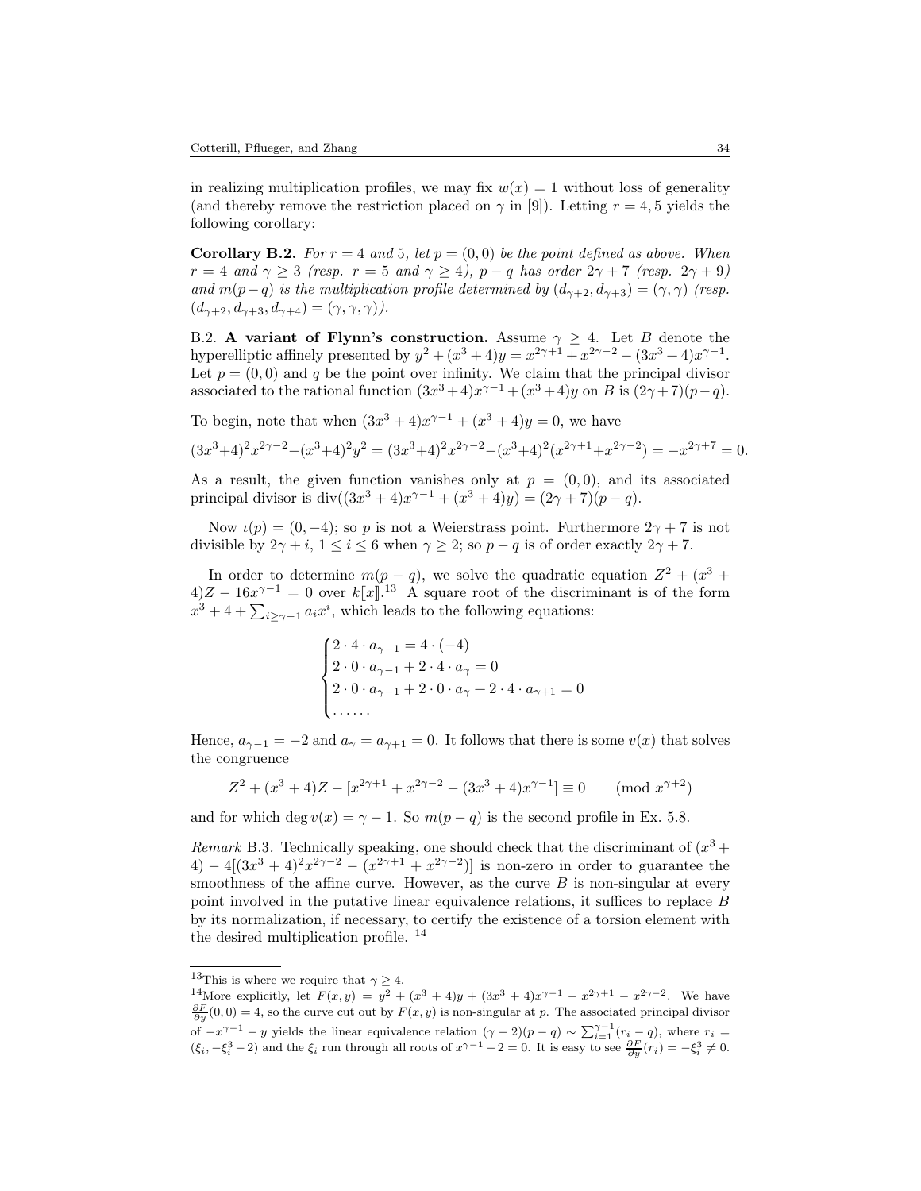in realizing multiplication profiles, we may fix $w(x) = 1$ without loss of generality (and thereby remove the restriction placed on $\gamma$ in [9]). Letting $r = 4, 5$ yields the following corollary:

**Corollary B.2.** *For $r = 4$ and $5$, let $p = (0, 0)$ be the point defined as above. When $r = 4$ and $\gamma \geq 3$ (resp. $r = 5$ and $\gamma \geq 4$), $p - q$ has order $2\gamma + 7$ (resp. $2\gamma + 9$) and $m(p - q)$ is the multiplication profile determined by $(d_{\gamma+2}, d_{\gamma+3}) = (\gamma, \gamma)$ (resp. $(d_{\gamma+2}, d_{\gamma+3}, d_{\gamma+4}) = (\gamma, \gamma, \gamma)$).*

B.2. **A variant of Flynn's construction.** Assume $\gamma \geq 4$. Let $B$ denote the hyperelliptic affinely presented by $y^2 + (x^3 + 4)y = x^{2\gamma+1} + x^{2\gamma-2} - (3x^3 + 4)x^{\gamma-1}$. Let $p = (0, 0)$ and $q$ be the point over infinity. We claim that the principal divisor associated to the rational function $(3x^3 + 4)x^{\gamma-1} + (x^3 + 4)y$ on $B$ is $(2\gamma + 7)(p - q)$.

To begin, note that when $(3x^3 + 4)x^{\gamma-1} + (x^3 + 4)y = 0$, we have

$$(3x^3+4)^2x^{2\gamma-2} - (x^3+4)^2y^2 = (3x^3+4)^2x^{2\gamma-2} - (x^3+4)^2(x^{2\gamma+1}+x^{2\gamma-2}) = -x^{2\gamma+7} = 0.$$

As a result, the given function vanishes only at $p = (0, 0)$, and its associated principal divisor is $\mathrm{div}((3x^3 + 4)x^{\gamma-1} + (x^3 + 4)y) = (2\gamma + 7)(p - q)$.

Now $\iota(p) = (0, -4)$; so $p$ is not a Weierstrass point. Furthermore $2\gamma + 7$ is not divisible by $2\gamma + i$, $1 \leq i \leq 6$ when $\gamma \geq 2$; so $p - q$ is of order exactly $2\gamma + 7$.

In order to determine $m(p - q)$, we solve the quadratic equation $Z^2 + (x^3 + 4)Z - 16x^{\gamma-1} = 0$ over $k[\![x]\!]$.[13] A square root of the discriminant is of the form $x^3 + 4 + \sum_{i \geq \gamma-1} a_i x^i$, which leads to the following equations:

$$\begin{cases} 2 \cdot 4 \cdot a_{\gamma-1} = 4 \cdot (-4) \\ 2 \cdot 0 \cdot a_{\gamma-1} + 2 \cdot 4 \cdot a_{\gamma} = 0 \\ 2 \cdot 0 \cdot a_{\gamma-1} + 2 \cdot 0 \cdot a_{\gamma} + 2 \cdot 4 \cdot a_{\gamma+1} = 0 \\ \cdots\cdots \end{cases}$$

Hence, $a_{\gamma-1} = -2$ and $a_\gamma = a_{\gamma+1} = 0$. It follows that there is some $v(x)$ that solves the congruence

$$Z^2 + (x^3 + 4)Z - [x^{2\gamma+1} + x^{2\gamma-2} - (3x^3 + 4)x^{\gamma-1}] \equiv 0 \qquad (\mathrm{mod}\ x^{\gamma+2})$$

and for which $\deg v(x) = \gamma - 1$. So $m(p - q)$ is the second profile in Ex. 5.8.

*Remark* B.3. Technically speaking, one should check that the discriminant of $(x^3 + 4) - 4[(3x^3 + 4)^2 x^{2\gamma-2} - (x^{2\gamma+1} + x^{2\gamma-2})]$ is non-zero in order to guarantee the smoothness of the affine curve. However, as the curve $B$ is non-singular at every point involved in the putative linear equivalence relations, it suffices to replace $B$ by its normalization, if necessary, to certify the existence of a torsion element with the desired multiplication profile. [14]

---

[13] This is where we require that $\gamma \geq 4$.

[14] More explicitly, let $F(x, y) = y^2 + (x^3 + 4)y + (3x^3 + 4)x^{\gamma-1} - x^{2\gamma+1} - x^{2\gamma-2}$. We have $\frac{\partial F}{\partial y}(0, 0) = 4$, so the curve cut out by $F(x, y)$ is non-singular at $p$. The associated principal divisor of $-x^{\gamma-1} - y$ yields the linear equivalence relation $(\gamma + 2)(p - q) \sim \sum_{i=1}^{\gamma-1}(r_i - q)$, where $r_i = (\xi_i, -\xi_i^3 - 2)$ and the $\xi_i$ run through all roots of $x^{\gamma-1} - 2 = 0$. It is easy to see $\frac{\partial F}{\partial y}(r_i) = -\xi_i^3 \neq 0$.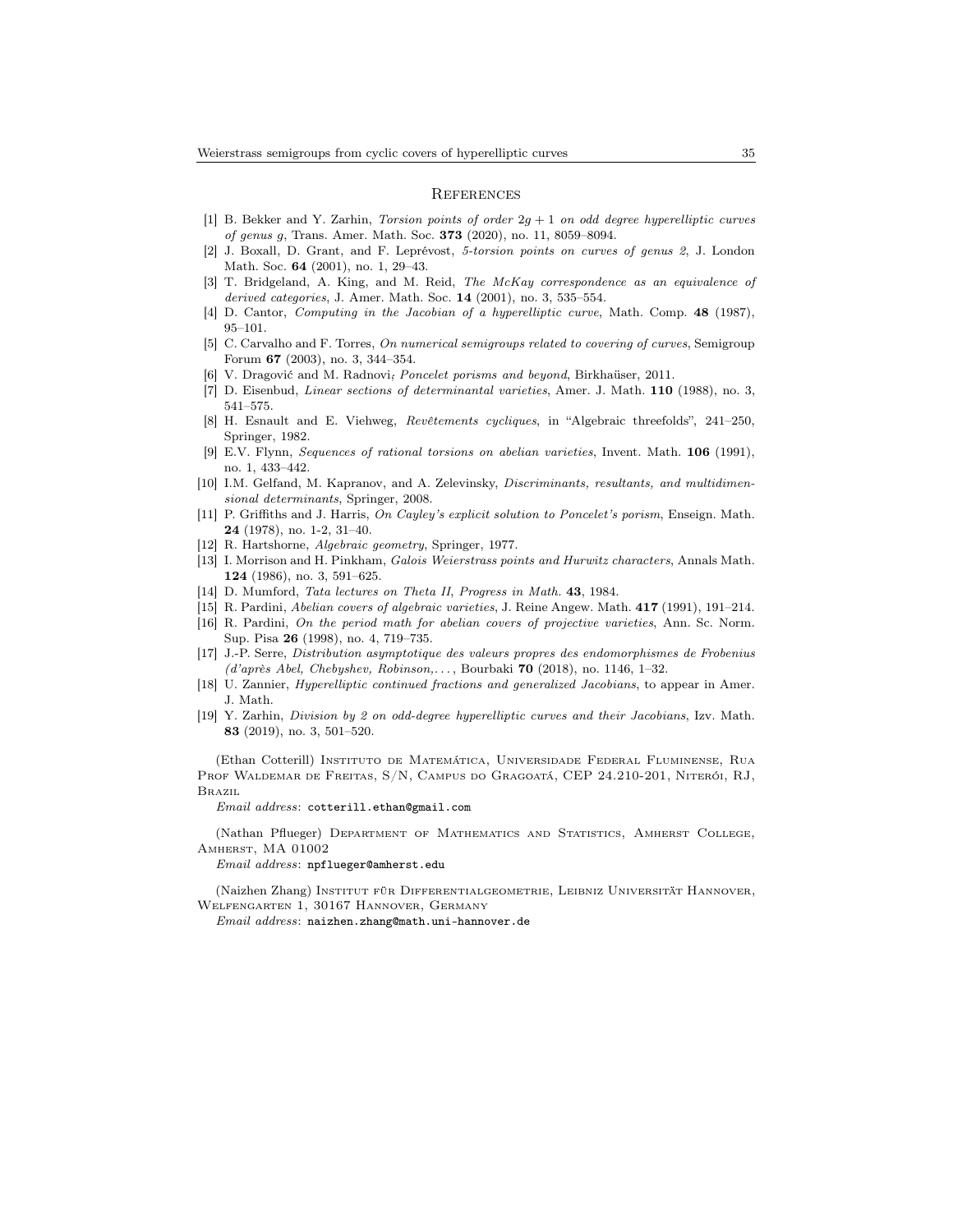## References

[1] B. Bekker and Y. Zarhin, *Torsion points of order $2g+1$ on odd degree hyperelliptic curves of genus $g$*, Trans. Amer. Math. Soc. **373** (2020), no. 11, 8059–8094.

[2] J. Boxall, D. Grant, and F. Leprévost, *5-torsion points on curves of genus 2*, J. London Math. Soc. **64** (2001), no. 1, 29–43.

[3] T. Bridgeland, A. King, and M. Reid, *The McKay correspondence as an equivalence of derived categories*, J. Amer. Math. Soc. **14** (2001), no. 3, 535–554.

[4] D. Cantor, *Computing in the Jacobian of a hyperelliptic curve*, Math. Comp. **48** (1987), 95–101.

[5] C. Carvalho and F. Torres, *On numerical semigroups related to covering of curves*, Semigroup Forum **67** (2003), no. 3, 344–354.

[6] V. Dragović and M. Radnovi; *Poncelet porisms and beyond*, Birkhaüser, 2011.

[7] D. Eisenbud, *Linear sections of determinantal varieties*, Amer. J. Math. **110** (1988), no. 3, 541–575.

[8] H. Esnault and E. Viehweg, *Revêtements cycliques*, in "Algebraic threefolds", 241–250, Springer, 1982.

[9] E.V. Flynn, *Sequences of rational torsions on abelian varieties*, Invent. Math. **106** (1991), no. 1, 433–442.

[10] I.M. Gelfand, M. Kapranov, and A. Zelevinsky, *Discriminants, resultants, and multidimensional determinants*, Springer, 2008.

[11] P. Griffiths and J. Harris, *On Cayley's explicit solution to Poncelet's porism*, Enseign. Math. **24** (1978), no. 1-2, 31–40.

[12] R. Hartshorne, *Algebraic geometry*, Springer, 1977.

[13] I. Morrison and H. Pinkham, *Galois Weierstrass points and Hurwitz characters*, Annals Math. **124** (1986), no. 3, 591–625.

[14] D. Mumford, *Tata lectures on Theta II*, *Progress in Math.* **43**, 1984.

[15] R. Pardini, *Abelian covers of algebraic varieties*, J. Reine Angew. Math. **417** (1991), 191–214.

[16] R. Pardini, *On the period math for abelian covers of projective varieties*, Ann. Sc. Norm. Sup. Pisa **26** (1998), no. 4, 719–735.

[17] J.-P. Serre, *Distribution asymptotique des valeurs propres des endomorphismes de Frobenius (d'après Abel, Chebyshev, Robinson,...*, Bourbaki **70** (2018), no. 1146, 1–32.

[18] U. Zannier, *Hyperelliptic continued fractions and generalized Jacobians*, to appear in Amer. J. Math.

[19] Y. Zarhin, *Division by 2 on odd-degree hyperelliptic curves and their Jacobians*, Izv. Math. **83** (2019), no. 3, 501–520.

(Ethan Cotterill) Instituto de Matemática, Universidade Federal Fluminense, Rua Prof Waldemar de Freitas, S/N, Campus do Gragoatá, CEP 24.210-201, Niterói, RJ, Brazil

*Email address*: cotterill.ethan@gmail.com

(Nathan Pflueger) Department of Mathematics and Statistics, Amherst College, Amherst, MA 01002

*Email address*: npflueger@amherst.edu

(Naizhen Zhang) Institut für Differentialgeometrie, Leibniz Universität Hannover, Welfengarten 1, 30167 Hannover, Germany

*Email address*: naizhen.zhang@math.uni-hannover.de